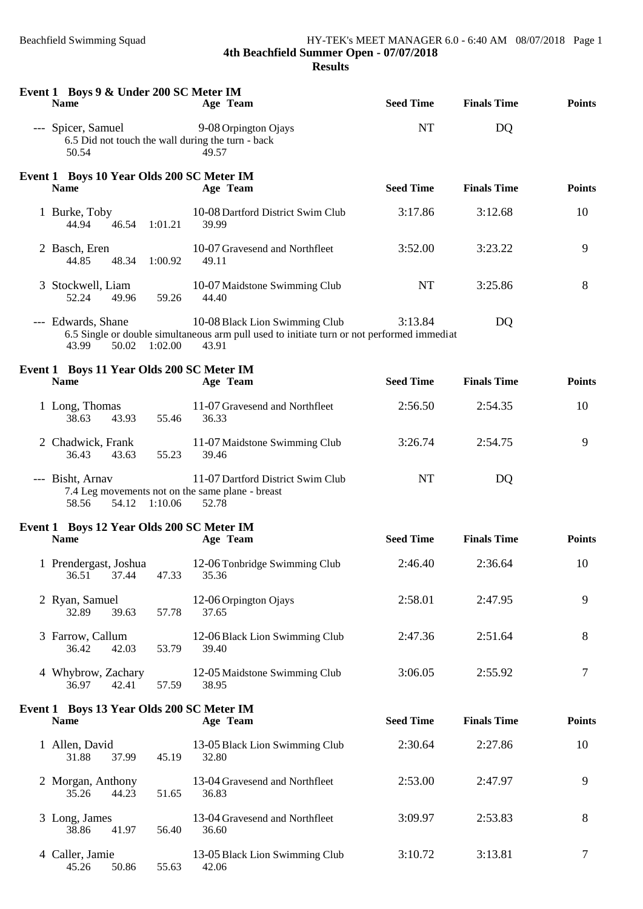Beachfield Swimming Squad — HY-TEK's MEET MANAGER 6.0 - 6:40 AM 08/07/2018 Page 1

# 4th Beachfield Summer Open - 07/07/2018

## Results

### Event 1 Boys 9 & Under 200 SC Meter IM

| Name | Age | Team | Seed Time | Finals Time | Points |
|---|---|---|---|---|---|
| --- Spicer, Samuel | 9-08 | Orpington Ojays | NT | DQ | |

6.5 Did not touch the wall during the turn - back
50.54 49.57

### Event 1 Boys 10 Year Olds 200 SC Meter IM

| Name | Age | Team | Seed Time | Finals Time | Points |
|---|---|---|---|---|---|
| 1 Burke, Toby | 10-08 | Dartford District Swim Club | 3:17.86 | 3:12.68 | 10 |
| 44.94 46.54 1:01.21 39.99 | | | | | |
| 2 Basch, Eren | 10-07 | Gravesend and Northfleet | 3:52.00 | 3:23.22 | 9 |
| 44.85 48.34 1:00.92 49.11 | | | | | |
| 3 Stockwell, Liam | 10-07 | Maidstone Swimming Club | NT | 3:25.86 | 8 |
| 52.24 49.96 59.26 44.40 | | | | | |
| --- Edwards, Shane | 10-08 | Black Lion Swimming Club | 3:13.84 | DQ | |

6.5 Single or double simultaneous arm pull used to initiate turn or not performed immediat
43.99 50.02 1:02.00 43.91

### Event 1 Boys 11 Year Olds 200 SC Meter IM

| Name | Age | Team | Seed Time | Finals Time | Points |
|---|---|---|---|---|---|
| 1 Long, Thomas | 11-07 | Gravesend and Northfleet | 2:56.50 | 2:54.35 | 10 |
| 38.63 43.93 55.46 36.33 | | | | | |
| 2 Chadwick, Frank | 11-07 | Maidstone Swimming Club | 3:26.74 | 2:54.75 | 9 |
| 36.43 43.63 55.23 39.46 | | | | | |
| --- Bisht, Arnav | 11-07 | Dartford District Swim Club | NT | DQ | |

7.4 Leg movements not on the same plane - breast
58.56 54.12 1:10.06 52.78

### Event 1 Boys 12 Year Olds 200 SC Meter IM

| Name | Age | Team | Seed Time | Finals Time | Points |
|---|---|---|---|---|---|
| 1 Prendergast, Joshua | 12-06 | Tonbridge Swimming Club | 2:46.40 | 2:36.64 | 10 |
| 36.51 37.44 47.33 35.36 | | | | | |
| 2 Ryan, Samuel | 12-06 | Orpington Ojays | 2:58.01 | 2:47.95 | 9 |
| 32.89 39.63 57.78 37.65 | | | | | |
| 3 Farrow, Callum | 12-06 | Black Lion Swimming Club | 2:47.36 | 2:51.64 | 8 |
| 36.42 42.03 53.79 39.40 | | | | | |
| 4 Whybrow, Zachary | 12-05 | Maidstone Swimming Club | 3:06.05 | 2:55.92 | 7 |
| 36.97 42.41 57.59 38.95 | | | | | |

### Event 1 Boys 13 Year Olds 200 SC Meter IM

| Name | Age | Team | Seed Time | Finals Time | Points |
|---|---|---|---|---|---|
| 1 Allen, David | 13-05 | Black Lion Swimming Club | 2:30.64 | 2:27.86 | 10 |
| 31.88 37.99 45.19 32.80 | | | | | |
| 2 Morgan, Anthony | 13-04 | Gravesend and Northfleet | 2:53.00 | 2:47.97 | 9 |
| 35.26 44.23 51.65 36.83 | | | | | |
| 3 Long, James | 13-04 | Gravesend and Northfleet | 3:09.97 | 2:53.83 | 8 |
| 38.86 41.97 56.40 36.60 | | | | | |
| 4 Caller, Jamie | 13-05 | Black Lion Swimming Club | 3:10.72 | 3:13.81 | 7 |
| 45.26 50.86 55.63 42.06 | | | | | |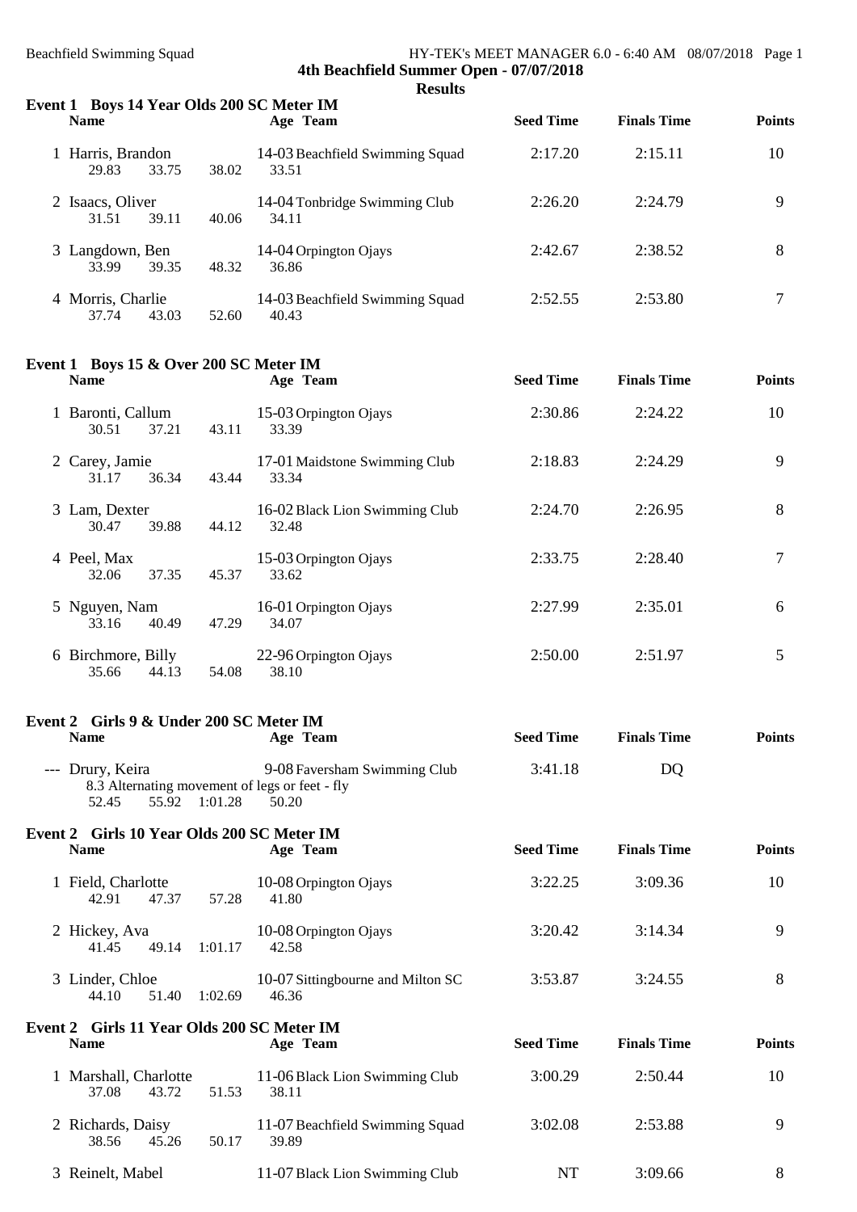## 4th Beachfield Summer Open - 07/07/2018

### Results

### Event 1 Boys 14 Year Olds 200 SC Meter IM

| | Name | Age | Team | Seed Time | Finals Time | Points |
|---|---|---|---|---|---|---|
| 1 | Harris, Brandon | 14-03 | Beachfield Swimming Squad | 2:17.20 | 2:15.11 | 10 |
| | 29.83 33.75 38.02 33.51 | | | | | |
| 2 | Isaacs, Oliver | 14-04 | Tonbridge Swimming Club | 2:26.20 | 2:24.79 | 9 |
| | 31.51 39.11 40.06 34.11 | | | | | |
| 3 | Langdown, Ben | 14-04 | Orpington Ojays | 2:42.67 | 2:38.52 | 8 |
| | 33.99 39.35 48.32 36.86 | | | | | |
| 4 | Morris, Charlie | 14-03 | Beachfield Swimming Squad | 2:52.55 | 2:53.80 | 7 |
| | 37.74 43.03 52.60 40.43 | | | | | |

### Event 1 Boys 15 & Over 200 SC Meter IM

| | Name | Age | Team | Seed Time | Finals Time | Points |
|---|---|---|---|---|---|---|
| 1 | Baronti, Callum | 15-03 | Orpington Ojays | 2:30.86 | 2:24.22 | 10 |
| | 30.51 37.21 43.11 33.39 | | | | | |
| 2 | Carey, Jamie | 17-01 | Maidstone Swimming Club | 2:18.83 | 2:24.29 | 9 |
| | 31.17 36.34 43.44 33.34 | | | | | |
| 3 | Lam, Dexter | 16-02 | Black Lion Swimming Club | 2:24.70 | 2:26.95 | 8 |
| | 30.47 39.88 44.12 32.48 | | | | | |
| 4 | Peel, Max | 15-03 | Orpington Ojays | 2:33.75 | 2:28.40 | 7 |
| | 32.06 37.35 45.37 33.62 | | | | | |
| 5 | Nguyen, Nam | 16-01 | Orpington Ojays | 2:27.99 | 2:35.01 | 6 |
| | 33.16 40.49 47.29 34.07 | | | | | |
| 6 | Birchmore, Billy | 22-96 | Orpington Ojays | 2:50.00 | 2:51.97 | 5 |
| | 35.66 44.13 54.08 38.10 | | | | | |

### Event 2 Girls 9 & Under 200 SC Meter IM

| | Name | Age | Team | Seed Time | Finals Time | Points |
|---|---|---|---|---|---|---|
| --- | Drury, Keira | 9-08 | Faversham Swimming Club | 3:41.18 | DQ | |
| | 8.3 Alternating movement of legs or feet - fly | | | | | |
| | 52.45 55.92 1:01.28 50.20 | | | | | |

### Event 2 Girls 10 Year Olds 200 SC Meter IM

| | Name | Age | Team | Seed Time | Finals Time | Points |
|---|---|---|---|---|---|---|
| 1 | Field, Charlotte | 10-08 | Orpington Ojays | 3:22.25 | 3:09.36 | 10 |
| | 42.91 47.37 57.28 41.80 | | | | | |
| 2 | Hickey, Ava | 10-08 | Orpington Ojays | 3:20.42 | 3:14.34 | 9 |
| | 41.45 49.14 1:01.17 42.58 | | | | | |
| 3 | Linder, Chloe | 10-07 | Sittingbourne and Milton SC | 3:53.87 | 3:24.55 | 8 |
| | 44.10 51.40 1:02.69 46.36 | | | | | |

### Event 2 Girls 11 Year Olds 200 SC Meter IM

| | Name | Age | Team | Seed Time | Finals Time | Points |
|---|---|---|---|---|---|---|
| 1 | Marshall, Charlotte | 11-06 | Black Lion Swimming Club | 3:00.29 | 2:50.44 | 10 |
| | 37.08 43.72 51.53 38.11 | | | | | |
| 2 | Richards, Daisy | 11-07 | Beachfield Swimming Squad | 3:02.08 | 2:53.88 | 9 |
| | 38.56 45.26 50.17 39.89 | | | | | |
| 3 | Reinelt, Mabel | 11-07 | Black Lion Swimming Club | NT | 3:09.66 | 8 |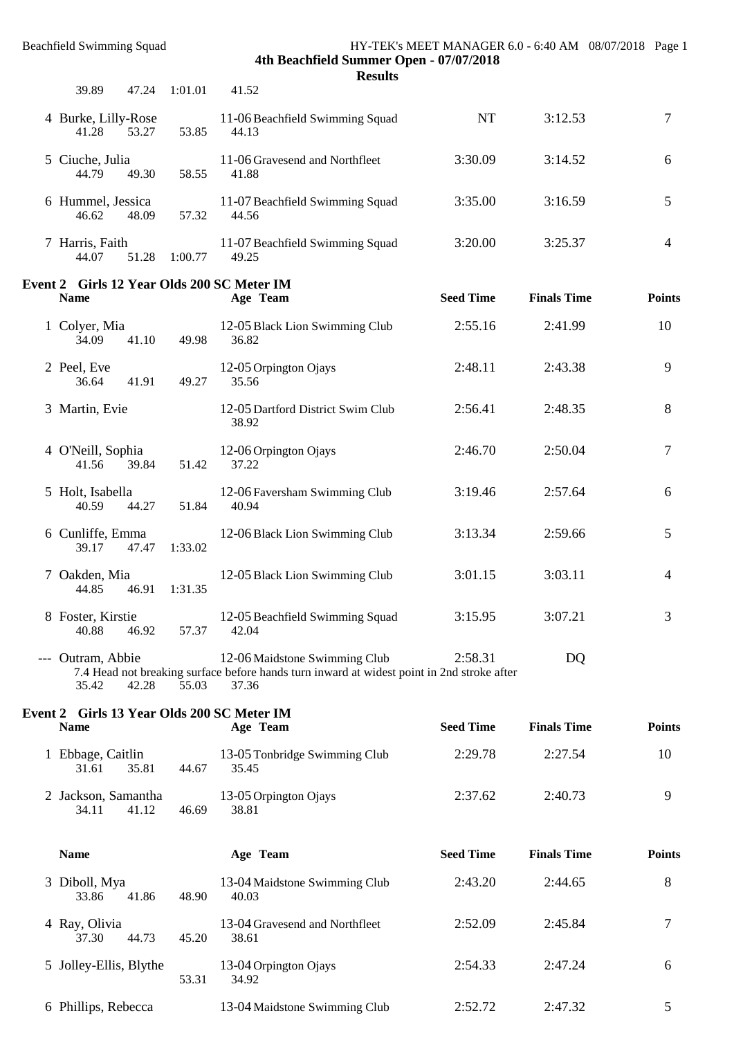4th Beachfield Summer Open - 07/07/2018

**Results**

| Name | Age Team | Seed Time | Finals Time | Points |
|---|---|---|---|---|
| 39.89 47.24 1:01.01 41.52 | | | | |
| 4 Burke, Lilly-Rose | 11-06 Beachfield Swimming Squad | NT | 3:12.53 | 7 |
| 41.28 53.27 53.85 44.13 | | | | |
| 5 Ciuche, Julia | 11-06 Gravesend and Northfleet | 3:30.09 | 3:14.52 | 6 |
| 44.79 49.30 58.55 41.88 | | | | |
| 6 Hummel, Jessica | 11-07 Beachfield Swimming Squad | 3:35.00 | 3:16.59 | 5 |
| 46.62 48.09 57.32 44.56 | | | | |
| 7 Harris, Faith | 11-07 Beachfield Swimming Squad | 3:20.00 | 3:25.37 | 4 |
| 44.07 51.28 1:00.77 49.25 | | | | |

### Event 2 Girls 12 Year Olds 200 SC Meter IM

| Name | Age Team | Seed Time | Finals Time | Points |
|---|---|---|---|---|
| 1 Colyer, Mia | 12-05 Black Lion Swimming Club | 2:55.16 | 2:41.99 | 10 |
| 34.09 41.10 49.98 36.82 | | | | |
| 2 Peel, Eve | 12-05 Orpington Ojays | 2:48.11 | 2:43.38 | 9 |
| 36.64 41.91 49.27 35.56 | | | | |
| 3 Martin, Evie | 12-05 Dartford District Swim Club | 2:56.41 | 2:48.35 | 8 |
| 38.92 | | | | |
| 4 O'Neill, Sophia | 12-06 Orpington Ojays | 2:46.70 | 2:50.04 | 7 |
| 41.56 39.84 51.42 37.22 | | | | |
| 5 Holt, Isabella | 12-06 Faversham Swimming Club | 3:19.46 | 2:57.64 | 6 |
| 40.59 44.27 51.84 40.94 | | | | |
| 6 Cunliffe, Emma | 12-06 Black Lion Swimming Club | 3:13.34 | 2:59.66 | 5 |
| 39.17 47.47 1:33.02 | | | | |
| 7 Oakden, Mia | 12-05 Black Lion Swimming Club | 3:01.15 | 3:03.11 | 4 |
| 44.85 46.91 1:31.35 | | | | |
| 8 Foster, Kirstie | 12-05 Beachfield Swimming Squad | 3:15.95 | 3:07.21 | 3 |
| 40.88 46.92 57.37 42.04 | | | | |
| --- Outram, Abbie | 12-06 Maidstone Swimming Club | 2:58.31 | DQ | |
| 7.4 Head not breaking surface before hands turn inward at widest point in 2nd stroke after | | | | |
| 35.42 42.28 55.03 37.36 | | | | |

### Event 2 Girls 13 Year Olds 200 SC Meter IM

| Name | Age Team | Seed Time | Finals Time | Points |
|---|---|---|---|---|
| 1 Ebbage, Caitlin | 13-05 Tonbridge Swimming Club | 2:29.78 | 2:27.54 | 10 |
| 31.61 35.81 44.67 35.45 | | | | |
| 2 Jackson, Samantha | 13-05 Orpington Ojays | 2:37.62 | 2:40.73 | 9 |
| 34.11 41.12 46.69 38.81 | | | | |
| 3 Diboll, Mya | 13-04 Maidstone Swimming Club | 2:43.20 | 2:44.65 | 8 |
| 33.86 41.86 48.90 40.03 | | | | |
| 4 Ray, Olivia | 13-04 Gravesend and Northfleet | 2:52.09 | 2:45.84 | 7 |
| 37.30 44.73 45.20 38.61 | | | | |
| 5 Jolley-Ellis, Blythe | 13-04 Orpington Ojays | 2:54.33 | 2:47.24 | 6 |
| 53.31 34.92 | | | | |
| 6 Phillips, Rebecca | 13-04 Maidstone Swimming Club | 2:52.72 | 2:47.32 | 5 |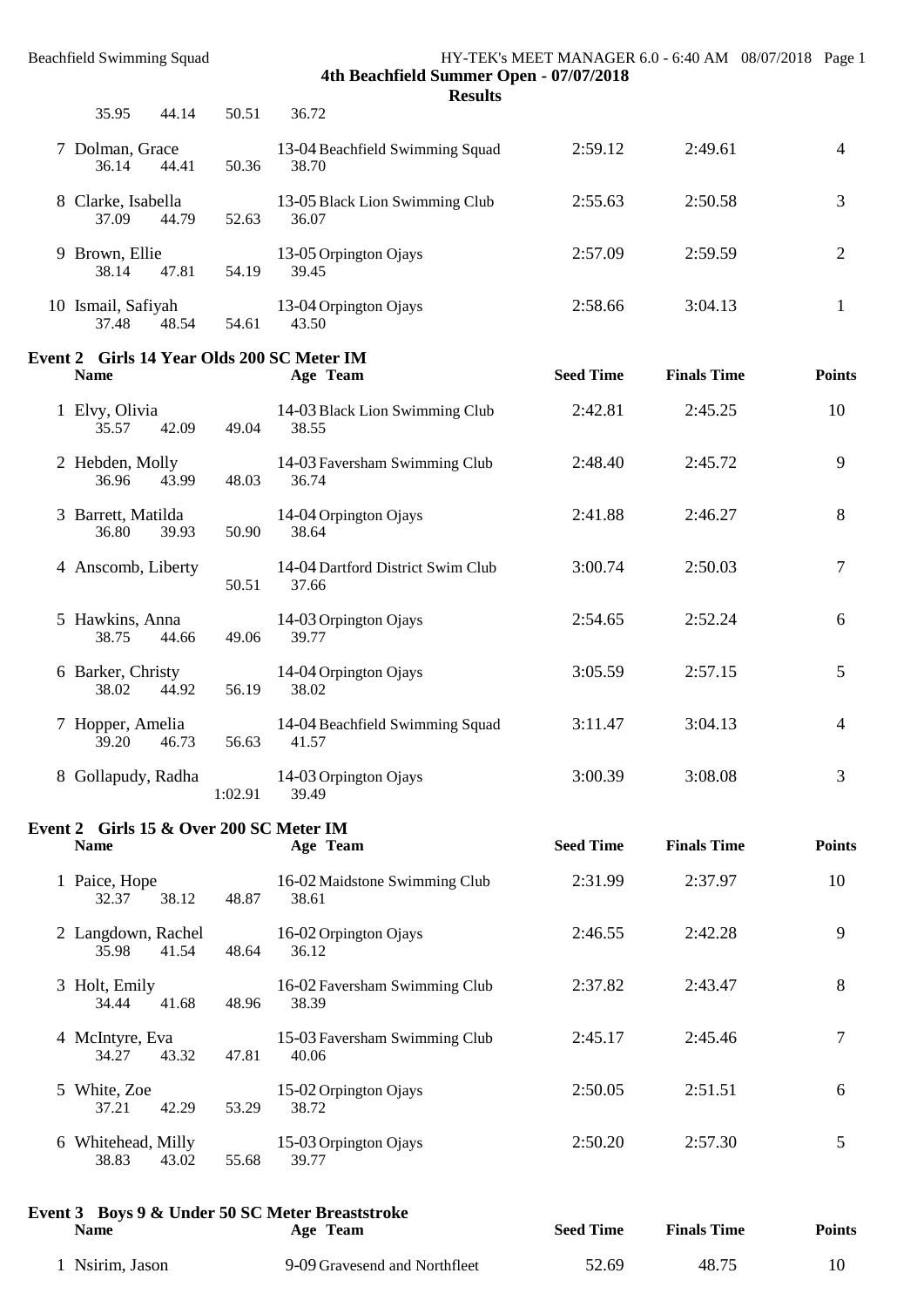4th Beachfield Summer Open - 07/07/2018

Results

| | | | | | |
|---|---|---|---|---|---|
| | 35.95 44.14 50.51 36.72 | | | | |
| 7 Dolman, Grace | 13-04 Beachfield Swimming Squad | 2:59.12 | 2:49.61 | 4 | |
| | 36.14 44.41 50.36 38.70 | | | | |
| 8 Clarke, Isabella | 13-05 Black Lion Swimming Club | 2:55.63 | 2:50.58 | 3 | |
| | 37.09 44.79 52.63 36.07 | | | | |
| 9 Brown, Ellie | 13-05 Orpington Ojays | 2:57.09 | 2:59.59 | 2 | |
| | 38.14 47.81 54.19 39.45 | | | | |
| 10 Ismail, Safiyah | 13-04 Orpington Ojays | 2:58.66 | 3:04.13 | 1 | |
| | 37.48 48.54 54.61 43.50 | | | | |

## Event 2 Girls 14 Year Olds 200 SC Meter IM

| Name | Age Team | Seed Time | Finals Time | Points |
|---|---|---|---|---|
| 1 Elvy, Olivia | 14-03 Black Lion Swimming Club | 2:42.81 | 2:45.25 | 10 |
| 35.57 42.09 49.04 38.55 | | | | |
| 2 Hebden, Molly | 14-03 Faversham Swimming Club | 2:48.40 | 2:45.72 | 9 |
| 36.96 43.99 48.03 36.74 | | | | |
| 3 Barrett, Matilda | 14-04 Orpington Ojays | 2:41.88 | 2:46.27 | 8 |
| 36.80 39.93 50.90 38.64 | | | | |
| 4 Anscomb, Liberty | 14-04 Dartford District Swim Club | 3:00.74 | 2:50.03 | 7 |
| 50.51 37.66 | | | | |
| 5 Hawkins, Anna | 14-03 Orpington Ojays | 2:54.65 | 2:52.24 | 6 |
| 38.75 44.66 49.06 39.77 | | | | |
| 6 Barker, Christy | 14-04 Orpington Ojays | 3:05.59 | 2:57.15 | 5 |
| 38.02 44.92 56.19 38.02 | | | | |
| 7 Hopper, Amelia | 14-04 Beachfield Swimming Squad | 3:11.47 | 3:04.13 | 4 |
| 39.20 46.73 56.63 41.57 | | | | |
| 8 Gollapudy, Radha | 14-03 Orpington Ojays | 3:00.39 | 3:08.08 | 3 |
| 1:02.91 39.49 | | | | |

## Event 2 Girls 15 & Over 200 SC Meter IM

| Name | Age Team | Seed Time | Finals Time | Points |
|---|---|---|---|---|
| 1 Paice, Hope | 16-02 Maidstone Swimming Club | 2:31.99 | 2:37.97 | 10 |
| 32.37 38.12 48.87 38.61 | | | | |
| 2 Langdown, Rachel | 16-02 Orpington Ojays | 2:46.55 | 2:42.28 | 9 |
| 35.98 41.54 48.64 36.12 | | | | |
| 3 Holt, Emily | 16-02 Faversham Swimming Club | 2:37.82 | 2:43.47 | 8 |
| 34.44 41.68 48.96 38.39 | | | | |
| 4 McIntyre, Eva | 15-03 Faversham Swimming Club | 2:45.17 | 2:45.46 | 7 |
| 34.27 43.32 47.81 40.06 | | | | |
| 5 White, Zoe | 15-02 Orpington Ojays | 2:50.05 | 2:51.51 | 6 |
| 37.21 42.29 53.29 38.72 | | | | |
| 6 Whitehead, Milly | 15-03 Orpington Ojays | 2:50.20 | 2:57.30 | 5 |
| 38.83 43.02 55.68 39.77 | | | | |

## Event 3 Boys 9 & Under 50 SC Meter Breaststroke

| Name | Age Team | Seed Time | Finals Time | Points |
|---|---|---|---|---|
| 1 Nsirim, Jason | 9-09 Gravesend and Northfleet | 52.69 | 48.75 | 10 |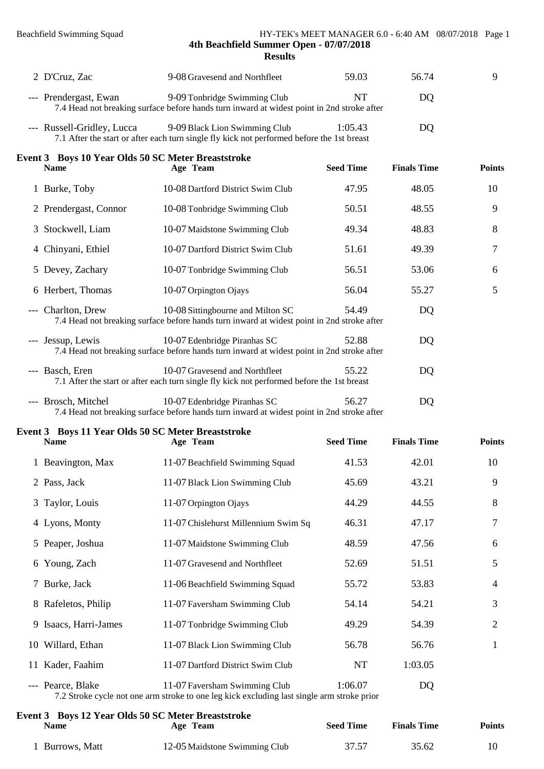**4th Beachfield Summer Open - 07/07/2018**
**Results**

| | | | | | |
|---|---|---|---|---|---|
| 2 | D'Cruz, Zac | 9-08 Gravesend and Northfleet | 59.03 | 56.74 | 9 |
| --- | Prendergast, Ewan | 9-09 Tonbridge Swimming Club | NT | DQ | |
| | 7.4 Head not breaking surface before hands turn inward at widest point in 2nd stroke after | | | | |
| --- | Russell-Gridley, Lucca | 9-09 Black Lion Swimming Club | 1:05.43 | DQ | |
| | 7.1 After the start or after each turn single fly kick not performed before the 1st breast | | | | |

## Event 3 Boys 10 Year Olds 50 SC Meter Breaststroke

| | Name | Age Team | Seed Time | Finals Time | Points |
|---|---|---|---|---|---|
| 1 | Burke, Toby | 10-08 Dartford District Swim Club | 47.95 | 48.05 | 10 |
| 2 | Prendergast, Connor | 10-08 Tonbridge Swimming Club | 50.51 | 48.55 | 9 |
| 3 | Stockwell, Liam | 10-07 Maidstone Swimming Club | 49.34 | 48.83 | 8 |
| 4 | Chinyani, Ethiel | 10-07 Dartford District Swim Club | 51.61 | 49.39 | 7 |
| 5 | Devey, Zachary | 10-07 Tonbridge Swimming Club | 56.51 | 53.06 | 6 |
| 6 | Herbert, Thomas | 10-07 Orpington Ojays | 56.04 | 55.27 | 5 |
| --- | Charlton, Drew | 10-08 Sittingbourne and Milton SC | 54.49 | DQ | |
| | 7.4 Head not breaking surface before hands turn inward at widest point in 2nd stroke after | | | | |
| --- | Jessup, Lewis | 10-07 Edenbridge Piranhas SC | 52.88 | DQ | |
| | 7.4 Head not breaking surface before hands turn inward at widest point in 2nd stroke after | | | | |
| --- | Basch, Eren | 10-07 Gravesend and Northfleet | 55.22 | DQ | |
| | 7.1 After the start or after each turn single fly kick not performed before the 1st breast | | | | |
| --- | Brosch, Mitchel | 10-07 Edenbridge Piranhas SC | 56.27 | DQ | |
| | 7.4 Head not breaking surface before hands turn inward at widest point in 2nd stroke after | | | | |

## Event 3 Boys 11 Year Olds 50 SC Meter Breaststroke

| | Name | Age Team | Seed Time | Finals Time | Points |
|---|---|---|---|---|---|
| 1 | Beavington, Max | 11-07 Beachfield Swimming Squad | 41.53 | 42.01 | 10 |
| 2 | Pass, Jack | 11-07 Black Lion Swimming Club | 45.69 | 43.21 | 9 |
| 3 | Taylor, Louis | 11-07 Orpington Ojays | 44.29 | 44.55 | 8 |
| 4 | Lyons, Monty | 11-07 Chislehurst Millennium Swim Sq | 46.31 | 47.17 | 7 |
| 5 | Peaper, Joshua | 11-07 Maidstone Swimming Club | 48.59 | 47.56 | 6 |
| 6 | Young, Zach | 11-07 Gravesend and Northfleet | 52.69 | 51.51 | 5 |
| 7 | Burke, Jack | 11-06 Beachfield Swimming Squad | 55.72 | 53.83 | 4 |
| 8 | Rafeletos, Philip | 11-07 Faversham Swimming Club | 54.14 | 54.21 | 3 |
| 9 | Isaacs, Harri-James | 11-07 Tonbridge Swimming Club | 49.29 | 54.39 | 2 |
| 10 | Willard, Ethan | 11-07 Black Lion Swimming Club | 56.78 | 56.76 | 1 |
| 11 | Kader, Faahim | 11-07 Dartford District Swim Club | NT | 1:03.05 | |
| --- | Pearce, Blake | 11-07 Faversham Swimming Club | 1:06.07 | DQ | |
| | 7.2 Stroke cycle not one arm stroke to one leg kick excluding last single arm stroke prior | | | | |

## Event 3 Boys 12 Year Olds 50 SC Meter Breaststroke

| | Name | Age Team | Seed Time | Finals Time | Points |
|---|---|---|---|---|---|
| 1 | Burrows, Matt | 12-05 Maidstone Swimming Club | 37.57 | 35.62 | 10 |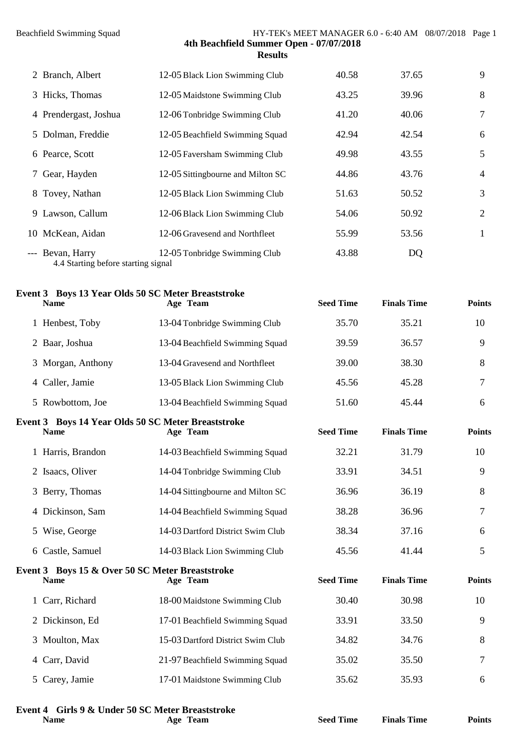| | | | | | |
|---|---|---|---|---|---|
| 2 | Branch, Albert | 12-05 Black Lion Swimming Club | 40.58 | 37.65 | 9 |
| 3 | Hicks, Thomas | 12-05 Maidstone Swimming Club | 43.25 | 39.96 | 8 |
| 4 | Prendergast, Joshua | 12-06 Tonbridge Swimming Club | 41.20 | 40.06 | 7 |
| 5 | Dolman, Freddie | 12-05 Beachfield Swimming Squad | 42.94 | 42.54 | 6 |
| 6 | Pearce, Scott | 12-05 Faversham Swimming Club | 49.98 | 43.55 | 5 |
| 7 | Gear, Hayden | 12-05 Sittingbourne and Milton SC | 44.86 | 43.76 | 4 |
| 8 | Tovey, Nathan | 12-05 Black Lion Swimming Club | 51.63 | 50.52 | 3 |
| 9 | Lawson, Callum | 12-06 Black Lion Swimming Club | 54.06 | 50.92 | 2 |
| 10 | McKean, Aidan | 12-06 Gravesend and Northfleet | 55.99 | 53.56 | 1 |
| --- | Bevan, Harry<br>4.4 Starting before starting signal | 12-05 Tonbridge Swimming Club | 43.88 | DQ | |

**Event 3 Boys 13 Year Olds 50 SC Meter Breaststroke**

| | Name | Age Team | Seed Time | Finals Time | Points |
|---|---|---|---|---|---|
| 1 | Henbest, Toby | 13-04 Tonbridge Swimming Club | 35.70 | 35.21 | 10 |
| 2 | Baar, Joshua | 13-04 Beachfield Swimming Squad | 39.59 | 36.57 | 9 |
| 3 | Morgan, Anthony | 13-04 Gravesend and Northfleet | 39.00 | 38.30 | 8 |
| 4 | Caller, Jamie | 13-05 Black Lion Swimming Club | 45.56 | 45.28 | 7 |
| 5 | Rowbottom, Joe | 13-04 Beachfield Swimming Squad | 51.60 | 45.44 | 6 |

**Event 3 Boys 14 Year Olds 50 SC Meter Breaststroke**

| | Name | Age Team | Seed Time | Finals Time | Points |
|---|---|---|---|---|---|
| 1 | Harris, Brandon | 14-03 Beachfield Swimming Squad | 32.21 | 31.79 | 10 |
| 2 | Isaacs, Oliver | 14-04 Tonbridge Swimming Club | 33.91 | 34.51 | 9 |
| 3 | Berry, Thomas | 14-04 Sittingbourne and Milton SC | 36.96 | 36.19 | 8 |
| 4 | Dickinson, Sam | 14-04 Beachfield Swimming Squad | 38.28 | 36.96 | 7 |
| 5 | Wise, George | 14-03 Dartford District Swim Club | 38.34 | 37.16 | 6 |
| 6 | Castle, Samuel | 14-03 Black Lion Swimming Club | 45.56 | 41.44 | 5 |

**Event 3 Boys 15 & Over 50 SC Meter Breaststroke**

| | Name | Age Team | Seed Time | Finals Time | Points |
|---|---|---|---|---|---|
| 1 | Carr, Richard | 18-00 Maidstone Swimming Club | 30.40 | 30.98 | 10 |
| 2 | Dickinson, Ed | 17-01 Beachfield Swimming Squad | 33.91 | 33.50 | 9 |
| 3 | Moulton, Max | 15-03 Dartford District Swim Club | 34.82 | 34.76 | 8 |
| 4 | Carr, David | 21-97 Beachfield Swimming Squad | 35.02 | 35.50 | 7 |
| 5 | Carey, Jamie | 17-01 Maidstone Swimming Club | 35.62 | 35.93 | 6 |

**Event 4 Girls 9 & Under 50 SC Meter Breaststroke**

| Name | Age Team | Seed Time | Finals Time | Points |
|---|---|---|---|---|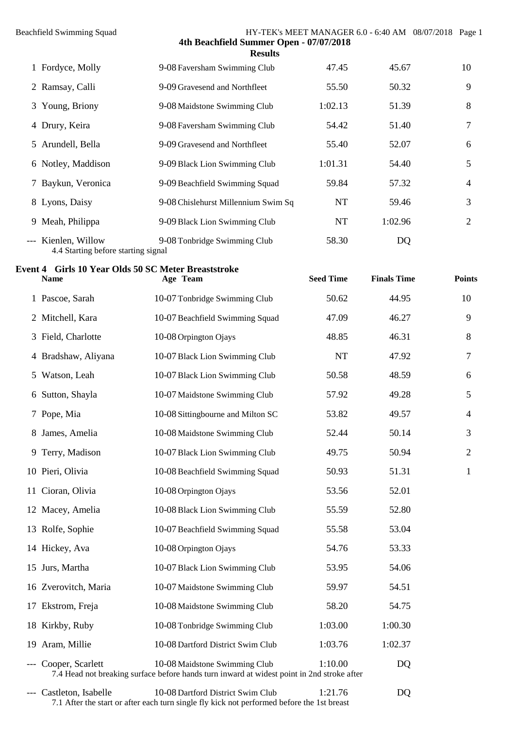4th Beachfield Summer Open - 07/07/2018

Results

| | Name | Age | Team | Seed Time | Finals Time | Points |
|---|---|---|---|---|---|---|
| 1 | Fordyce, Molly | 9-08 | Faversham Swimming Club | 47.45 | 45.67 | 10 |
| 2 | Ramsay, Calli | 9-09 | Gravesend and Northfleet | 55.50 | 50.32 | 9 |
| 3 | Young, Briony | 9-08 | Maidstone Swimming Club | 1:02.13 | 51.39 | 8 |
| 4 | Drury, Keira | 9-08 | Faversham Swimming Club | 54.42 | 51.40 | 7 |
| 5 | Arundell, Bella | 9-09 | Gravesend and Northfleet | 55.40 | 52.07 | 6 |
| 6 | Notley, Maddison | 9-09 | Black Lion Swimming Club | 1:01.31 | 54.40 | 5 |
| 7 | Baykun, Veronica | 9-09 | Beachfield Swimming Squad | 59.84 | 57.32 | 4 |
| 8 | Lyons, Daisy | 9-08 | Chislehurst Millennium Swim Sq | NT | 59.46 | 3 |
| 9 | Meah, Philippa | 9-09 | Black Lion Swimming Club | NT | 1:02.96 | 2 |
| --- | Kienlen, Willow | 9-08 | Tonbridge Swimming Club | 58.30 | DQ | |

4.4 Starting before starting signal

## Event 4 Girls 10 Year Olds 50 SC Meter Breaststroke

| | Name | Age | Team | Seed Time | Finals Time | Points |
|---|---|---|---|---|---|---|
| 1 | Pascoe, Sarah | 10-07 | Tonbridge Swimming Club | 50.62 | 44.95 | 10 |
| 2 | Mitchell, Kara | 10-07 | Beachfield Swimming Squad | 47.09 | 46.27 | 9 |
| 3 | Field, Charlotte | 10-08 | Orpington Ojays | 48.85 | 46.31 | 8 |
| 4 | Bradshaw, Aliyana | 10-07 | Black Lion Swimming Club | NT | 47.92 | 7 |
| 5 | Watson, Leah | 10-07 | Black Lion Swimming Club | 50.58 | 48.59 | 6 |
| 6 | Sutton, Shayla | 10-07 | Maidstone Swimming Club | 57.92 | 49.28 | 5 |
| 7 | Pope, Mia | 10-08 | Sittingbourne and Milton SC | 53.82 | 49.57 | 4 |
| 8 | James, Amelia | 10-08 | Maidstone Swimming Club | 52.44 | 50.14 | 3 |
| 9 | Terry, Madison | 10-07 | Black Lion Swimming Club | 49.75 | 50.94 | 2 |
| 10 | Pieri, Olivia | 10-08 | Beachfield Swimming Squad | 50.93 | 51.31 | 1 |
| 11 | Cioran, Olivia | 10-08 | Orpington Ojays | 53.56 | 52.01 | |
| 12 | Macey, Amelia | 10-08 | Black Lion Swimming Club | 55.59 | 52.80 | |
| 13 | Rolfe, Sophie | 10-07 | Beachfield Swimming Squad | 55.58 | 53.04 | |
| 14 | Hickey, Ava | 10-08 | Orpington Ojays | 54.76 | 53.33 | |
| 15 | Jurs, Martha | 10-07 | Black Lion Swimming Club | 53.95 | 54.06 | |
| 16 | Zverovitch, Maria | 10-07 | Maidstone Swimming Club | 59.97 | 54.51 | |
| 17 | Ekstrom, Freja | 10-08 | Maidstone Swimming Club | 58.20 | 54.75 | |
| 18 | Kirkby, Ruby | 10-08 | Tonbridge Swimming Club | 1:03.00 | 1:00.30 | |
| 19 | Aram, Millie | 10-08 | Dartford District Swim Club | 1:03.76 | 1:02.37 | |
| --- | Cooper, Scarlett | 10-08 | Maidstone Swimming Club | 1:10.00 | DQ | |
| --- | Castleton, Isabelle | 10-08 | Dartford District Swim Club | 1:21.76 | DQ | |

Cooper, Scarlett: 7.4 Head not breaking surface before hands turn inward at widest point in 2nd stroke after

Castleton, Isabelle: 7.1 After the start or after each turn single fly kick not performed before the 1st breast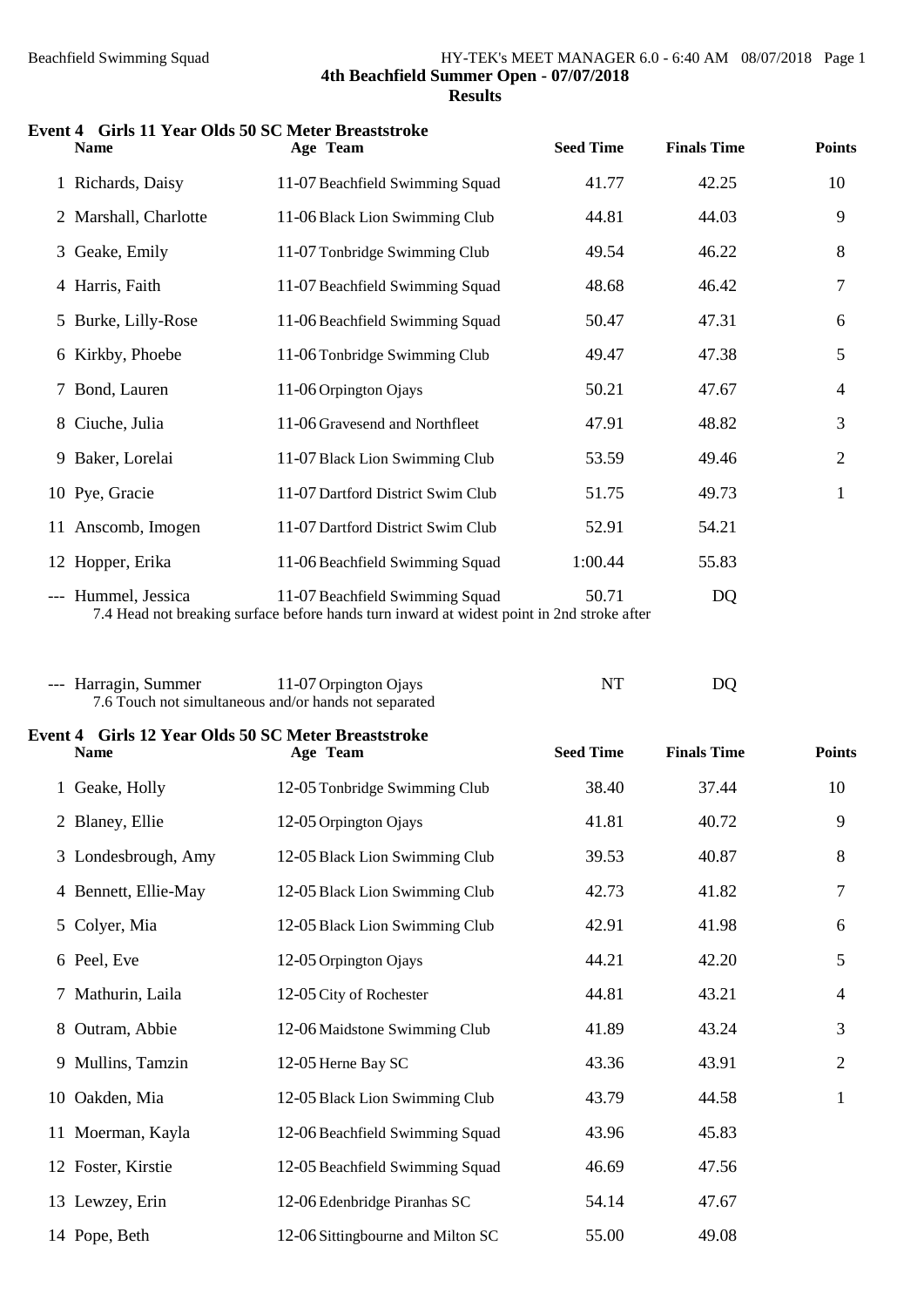**4th Beachfield Summer Open - 07/07/2018**

**Results**

### Event 4 Girls 11 Year Olds 50 SC Meter Breaststroke

| | Name | Age | Team | Seed Time | Finals Time | Points |
|---|---|---|---|---|---|---|
| 1 | Richards, Daisy | 11-07 | Beachfield Swimming Squad | 41.77 | 42.25 | 10 |
| 2 | Marshall, Charlotte | 11-06 | Black Lion Swimming Club | 44.81 | 44.03 | 9 |
| 3 | Geake, Emily | 11-07 | Tonbridge Swimming Club | 49.54 | 46.22 | 8 |
| 4 | Harris, Faith | 11-07 | Beachfield Swimming Squad | 48.68 | 46.42 | 7 |
| 5 | Burke, Lilly-Rose | 11-06 | Beachfield Swimming Squad | 50.47 | 47.31 | 6 |
| 6 | Kirkby, Phoebe | 11-06 | Tonbridge Swimming Club | 49.47 | 47.38 | 5 |
| 7 | Bond, Lauren | 11-06 | Orpington Ojays | 50.21 | 47.67 | 4 |
| 8 | Ciuche, Julia | 11-06 | Gravesend and Northfleet | 47.91 | 48.82 | 3 |
| 9 | Baker, Lorelai | 11-07 | Black Lion Swimming Club | 53.59 | 49.46 | 2 |
| 10 | Pye, Gracie | 11-07 | Dartford District Swim Club | 51.75 | 49.73 | 1 |
| 11 | Anscomb, Imogen | 11-07 | Dartford District Swim Club | 52.91 | 54.21 | |
| 12 | Hopper, Erika | 11-06 | Beachfield Swimming Squad | 1:00.44 | 55.83 | |
| --- | Hummel, Jessica | 11-07 | Beachfield Swimming Squad | 50.71 | DQ | |
| | 7.4 Head not breaking surface before hands turn inward at widest point in 2nd stroke after | | | | | |
| --- | Harragin, Summer | 11-07 | Orpington Ojays | NT | DQ | |
| | 7.6 Touch not simultaneous and/or hands not separated | | | | | |

### Event 4 Girls 12 Year Olds 50 SC Meter Breaststroke

| | Name | Age | Team | Seed Time | Finals Time | Points |
|---|---|---|---|---|---|---|
| 1 | Geake, Holly | 12-05 | Tonbridge Swimming Club | 38.40 | 37.44 | 10 |
| 2 | Blaney, Ellie | 12-05 | Orpington Ojays | 41.81 | 40.72 | 9 |
| 3 | Londesbrough, Amy | 12-05 | Black Lion Swimming Club | 39.53 | 40.87 | 8 |
| 4 | Bennett, Ellie-May | 12-05 | Black Lion Swimming Club | 42.73 | 41.82 | 7 |
| 5 | Colyer, Mia | 12-05 | Black Lion Swimming Club | 42.91 | 41.98 | 6 |
| 6 | Peel, Eve | 12-05 | Orpington Ojays | 44.21 | 42.20 | 5 |
| 7 | Mathurin, Laila | 12-05 | City of Rochester | 44.81 | 43.21 | 4 |
| 8 | Outram, Abbie | 12-06 | Maidstone Swimming Club | 41.89 | 43.24 | 3 |
| 9 | Mullins, Tamzin | 12-05 | Herne Bay SC | 43.36 | 43.91 | 2 |
| 10 | Oakden, Mia | 12-05 | Black Lion Swimming Club | 43.79 | 44.58 | 1 |
| 11 | Moerman, Kayla | 12-06 | Beachfield Swimming Squad | 43.96 | 45.83 | |
| 12 | Foster, Kirstie | 12-05 | Beachfield Swimming Squad | 46.69 | 47.56 | |
| 13 | Lewzey, Erin | 12-06 | Edenbridge Piranhas SC | 54.14 | 47.67 | |
| 14 | Pope, Beth | 12-06 | Sittingbourne and Milton SC | 55.00 | 49.08 | |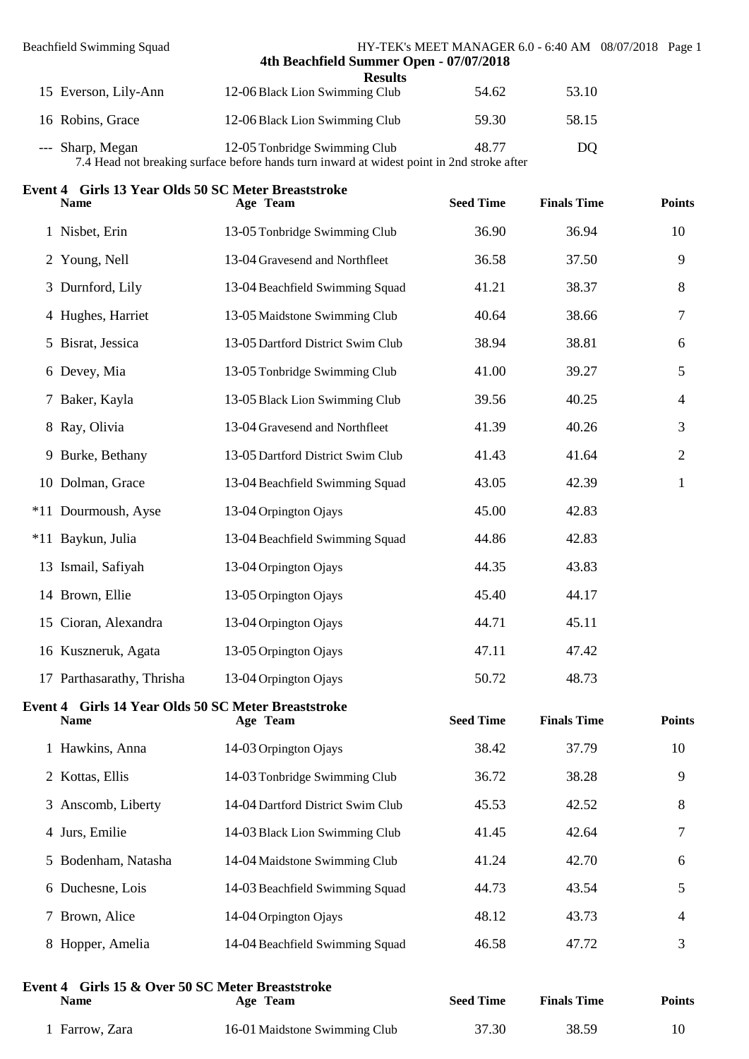**4th Beachfield Summer Open - 07/07/2018**

**Results**

| | | | | |
|---|---|---|---|---|
| 15 | Everson, Lily-Ann | 12-06 Black Lion Swimming Club | 54.62 | 53.10 |
| 16 | Robins, Grace | 12-06 Black Lion Swimming Club | 59.30 | 58.15 |
| --- | Sharp, Megan | 12-05 Tonbridge Swimming Club | 48.77 | DQ |

7.4 Head not breaking surface before hands turn inward at widest point in 2nd stroke after

### Event 4 Girls 13 Year Olds 50 SC Meter Breaststroke

| | Name | Age Team | Seed Time | Finals Time | Points |
|---|---|---|---|---|---|
| 1 | Nisbet, Erin | 13-05 Tonbridge Swimming Club | 36.90 | 36.94 | 10 |
| 2 | Young, Nell | 13-04 Gravesend and Northfleet | 36.58 | 37.50 | 9 |
| 3 | Durnford, Lily | 13-04 Beachfield Swimming Squad | 41.21 | 38.37 | 8 |
| 4 | Hughes, Harriet | 13-05 Maidstone Swimming Club | 40.64 | 38.66 | 7 |
| 5 | Bisrat, Jessica | 13-05 Dartford District Swim Club | 38.94 | 38.81 | 6 |
| 6 | Devey, Mia | 13-05 Tonbridge Swimming Club | 41.00 | 39.27 | 5 |
| 7 | Baker, Kayla | 13-05 Black Lion Swimming Club | 39.56 | 40.25 | 4 |
| 8 | Ray, Olivia | 13-04 Gravesend and Northfleet | 41.39 | 40.26 | 3 |
| 9 | Burke, Bethany | 13-05 Dartford District Swim Club | 41.43 | 41.64 | 2 |
| 10 | Dolman, Grace | 13-04 Beachfield Swimming Squad | 43.05 | 42.39 | 1 |
| *11 | Dourmoush, Ayse | 13-04 Orpington Ojays | 45.00 | 42.83 | |
| *11 | Baykun, Julia | 13-04 Beachfield Swimming Squad | 44.86 | 42.83 | |
| 13 | Ismail, Safiyah | 13-04 Orpington Ojays | 44.35 | 43.83 | |
| 14 | Brown, Ellie | 13-05 Orpington Ojays | 45.40 | 44.17 | |
| 15 | Cioran, Alexandra | 13-04 Orpington Ojays | 44.71 | 45.11 | |
| 16 | Kuszneruk, Agata | 13-05 Orpington Ojays | 47.11 | 47.42 | |
| 17 | Parthasarathy, Thrisha | 13-04 Orpington Ojays | 50.72 | 48.73 | |

### Event 4 Girls 14 Year Olds 50 SC Meter Breaststroke

| | Name | Age Team | Seed Time | Finals Time | Points |
|---|---|---|---|---|---|
| 1 | Hawkins, Anna | 14-03 Orpington Ojays | 38.42 | 37.79 | 10 |
| 2 | Kottas, Ellis | 14-03 Tonbridge Swimming Club | 36.72 | 38.28 | 9 |
| 3 | Anscomb, Liberty | 14-04 Dartford District Swim Club | 45.53 | 42.52 | 8 |
| 4 | Jurs, Emilie | 14-03 Black Lion Swimming Club | 41.45 | 42.64 | 7 |
| 5 | Bodenham, Natasha | 14-04 Maidstone Swimming Club | 41.24 | 42.70 | 6 |
| 6 | Duchesne, Lois | 14-03 Beachfield Swimming Squad | 44.73 | 43.54 | 5 |
| 7 | Brown, Alice | 14-04 Orpington Ojays | 48.12 | 43.73 | 4 |
| 8 | Hopper, Amelia | 14-04 Beachfield Swimming Squad | 46.58 | 47.72 | 3 |

### Event 4 Girls 15 & Over 50 SC Meter Breaststroke

| | Name | Age Team | Seed Time | Finals Time | Points |
|---|---|---|---|---|---|
| 1 | Farrow, Zara | 16-01 Maidstone Swimming Club | 37.30 | 38.59 | 10 |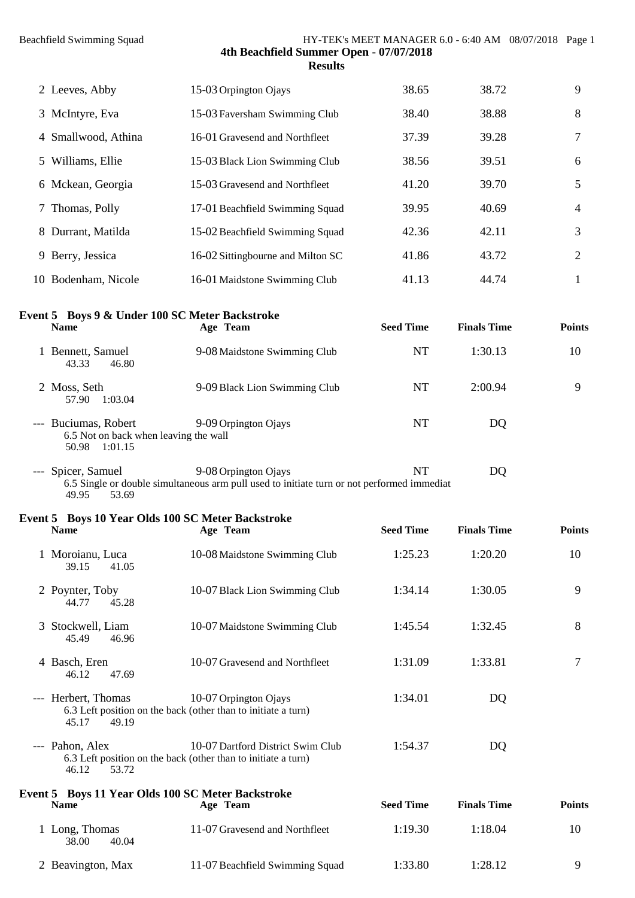| | | | | | |
|---|---|---|---|---|---|
| 2 | Leeves, Abby | 15-03 Orpington Ojays | 38.65 | 38.72 | 9 |
| 3 | McIntyre, Eva | 15-03 Faversham Swimming Club | 38.40 | 38.88 | 8 |
| 4 | Smallwood, Athina | 16-01 Gravesend and Northfleet | 37.39 | 39.28 | 7 |
| 5 | Williams, Ellie | 15-03 Black Lion Swimming Club | 38.56 | 39.51 | 6 |
| 6 | Mckean, Georgia | 15-03 Gravesend and Northfleet | 41.20 | 39.70 | 5 |
| 7 | Thomas, Polly | 17-01 Beachfield Swimming Squad | 39.95 | 40.69 | 4 |
| 8 | Durrant, Matilda | 15-02 Beachfield Swimming Squad | 42.36 | 42.11 | 3 |
| 9 | Berry, Jessica | 16-02 Sittingbourne and Milton SC | 41.86 | 43.72 | 2 |
| 10 | Bodenham, Nicole | 16-01 Maidstone Swimming Club | 41.13 | 44.74 | 1 |

**Event 5 Boys 9 & Under 100 SC Meter Backstroke**

| | Name | Age Team | Seed Time | Finals Time | Points |
|---|---|---|---|---|---|
| 1 | Bennett, Samuel<br>43.33 46.80 | 9-08 Maidstone Swimming Club | NT | 1:30.13 | 10 |
| 2 | Moss, Seth<br>57.90 1:03.04 | 9-09 Black Lion Swimming Club | NT | 2:00.94 | 9 |
| --- | Buciumas, Robert<br>6.5 Not on back when leaving the wall<br>50.98 1:01.15 | 9-09 Orpington Ojays | NT | DQ | |
| --- | Spicer, Samuel<br>6.5 Single or double simultaneous arm pull used to initiate turn or not performed immediat<br>49.95 53.69 | 9-08 Orpington Ojays | NT | DQ | |

**Event 5 Boys 10 Year Olds 100 SC Meter Backstroke**

| | Name | Age Team | Seed Time | Finals Time | Points |
|---|---|---|---|---|---|
| 1 | Moroianu, Luca<br>39.15 41.05 | 10-08 Maidstone Swimming Club | 1:25.23 | 1:20.20 | 10 |
| 2 | Poynter, Toby<br>44.77 45.28 | 10-07 Black Lion Swimming Club | 1:34.14 | 1:30.05 | 9 |
| 3 | Stockwell, Liam<br>45.49 46.96 | 10-07 Maidstone Swimming Club | 1:45.54 | 1:32.45 | 8 |
| 4 | Basch, Eren<br>46.12 47.69 | 10-07 Gravesend and Northfleet | 1:31.09 | 1:33.81 | 7 |
| --- | Herbert, Thomas<br>6.3 Left position on the back (other than to initiate a turn)<br>45.17 49.19 | 10-07 Orpington Ojays | 1:34.01 | DQ | |
| --- | Pahon, Alex<br>6.3 Left position on the back (other than to initiate a turn)<br>46.12 53.72 | 10-07 Dartford District Swim Club | 1:54.37 | DQ | |

**Event 5 Boys 11 Year Olds 100 SC Meter Backstroke**

| | Name | Age Team | Seed Time | Finals Time | Points |
|---|---|---|---|---|---|
| 1 | Long, Thomas<br>38.00 40.04 | 11-07 Gravesend and Northfleet | 1:19.30 | 1:18.04 | 10 |
| 2 | Beavington, Max | 11-07 Beachfield Swimming Squad | 1:33.80 | 1:28.12 | 9 |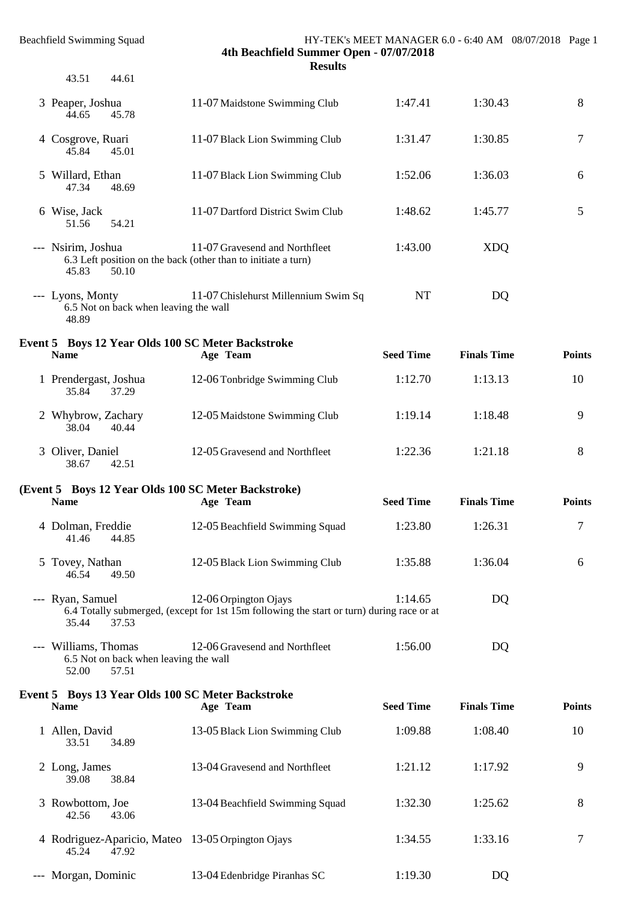4th Beachfield Summer Open - 07/07/2018

**Results**

43.51 44.61

| | | | | |
|---|---|---|---|---|
| 3 Peaper, Joshua | 11-07 Maidstone Swimming Club | 1:47.41 | 1:30.43 | 8 |
| 44.65 45.78 | | | | |
| 4 Cosgrove, Ruari | 11-07 Black Lion Swimming Club | 1:31.47 | 1:30.85 | 7 |
| 45.84 45.01 | | | | |
| 5 Willard, Ethan | 11-07 Black Lion Swimming Club | 1:52.06 | 1:36.03 | 6 |
| 47.34 48.69 | | | | |
| 6 Wise, Jack | 11-07 Dartford District Swim Club | 1:48.62 | 1:45.77 | 5 |
| 51.56 54.21 | | | | |
| --- Nsirim, Joshua | 11-07 Gravesend and Northfleet | 1:43.00 | XDQ | |
| 6.3 Left position on the back (other than to initiate a turn) | | | | |
| 45.83 50.10 | | | | |
| --- Lyons, Monty | 11-07 Chislehurst Millennium Swim Sq | NT | DQ | |
| 6.5 Not on back when leaving the wall | | | | |
| 48.89 | | | | |

## Event 5 Boys 12 Year Olds 100 SC Meter Backstroke

| Name | Age Team | Seed Time | Finals Time | Points |
|---|---|---|---|---|
| 1 Prendergast, Joshua | 12-06 Tonbridge Swimming Club | 1:12.70 | 1:13.13 | 10 |
| 35.84 37.29 | | | | |
| 2 Whybrow, Zachary | 12-05 Maidstone Swimming Club | 1:19.14 | 1:18.48 | 9 |
| 38.04 40.44 | | | | |
| 3 Oliver, Daniel | 12-05 Gravesend and Northfleet | 1:22.36 | 1:21.18 | 8 |
| 38.67 42.51 | | | | |

## (Event 5 Boys 12 Year Olds 100 SC Meter Backstroke)

| Name | Age Team | Seed Time | Finals Time | Points |
|---|---|---|---|---|
| 4 Dolman, Freddie | 12-05 Beachfield Swimming Squad | 1:23.80 | 1:26.31 | 7 |
| 41.46 44.85 | | | | |
| 5 Tovey, Nathan | 12-05 Black Lion Swimming Club | 1:35.88 | 1:36.04 | 6 |
| 46.54 49.50 | | | | |
| --- Ryan, Samuel | 12-06 Orpington Ojays | 1:14.65 | DQ | |
| 6.4 Totally submerged, (except for 1st 15m following the start or turn) during race or at | | | | |
| 35.44 37.53 | | | | |
| --- Williams, Thomas | 12-06 Gravesend and Northfleet | 1:56.00 | DQ | |
| 6.5 Not on back when leaving the wall | | | | |
| 52.00 57.51 | | | | |

## Event 5 Boys 13 Year Olds 100 SC Meter Backstroke

| Name | Age Team | Seed Time | Finals Time | Points |
|---|---|---|---|---|
| 1 Allen, David | 13-05 Black Lion Swimming Club | 1:09.88 | 1:08.40 | 10 |
| 33.51 34.89 | | | | |
| 2 Long, James | 13-04 Gravesend and Northfleet | 1:21.12 | 1:17.92 | 9 |
| 39.08 38.84 | | | | |
| 3 Rowbottom, Joe | 13-04 Beachfield Swimming Squad | 1:32.30 | 1:25.62 | 8 |
| 42.56 43.06 | | | | |
| 4 Rodriguez-Aparicio, Mateo | 13-05 Orpington Ojays | 1:34.55 | 1:33.16 | 7 |
| 45.24 47.92 | | | | |
| --- Morgan, Dominic | 13-04 Edenbridge Piranhas SC | 1:19.30 | DQ | |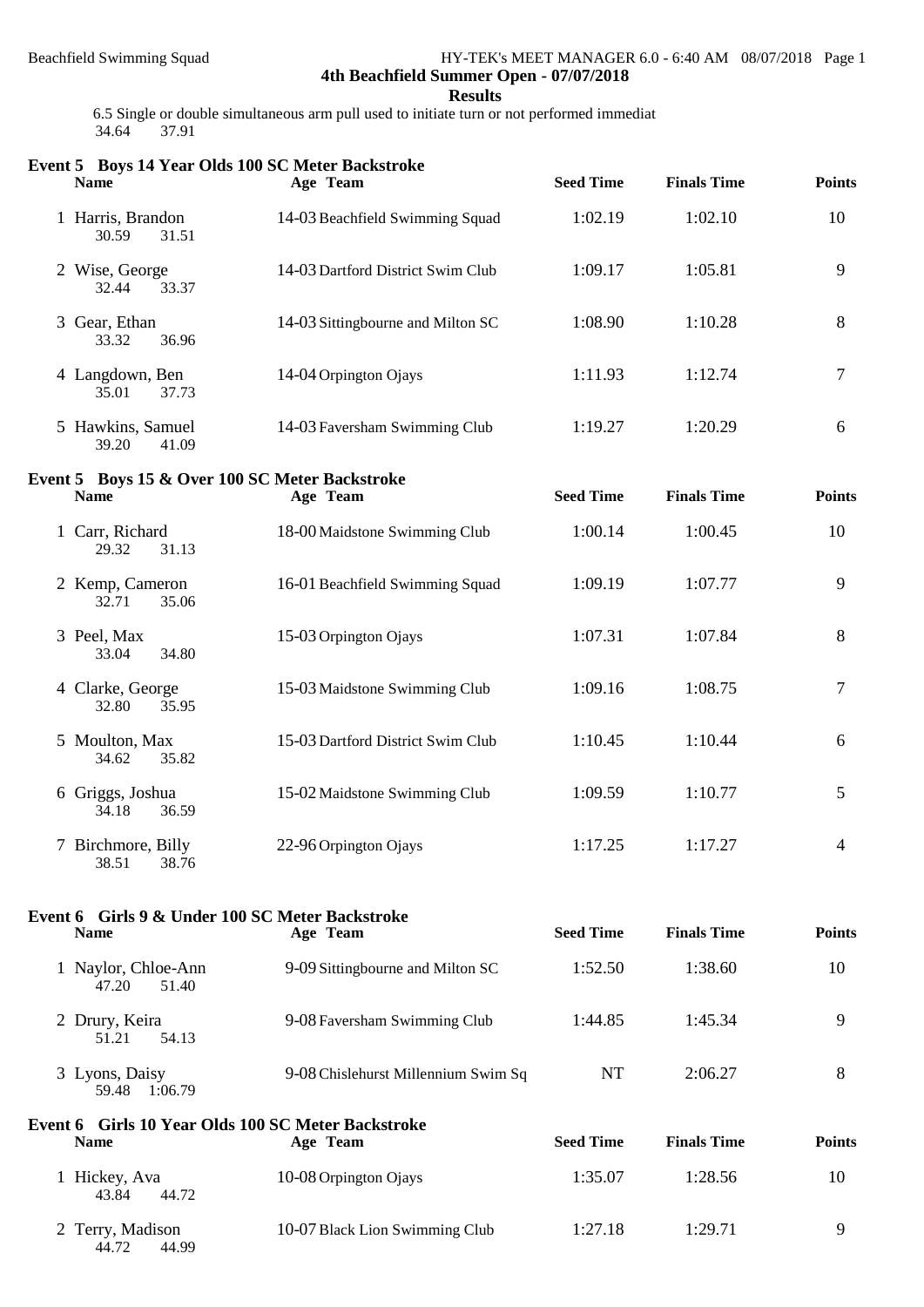## 4th Beachfield Summer Open - 07/07/2018

### Results

6.5 Single or double simultaneous arm pull used to initiate turn or not performed immediat
34.64 37.91

### Event 5 Boys 14 Year Olds 100 SC Meter Backstroke

| Name | Age | Team | Seed Time | Finals Time | Points |
|---|---|---|---|---|---|
| 1 Harris, Brandon | 14-03 | Beachfield Swimming Squad | 1:02.19 | 1:02.10 | 10 |
| 30.59 31.51 | | | | | |
| 2 Wise, George | 14-03 | Dartford District Swim Club | 1:09.17 | 1:05.81 | 9 |
| 32.44 33.37 | | | | | |
| 3 Gear, Ethan | 14-03 | Sittingbourne and Milton SC | 1:08.90 | 1:10.28 | 8 |
| 33.32 36.96 | | | | | |
| 4 Langdown, Ben | 14-04 | Orpington Ojays | 1:11.93 | 1:12.74 | 7 |
| 35.01 37.73 | | | | | |
| 5 Hawkins, Samuel | 14-03 | Faversham Swimming Club | 1:19.27 | 1:20.29 | 6 |
| 39.20 41.09 | | | | | |

### Event 5 Boys 15 & Over 100 SC Meter Backstroke

| Name | Age | Team | Seed Time | Finals Time | Points |
|---|---|---|---|---|---|
| 1 Carr, Richard | 18-00 | Maidstone Swimming Club | 1:00.14 | 1:00.45 | 10 |
| 29.32 31.13 | | | | | |
| 2 Kemp, Cameron | 16-01 | Beachfield Swimming Squad | 1:09.19 | 1:07.77 | 9 |
| 32.71 35.06 | | | | | |
| 3 Peel, Max | 15-03 | Orpington Ojays | 1:07.31 | 1:07.84 | 8 |
| 33.04 34.80 | | | | | |
| 4 Clarke, George | 15-03 | Maidstone Swimming Club | 1:09.16 | 1:08.75 | 7 |
| 32.80 35.95 | | | | | |
| 5 Moulton, Max | 15-03 | Dartford District Swim Club | 1:10.45 | 1:10.44 | 6 |
| 34.62 35.82 | | | | | |
| 6 Griggs, Joshua | 15-02 | Maidstone Swimming Club | 1:09.59 | 1:10.77 | 5 |
| 34.18 36.59 | | | | | |
| 7 Birchmore, Billy | 22-96 | Orpington Ojays | 1:17.25 | 1:17.27 | 4 |
| 38.51 38.76 | | | | | |

### Event 6 Girls 9 & Under 100 SC Meter Backstroke

| Name | Age | Team | Seed Time | Finals Time | Points |
|---|---|---|---|---|---|
| 1 Naylor, Chloe-Ann | 9-09 | Sittingbourne and Milton SC | 1:52.50 | 1:38.60 | 10 |
| 47.20 51.40 | | | | | |
| 2 Drury, Keira | 9-08 | Faversham Swimming Club | 1:44.85 | 1:45.34 | 9 |
| 51.21 54.13 | | | | | |
| 3 Lyons, Daisy | 9-08 | Chislehurst Millennium Swim Sq | NT | 2:06.27 | 8 |
| 59.48 1:06.79 | | | | | |

### Event 6 Girls 10 Year Olds 100 SC Meter Backstroke

| Name | Age | Team | Seed Time | Finals Time | Points |
|---|---|---|---|---|---|
| 1 Hickey, Ava | 10-08 | Orpington Ojays | 1:35.07 | 1:28.56 | 10 |
| 43.84 44.72 | | | | | |
| 2 Terry, Madison | 10-07 | Black Lion Swimming Club | 1:27.18 | 1:29.71 | 9 |
| 44.72 44.99 | | | | | |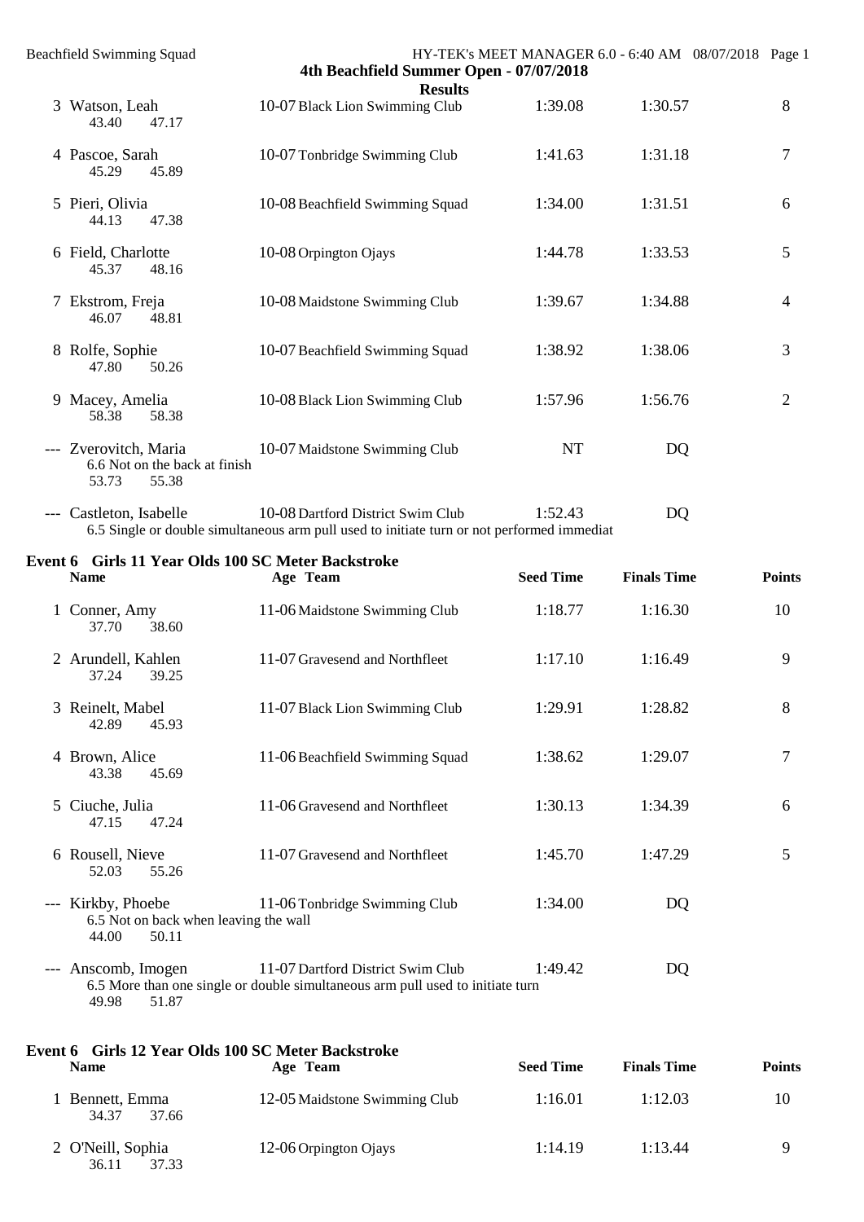## 4th Beachfield Summer Open - 07/07/2018

### Results

| | Name | Age | Team | Seed Time | Finals Time | Points |
|---|---|---|---|---|---|---|
| 3 | Watson, Leah | 10-07 | Black Lion Swimming Club | 1:39.08 | 1:30.57 | 8 |
| | 43.40 47.17 | | | | | |
| 4 | Pascoe, Sarah | 10-07 | Tonbridge Swimming Club | 1:41.63 | 1:31.18 | 7 |
| | 45.29 45.89 | | | | | |
| 5 | Pieri, Olivia | 10-08 | Beachfield Swimming Squad | 1:34.00 | 1:31.51 | 6 |
| | 44.13 47.38 | | | | | |
| 6 | Field, Charlotte | 10-08 | Orpington Ojays | 1:44.78 | 1:33.53 | 5 |
| | 45.37 48.16 | | | | | |
| 7 | Ekstrom, Freja | 10-08 | Maidstone Swimming Club | 1:39.67 | 1:34.88 | 4 |
| | 46.07 48.81 | | | | | |
| 8 | Rolfe, Sophie | 10-07 | Beachfield Swimming Squad | 1:38.92 | 1:38.06 | 3 |
| | 47.80 50.26 | | | | | |
| 9 | Macey, Amelia | 10-08 | Black Lion Swimming Club | 1:57.96 | 1:56.76 | 2 |
| | 58.38 58.38 | | | | | |
| --- | Zverovitch, Maria | 10-07 | Maidstone Swimming Club | NT | DQ | |
| | 6.6 Not on the back at finish | | | | | |
| | 53.73 55.38 | | | | | |
| --- | Castleton, Isabelle | 10-08 | Dartford District Swim Club | 1:52.43 | DQ | |
| | 6.5 Single or double simultaneous arm pull used to initiate turn or not performed immediat | | | | | |

### Event 6 Girls 11 Year Olds 100 SC Meter Backstroke

| | Name | Age | Team | Seed Time | Finals Time | Points |
|---|---|---|---|---|---|---|
| 1 | Conner, Amy | 11-06 | Maidstone Swimming Club | 1:18.77 | 1:16.30 | 10 |
| | 37.70 38.60 | | | | | |
| 2 | Arundell, Kahlen | 11-07 | Gravesend and Northfleet | 1:17.10 | 1:16.49 | 9 |
| | 37.24 39.25 | | | | | |
| 3 | Reinelt, Mabel | 11-07 | Black Lion Swimming Club | 1:29.91 | 1:28.82 | 8 |
| | 42.89 45.93 | | | | | |
| 4 | Brown, Alice | 11-06 | Beachfield Swimming Squad | 1:38.62 | 1:29.07 | 7 |
| | 43.38 45.69 | | | | | |
| 5 | Ciuche, Julia | 11-06 | Gravesend and Northfleet | 1:30.13 | 1:34.39 | 6 |
| | 47.15 47.24 | | | | | |
| 6 | Rousell, Nieve | 11-07 | Gravesend and Northfleet | 1:45.70 | 1:47.29 | 5 |
| | 52.03 55.26 | | | | | |
| --- | Kirkby, Phoebe | 11-06 | Tonbridge Swimming Club | 1:34.00 | DQ | |
| | 6.5 Not on back when leaving the wall | | | | | |
| | 44.00 50.11 | | | | | |
| --- | Anscomb, Imogen | 11-07 | Dartford District Swim Club | 1:49.42 | DQ | |
| | 6.5 More than one single or double simultaneous arm pull used to initiate turn | | | | | |
| | 49.98 51.87 | | | | | |

### Event 6 Girls 12 Year Olds 100 SC Meter Backstroke

| | Name | Age | Team | Seed Time | Finals Time | Points |
|---|---|---|---|---|---|---|
| 1 | Bennett, Emma | 12-05 | Maidstone Swimming Club | 1:16.01 | 1:12.03 | 10 |
| | 34.37 37.66 | | | | | |
| 2 | O'Neill, Sophia | 12-06 | Orpington Ojays | 1:14.19 | 1:13.44 | 9 |
| | 36.11 37.33 | | | | | |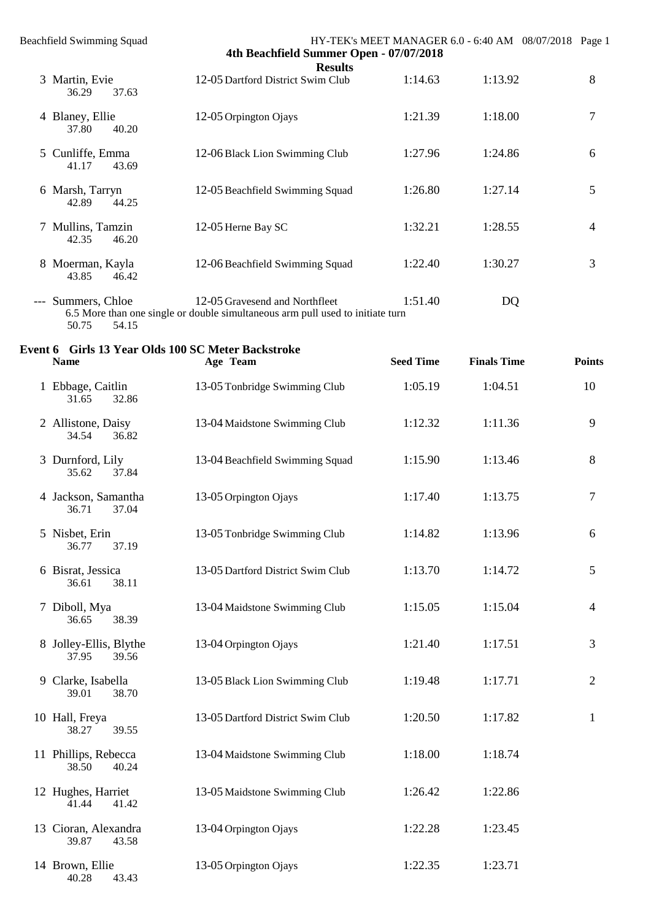4th Beachfield Summer Open - 07/07/2018

Results

| | Name | Age Team | Seed Time | Finals Time | Points |
|---|---|---|---|---|---|
| 3 | Martin, Evie | 12-05 Dartford District Swim Club | 1:14.63 | 1:13.92 | 8 |
| | 36.29 37.63 | | | | |
| 4 | Blaney, Ellie | 12-05 Orpington Ojays | 1:21.39 | 1:18.00 | 7 |
| | 37.80 40.20 | | | | |
| 5 | Cunliffe, Emma | 12-06 Black Lion Swimming Club | 1:27.96 | 1:24.86 | 6 |
| | 41.17 43.69 | | | | |
| 6 | Marsh, Tarryn | 12-05 Beachfield Swimming Squad | 1:26.80 | 1:27.14 | 5 |
| | 42.89 44.25 | | | | |
| 7 | Mullins, Tamzin | 12-05 Herne Bay SC | 1:32.21 | 1:28.55 | 4 |
| | 42.35 46.20 | | | | |
| 8 | Moerman, Kayla | 12-06 Beachfield Swimming Squad | 1:22.40 | 1:30.27 | 3 |
| | 43.85 46.42 | | | | |
| --- | Summers, Chloe | 12-05 Gravesend and Northfleet | 1:51.40 | DQ | |
| | 6.5 More than one single or double simultaneous arm pull used to initiate turn | | | | |
| | 50.75 54.15 | | | | |

## Event 6 Girls 13 Year Olds 100 SC Meter Backstroke

| | Name | Age Team | Seed Time | Finals Time | Points |
|---|---|---|---|---|---|
| 1 | Ebbage, Caitlin | 13-05 Tonbridge Swimming Club | 1:05.19 | 1:04.51 | 10 |
| | 31.65 32.86 | | | | |
| 2 | Allistone, Daisy | 13-04 Maidstone Swimming Club | 1:12.32 | 1:11.36 | 9 |
| | 34.54 36.82 | | | | |
| 3 | Durnford, Lily | 13-04 Beachfield Swimming Squad | 1:15.90 | 1:13.46 | 8 |
| | 35.62 37.84 | | | | |
| 4 | Jackson, Samantha | 13-05 Orpington Ojays | 1:17.40 | 1:13.75 | 7 |
| | 36.71 37.04 | | | | |
| 5 | Nisbet, Erin | 13-05 Tonbridge Swimming Club | 1:14.82 | 1:13.96 | 6 |
| | 36.77 37.19 | | | | |
| 6 | Bisrat, Jessica | 13-05 Dartford District Swim Club | 1:13.70 | 1:14.72 | 5 |
| | 36.61 38.11 | | | | |
| 7 | Diboll, Mya | 13-04 Maidstone Swimming Club | 1:15.05 | 1:15.04 | 4 |
| | 36.65 38.39 | | | | |
| 8 | Jolley-Ellis, Blythe | 13-04 Orpington Ojays | 1:21.40 | 1:17.51 | 3 |
| | 37.95 39.56 | | | | |
| 9 | Clarke, Isabella | 13-05 Black Lion Swimming Club | 1:19.48 | 1:17.71 | 2 |
| | 39.01 38.70 | | | | |
| 10 | Hall, Freya | 13-05 Dartford District Swim Club | 1:20.50 | 1:17.82 | 1 |
| | 38.27 39.55 | | | | |
| 11 | Phillips, Rebecca | 13-04 Maidstone Swimming Club | 1:18.00 | 1:18.74 | |
| | 38.50 40.24 | | | | |
| 12 | Hughes, Harriet | 13-05 Maidstone Swimming Club | 1:26.42 | 1:22.86 | |
| | 41.44 41.42 | | | | |
| 13 | Cioran, Alexandra | 13-04 Orpington Ojays | 1:22.28 | 1:23.45 | |
| | 39.87 43.58 | | | | |
| 14 | Brown, Ellie | 13-05 Orpington Ojays | 1:22.35 | 1:23.71 | |
| | 40.28 43.43 | | | | |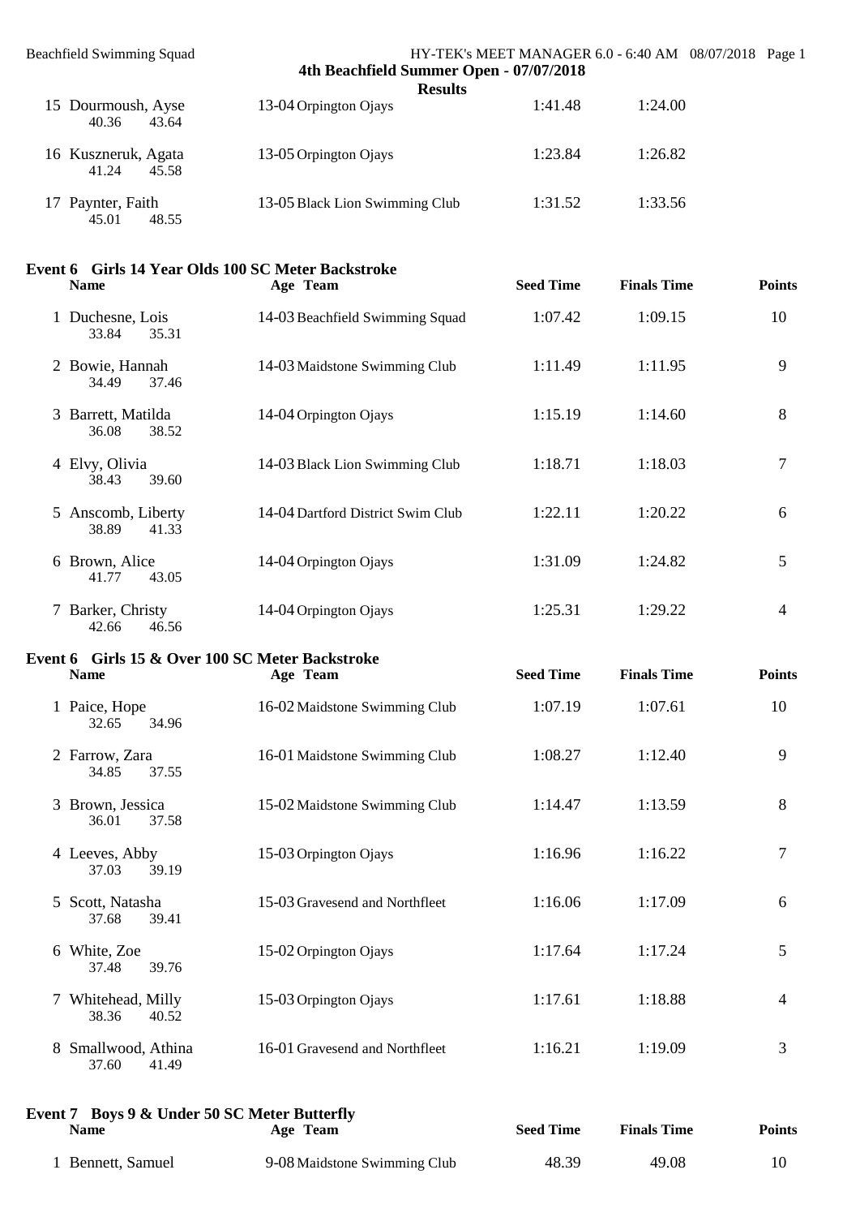## 4th Beachfield Summer Open - 07/07/2018

### Results

| Name | Age Team | Seed Time | Finals Time | Points |
|---|---|---|---|---|
| 15 Dourmoush, Ayse | 13-04 Orpington Ojays | 1:41.48 | 1:24.00 | |
| 40.36   43.64 | | | | |
| 16 Kuszneruk, Agata | 13-05 Orpington Ojays | 1:23.84 | 1:26.82 | |
| 41.24   45.58 | | | | |
| 17 Paynter, Faith | 13-05 Black Lion Swimming Club | 1:31.52 | 1:33.56 | |
| 45.01   48.55 | | | | |

### Event 6 Girls 14 Year Olds 100 SC Meter Backstroke

| Name | Age Team | Seed Time | Finals Time | Points |
|---|---|---|---|---|
| 1 Duchesne, Lois | 14-03 Beachfield Swimming Squad | 1:07.42 | 1:09.15 | 10 |
| 33.84   35.31 | | | | |
| 2 Bowie, Hannah | 14-03 Maidstone Swimming Club | 1:11.49 | 1:11.95 | 9 |
| 34.49   37.46 | | | | |
| 3 Barrett, Matilda | 14-04 Orpington Ojays | 1:15.19 | 1:14.60 | 8 |
| 36.08   38.52 | | | | |
| 4 Elvy, Olivia | 14-03 Black Lion Swimming Club | 1:18.71 | 1:18.03 | 7 |
| 38.43   39.60 | | | | |
| 5 Anscomb, Liberty | 14-04 Dartford District Swim Club | 1:22.11 | 1:20.22 | 6 |
| 38.89   41.33 | | | | |
| 6 Brown, Alice | 14-04 Orpington Ojays | 1:31.09 | 1:24.82 | 5 |
| 41.77   43.05 | | | | |
| 7 Barker, Christy | 14-04 Orpington Ojays | 1:25.31 | 1:29.22 | 4 |
| 42.66   46.56 | | | | |

### Event 6 Girls 15 & Over 100 SC Meter Backstroke

| Name | Age Team | Seed Time | Finals Time | Points |
|---|---|---|---|---|
| 1 Paice, Hope | 16-02 Maidstone Swimming Club | 1:07.19 | 1:07.61 | 10 |
| 32.65   34.96 | | | | |
| 2 Farrow, Zara | 16-01 Maidstone Swimming Club | 1:08.27 | 1:12.40 | 9 |
| 34.85   37.55 | | | | |
| 3 Brown, Jessica | 15-02 Maidstone Swimming Club | 1:14.47 | 1:13.59 | 8 |
| 36.01   37.58 | | | | |
| 4 Leeves, Abby | 15-03 Orpington Ojays | 1:16.96 | 1:16.22 | 7 |
| 37.03   39.19 | | | | |
| 5 Scott, Natasha | 15-03 Gravesend and Northfleet | 1:16.06 | 1:17.09 | 6 |
| 37.68   39.41 | | | | |
| 6 White, Zoe | 15-02 Orpington Ojays | 1:17.64 | 1:17.24 | 5 |
| 37.48   39.76 | | | | |
| 7 Whitehead, Milly | 15-03 Orpington Ojays | 1:17.61 | 1:18.88 | 4 |
| 38.36   40.52 | | | | |
| 8 Smallwood, Athina | 16-01 Gravesend and Northfleet | 1:16.21 | 1:19.09 | 3 |
| 37.60   41.49 | | | | |

### Event 7 Boys 9 & Under 50 SC Meter Butterfly

| Name | Age Team | Seed Time | Finals Time | Points |
|---|---|---|---|---|
| 1 Bennett, Samuel | 9-08 Maidstone Swimming Club | 48.39 | 49.08 | 10 |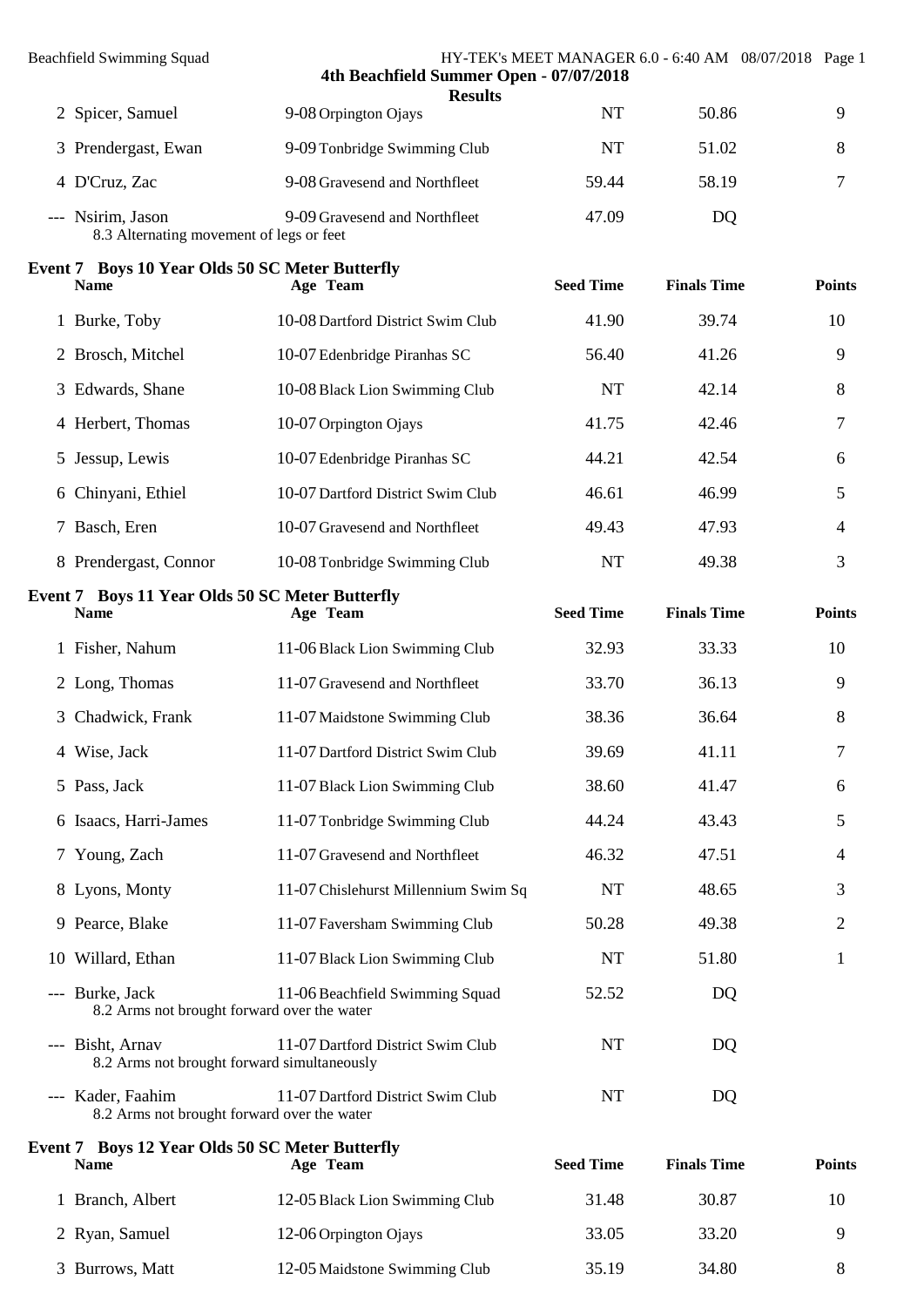## 4th Beachfield Summer Open - 07/07/2018

### Results

| | Name | Age | Team | Seed Time | Finals Time | Points |
|---|---|---|---|---|---|---|
| 2 | Spicer, Samuel | 9-08 | Orpington Ojays | NT | 50.86 | 9 |
| 3 | Prendergast, Ewan | 9-09 | Tonbridge Swimming Club | NT | 51.02 | 8 |
| 4 | D'Cruz, Zac | 9-08 | Gravesend and Northfleet | 59.44 | 58.19 | 7 |
| --- | Nsirim, Jason | 9-09 | Gravesend and Northfleet | 47.09 | DQ | |

8.3 Alternating movement of legs or feet

### Event 7 Boys 10 Year Olds 50 SC Meter Butterfly

| | Name | Age | Team | Seed Time | Finals Time | Points |
|---|---|---|---|---|---|---|
| 1 | Burke, Toby | 10-08 | Dartford District Swim Club | 41.90 | 39.74 | 10 |
| 2 | Brosch, Mitchel | 10-07 | Edenbridge Piranhas SC | 56.40 | 41.26 | 9 |
| 3 | Edwards, Shane | 10-08 | Black Lion Swimming Club | NT | 42.14 | 8 |
| 4 | Herbert, Thomas | 10-07 | Orpington Ojays | 41.75 | 42.46 | 7 |
| 5 | Jessup, Lewis | 10-07 | Edenbridge Piranhas SC | 44.21 | 42.54 | 6 |
| 6 | Chinyani, Ethiel | 10-07 | Dartford District Swim Club | 46.61 | 46.99 | 5 |
| 7 | Basch, Eren | 10-07 | Gravesend and Northfleet | 49.43 | 47.93 | 4 |
| 8 | Prendergast, Connor | 10-08 | Tonbridge Swimming Club | NT | 49.38 | 3 |

### Event 7 Boys 11 Year Olds 50 SC Meter Butterfly

| | Name | Age | Team | Seed Time | Finals Time | Points |
|---|---|---|---|---|---|---|
| 1 | Fisher, Nahum | 11-06 | Black Lion Swimming Club | 32.93 | 33.33 | 10 |
| 2 | Long, Thomas | 11-07 | Gravesend and Northfleet | 33.70 | 36.13 | 9 |
| 3 | Chadwick, Frank | 11-07 | Maidstone Swimming Club | 38.36 | 36.64 | 8 |
| 4 | Wise, Jack | 11-07 | Dartford District Swim Club | 39.69 | 41.11 | 7 |
| 5 | Pass, Jack | 11-07 | Black Lion Swimming Club | 38.60 | 41.47 | 6 |
| 6 | Isaacs, Harri-James | 11-07 | Tonbridge Swimming Club | 44.24 | 43.43 | 5 |
| 7 | Young, Zach | 11-07 | Gravesend and Northfleet | 46.32 | 47.51 | 4 |
| 8 | Lyons, Monty | 11-07 | Chislehurst Millennium Swim Sq | NT | 48.65 | 3 |
| 9 | Pearce, Blake | 11-07 | Faversham Swimming Club | 50.28 | 49.38 | 2 |
| 10 | Willard, Ethan | 11-07 | Black Lion Swimming Club | NT | 51.80 | 1 |
| --- | Burke, Jack | 11-06 | Beachfield Swimming Squad | 52.52 | DQ | |
| | 8.2 Arms not brought forward over the water | | | | | |
| --- | Bisht, Arnav | 11-07 | Dartford District Swim Club | NT | DQ | |
| | 8.2 Arms not brought forward simultaneously | | | | | |
| --- | Kader, Faahim | 11-07 | Dartford District Swim Club | NT | DQ | |
| | 8.2 Arms not brought forward over the water | | | | | |

### Event 7 Boys 12 Year Olds 50 SC Meter Butterfly

| | Name | Age | Team | Seed Time | Finals Time | Points |
|---|---|---|---|---|---|---|
| 1 | Branch, Albert | 12-05 | Black Lion Swimming Club | 31.48 | 30.87 | 10 |
| 2 | Ryan, Samuel | 12-06 | Orpington Ojays | 33.05 | 33.20 | 9 |
| 3 | Burrows, Matt | 12-05 | Maidstone Swimming Club | 35.19 | 34.80 | 8 |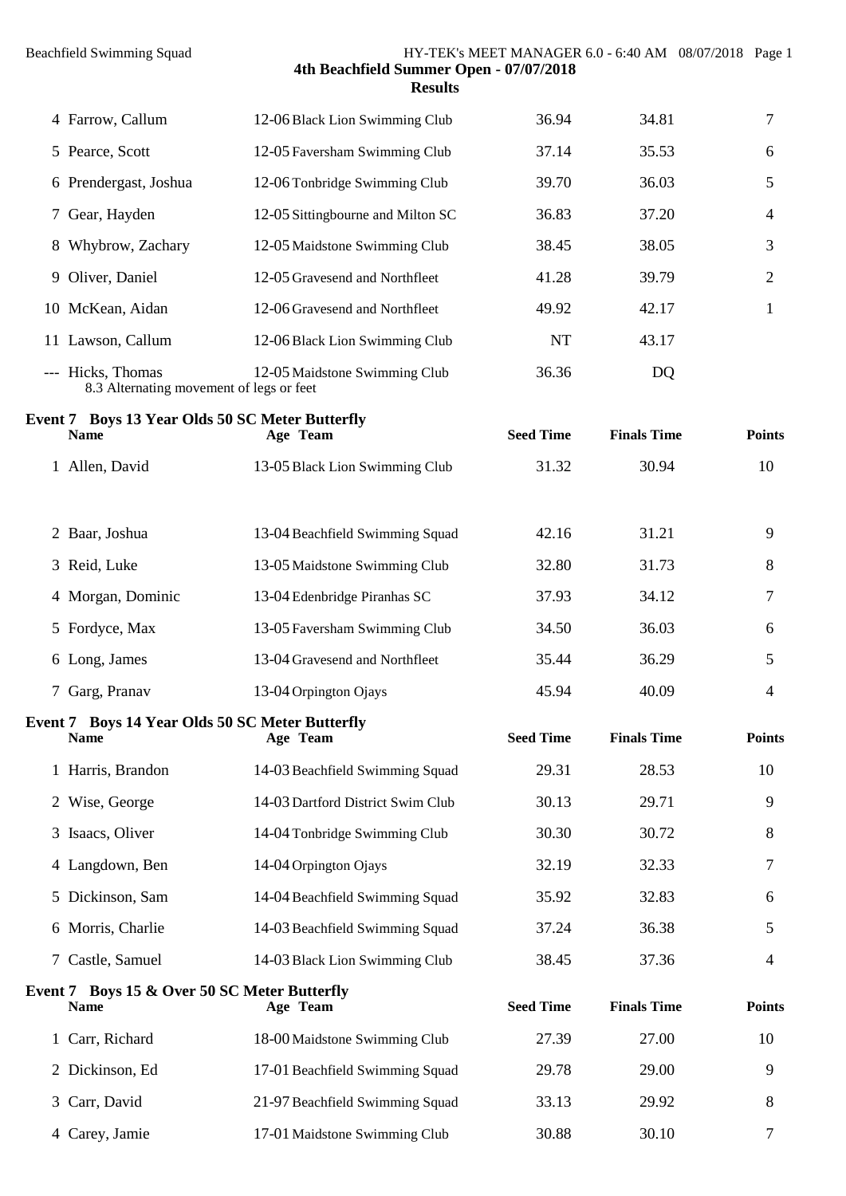| | Name | Age | Team | Seed Time | Finals Time | Points |
|---|---|---|---|---|---|---|
| 4 | Farrow, Callum | 12-06 | Black Lion Swimming Club | 36.94 | 34.81 | 7 |
| 5 | Pearce, Scott | 12-05 | Faversham Swimming Club | 37.14 | 35.53 | 6 |
| 6 | Prendergast, Joshua | 12-06 | Tonbridge Swimming Club | 39.70 | 36.03 | 5 |
| 7 | Gear, Hayden | 12-05 | Sittingbourne and Milton SC | 36.83 | 37.20 | 4 |
| 8 | Whybrow, Zachary | 12-05 | Maidstone Swimming Club | 38.45 | 38.05 | 3 |
| 9 | Oliver, Daniel | 12-05 | Gravesend and Northfleet | 41.28 | 39.79 | 2 |
| 10 | McKean, Aidan | 12-06 | Gravesend and Northfleet | 49.92 | 42.17 | 1 |
| 11 | Lawson, Callum | 12-06 | Black Lion Swimming Club | NT | 43.17 | |
| --- | Hicks, Thomas | 12-05 | Maidstone Swimming Club | 36.36 | DQ | |

8.3 Alternating movement of legs or feet

**Event 7 Boys 13 Year Olds 50 SC Meter Butterfly**

| | Name | Age | Team | Seed Time | Finals Time | Points |
|---|---|---|---|---|---|---|
| 1 | Allen, David | 13-05 | Black Lion Swimming Club | 31.32 | 30.94 | 10 |
| 2 | Baar, Joshua | 13-04 | Beachfield Swimming Squad | 42.16 | 31.21 | 9 |
| 3 | Reid, Luke | 13-05 | Maidstone Swimming Club | 32.80 | 31.73 | 8 |
| 4 | Morgan, Dominic | 13-04 | Edenbridge Piranhas SC | 37.93 | 34.12 | 7 |
| 5 | Fordyce, Max | 13-05 | Faversham Swimming Club | 34.50 | 36.03 | 6 |
| 6 | Long, James | 13-04 | Gravesend and Northfleet | 35.44 | 36.29 | 5 |
| 7 | Garg, Pranav | 13-04 | Orpington Ojays | 45.94 | 40.09 | 4 |

**Event 7 Boys 14 Year Olds 50 SC Meter Butterfly**

| | Name | Age | Team | Seed Time | Finals Time | Points |
|---|---|---|---|---|---|---|
| 1 | Harris, Brandon | 14-03 | Beachfield Swimming Squad | 29.31 | 28.53 | 10 |
| 2 | Wise, George | 14-03 | Dartford District Swim Club | 30.13 | 29.71 | 9 |
| 3 | Isaacs, Oliver | 14-04 | Tonbridge Swimming Club | 30.30 | 30.72 | 8 |
| 4 | Langdown, Ben | 14-04 | Orpington Ojays | 32.19 | 32.33 | 7 |
| 5 | Dickinson, Sam | 14-04 | Beachfield Swimming Squad | 35.92 | 32.83 | 6 |
| 6 | Morris, Charlie | 14-03 | Beachfield Swimming Squad | 37.24 | 36.38 | 5 |
| 7 | Castle, Samuel | 14-03 | Black Lion Swimming Club | 38.45 | 37.36 | 4 |

**Event 7 Boys 15 & Over 50 SC Meter Butterfly**

| | Name | Age | Team | Seed Time | Finals Time | Points |
|---|---|---|---|---|---|---|
| 1 | Carr, Richard | 18-00 | Maidstone Swimming Club | 27.39 | 27.00 | 10 |
| 2 | Dickinson, Ed | 17-01 | Beachfield Swimming Squad | 29.78 | 29.00 | 9 |
| 3 | Carr, David | 21-97 | Beachfield Swimming Squad | 33.13 | 29.92 | 8 |
| 4 | Carey, Jamie | 17-01 | Maidstone Swimming Club | 30.88 | 30.10 | 7 |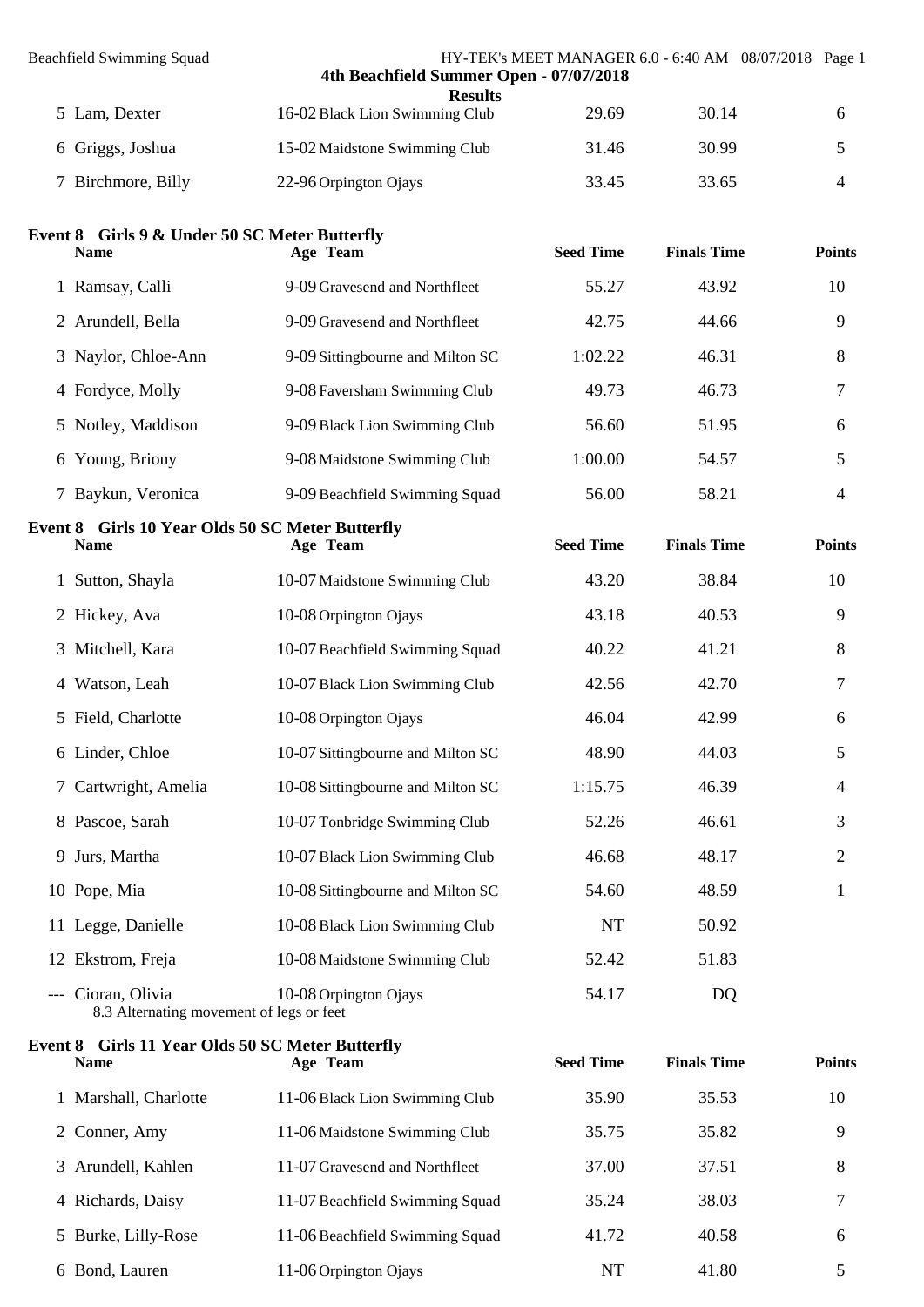## 4th Beachfield Summer Open - 07/07/2018

### Results

| | | | | |
|---|---|---|---|---|
| 5 Lam, Dexter | 16-02 Black Lion Swimming Club | 29.69 | 30.14 | 6 |
| 6 Griggs, Joshua | 15-02 Maidstone Swimming Club | 31.46 | 30.99 | 5 |
| 7 Birchmore, Billy | 22-96 Orpington Ojays | 33.45 | 33.65 | 4 |

### Event 8 Girls 9 & Under 50 SC Meter Butterfly

| Name | Age Team | Seed Time | Finals Time | Points |
|---|---|---|---|---|
| 1 Ramsay, Calli | 9-09 Gravesend and Northfleet | 55.27 | 43.92 | 10 |
| 2 Arundell, Bella | 9-09 Gravesend and Northfleet | 42.75 | 44.66 | 9 |
| 3 Naylor, Chloe-Ann | 9-09 Sittingbourne and Milton SC | 1:02.22 | 46.31 | 8 |
| 4 Fordyce, Molly | 9-08 Faversham Swimming Club | 49.73 | 46.73 | 7 |
| 5 Notley, Maddison | 9-09 Black Lion Swimming Club | 56.60 | 51.95 | 6 |
| 6 Young, Briony | 9-08 Maidstone Swimming Club | 1:00.00 | 54.57 | 5 |
| 7 Baykun, Veronica | 9-09 Beachfield Swimming Squad | 56.00 | 58.21 | 4 |

### Event 8 Girls 10 Year Olds 50 SC Meter Butterfly

| Name | Age Team | Seed Time | Finals Time | Points |
|---|---|---|---|---|
| 1 Sutton, Shayla | 10-07 Maidstone Swimming Club | 43.20 | 38.84 | 10 |
| 2 Hickey, Ava | 10-08 Orpington Ojays | 43.18 | 40.53 | 9 |
| 3 Mitchell, Kara | 10-07 Beachfield Swimming Squad | 40.22 | 41.21 | 8 |
| 4 Watson, Leah | 10-07 Black Lion Swimming Club | 42.56 | 42.70 | 7 |
| 5 Field, Charlotte | 10-08 Orpington Ojays | 46.04 | 42.99 | 6 |
| 6 Linder, Chloe | 10-07 Sittingbourne and Milton SC | 48.90 | 44.03 | 5 |
| 7 Cartwright, Amelia | 10-08 Sittingbourne and Milton SC | 1:15.75 | 46.39 | 4 |
| 8 Pascoe, Sarah | 10-07 Tonbridge Swimming Club | 52.26 | 46.61 | 3 |
| 9 Jurs, Martha | 10-07 Black Lion Swimming Club | 46.68 | 48.17 | 2 |
| 10 Pope, Mia | 10-08 Sittingbourne and Milton SC | 54.60 | 48.59 | 1 |
| 11 Legge, Danielle | 10-08 Black Lion Swimming Club | NT | 50.92 | |
| 12 Ekstrom, Freja | 10-08 Maidstone Swimming Club | 52.42 | 51.83 | |
| --- Cioran, Olivia<br>8.3 Alternating movement of legs or feet | 10-08 Orpington Ojays | 54.17 | DQ | |

### Event 8 Girls 11 Year Olds 50 SC Meter Butterfly

| Name | Age Team | Seed Time | Finals Time | Points |
|---|---|---|---|---|
| 1 Marshall, Charlotte | 11-06 Black Lion Swimming Club | 35.90 | 35.53 | 10 |
| 2 Conner, Amy | 11-06 Maidstone Swimming Club | 35.75 | 35.82 | 9 |
| 3 Arundell, Kahlen | 11-07 Gravesend and Northfleet | 37.00 | 37.51 | 8 |
| 4 Richards, Daisy | 11-07 Beachfield Swimming Squad | 35.24 | 38.03 | 7 |
| 5 Burke, Lilly-Rose | 11-06 Beachfield Swimming Squad | 41.72 | 40.58 | 6 |
| 6 Bond, Lauren | 11-06 Orpington Ojays | NT | 41.80 | 5 |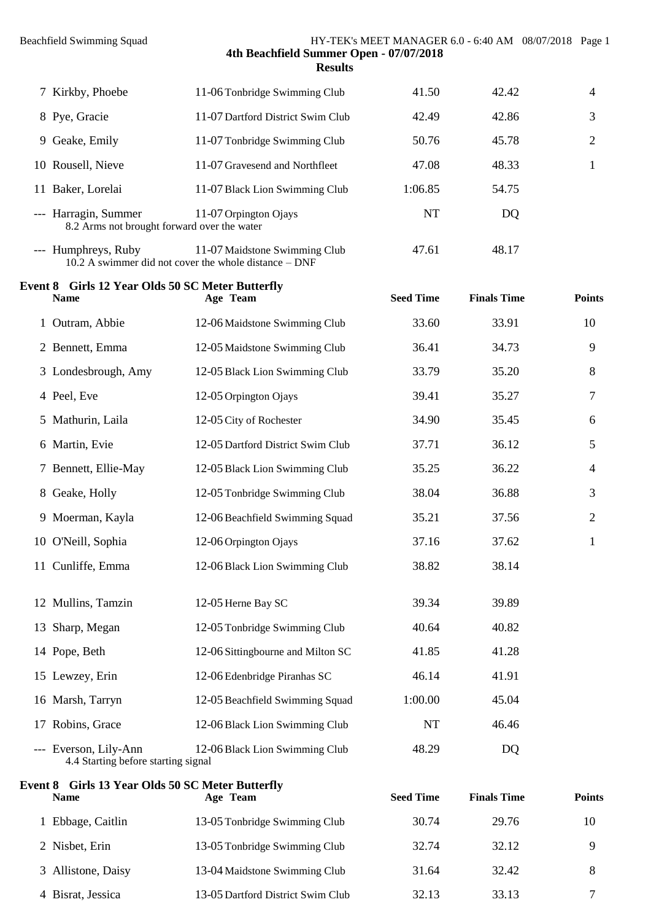**4th Beachfield Summer Open - 07/07/2018**
**Results**

| | Name | Age | Team | Seed Time | Finals Time | Points |
|---|---|---|---|---|---|---|
| 7 | Kirkby, Phoebe | 11-06 | Tonbridge Swimming Club | 41.50 | 42.42 | 4 |
| 8 | Pye, Gracie | 11-07 | Dartford District Swim Club | 42.49 | 42.86 | 3 |
| 9 | Geake, Emily | 11-07 | Tonbridge Swimming Club | 50.76 | 45.78 | 2 |
| 10 | Rousell, Nieve | 11-07 | Gravesend and Northfleet | 47.08 | 48.33 | 1 |
| 11 | Baker, Lorelai | 11-07 | Black Lion Swimming Club | 1:06.85 | 54.75 | |
| --- | Harragin, Summer | 11-07 | Orpington Ojays | NT | DQ | |
| | 8.2 Arms not brought forward over the water | | | | | |
| --- | Humphreys, Ruby | 11-07 | Maidstone Swimming Club | 47.61 | 48.17 | |
| | 10.2 A swimmer did not cover the whole distance – DNF | | | | | |

## Event 8 Girls 12 Year Olds 50 SC Meter Butterfly

| | Name | Age | Team | Seed Time | Finals Time | Points |
|---|---|---|---|---|---|---|
| 1 | Outram, Abbie | 12-06 | Maidstone Swimming Club | 33.60 | 33.91 | 10 |
| 2 | Bennett, Emma | 12-05 | Maidstone Swimming Club | 36.41 | 34.73 | 9 |
| 3 | Londesbrough, Amy | 12-05 | Black Lion Swimming Club | 33.79 | 35.20 | 8 |
| 4 | Peel, Eve | 12-05 | Orpington Ojays | 39.41 | 35.27 | 7 |
| 5 | Mathurin, Laila | 12-05 | City of Rochester | 34.90 | 35.45 | 6 |
| 6 | Martin, Evie | 12-05 | Dartford District Swim Club | 37.71 | 36.12 | 5 |
| 7 | Bennett, Ellie-May | 12-05 | Black Lion Swimming Club | 35.25 | 36.22 | 4 |
| 8 | Geake, Holly | 12-05 | Tonbridge Swimming Club | 38.04 | 36.88 | 3 |
| 9 | Moerman, Kayla | 12-06 | Beachfield Swimming Squad | 35.21 | 37.56 | 2 |
| 10 | O'Neill, Sophia | 12-06 | Orpington Ojays | 37.16 | 37.62 | 1 |
| 11 | Cunliffe, Emma | 12-06 | Black Lion Swimming Club | 38.82 | 38.14 | |
| 12 | Mullins, Tamzin | 12-05 | Herne Bay SC | 39.34 | 39.89 | |
| 13 | Sharp, Megan | 12-05 | Tonbridge Swimming Club | 40.64 | 40.82 | |
| 14 | Pope, Beth | 12-06 | Sittingbourne and Milton SC | 41.85 | 41.28 | |
| 15 | Lewzey, Erin | 12-06 | Edenbridge Piranhas SC | 46.14 | 41.91 | |
| 16 | Marsh, Tarryn | 12-05 | Beachfield Swimming Squad | 1:00.00 | 45.04 | |
| 17 | Robins, Grace | 12-06 | Black Lion Swimming Club | NT | 46.46 | |
| --- | Everson, Lily-Ann | 12-06 | Black Lion Swimming Club | 48.29 | DQ | |
| | 4.4 Starting before starting signal | | | | | |

## Event 8 Girls 13 Year Olds 50 SC Meter Butterfly

| | Name | Age | Team | Seed Time | Finals Time | Points |
|---|---|---|---|---|---|---|
| 1 | Ebbage, Caitlin | 13-05 | Tonbridge Swimming Club | 30.74 | 29.76 | 10 |
| 2 | Nisbet, Erin | 13-05 | Tonbridge Swimming Club | 32.74 | 32.12 | 9 |
| 3 | Allistone, Daisy | 13-04 | Maidstone Swimming Club | 31.64 | 32.42 | 8 |
| 4 | Bisrat, Jessica | 13-05 | Dartford District Swim Club | 32.13 | 33.13 | 7 |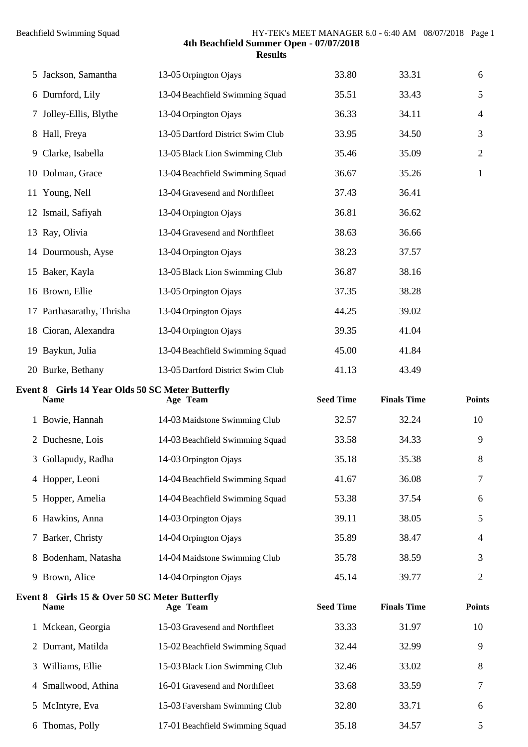| | Name | Age | Team | Seed Time | Finals Time | Points |
|---|---|---|---|---|---|---|
| 5 | Jackson, Samantha | 13-05 | Orpington Ojays | 33.80 | 33.31 | 6 |
| 6 | Durnford, Lily | 13-04 | Beachfield Swimming Squad | 35.51 | 33.43 | 5 |
| 7 | Jolley-Ellis, Blythe | 13-04 | Orpington Ojays | 36.33 | 34.11 | 4 |
| 8 | Hall, Freya | 13-05 | Dartford District Swim Club | 33.95 | 34.50 | 3 |
| 9 | Clarke, Isabella | 13-05 | Black Lion Swimming Club | 35.46 | 35.09 | 2 |
| 10 | Dolman, Grace | 13-04 | Beachfield Swimming Squad | 36.67 | 35.26 | 1 |
| 11 | Young, Nell | 13-04 | Gravesend and Northfleet | 37.43 | 36.41 | |
| 12 | Ismail, Safiyah | 13-04 | Orpington Ojays | 36.81 | 36.62 | |
| 13 | Ray, Olivia | 13-04 | Gravesend and Northfleet | 38.63 | 36.66 | |
| 14 | Dourmoush, Ayse | 13-04 | Orpington Ojays | 38.23 | 37.57 | |
| 15 | Baker, Kayla | 13-05 | Black Lion Swimming Club | 36.87 | 38.16 | |
| 16 | Brown, Ellie | 13-05 | Orpington Ojays | 37.35 | 38.28 | |
| 17 | Parthasarathy, Thrisha | 13-04 | Orpington Ojays | 44.25 | 39.02 | |
| 18 | Cioran, Alexandra | 13-04 | Orpington Ojays | 39.35 | 41.04 | |
| 19 | Baykun, Julia | 13-04 | Beachfield Swimming Squad | 45.00 | 41.84 | |
| 20 | Burke, Bethany | 13-05 | Dartford District Swim Club | 41.13 | 43.49 | |

**Event 8 Girls 14 Year Olds 50 SC Meter Butterfly**

| | Name | Age | Team | Seed Time | Finals Time | Points |
|---|---|---|---|---|---|---|
| 1 | Bowie, Hannah | 14-03 | Maidstone Swimming Club | 32.57 | 32.24 | 10 |
| 2 | Duchesne, Lois | 14-03 | Beachfield Swimming Squad | 33.58 | 34.33 | 9 |
| 3 | Gollapudy, Radha | 14-03 | Orpington Ojays | 35.18 | 35.38 | 8 |
| 4 | Hopper, Leoni | 14-04 | Beachfield Swimming Squad | 41.67 | 36.08 | 7 |
| 5 | Hopper, Amelia | 14-04 | Beachfield Swimming Squad | 53.38 | 37.54 | 6 |
| 6 | Hawkins, Anna | 14-03 | Orpington Ojays | 39.11 | 38.05 | 5 |
| 7 | Barker, Christy | 14-04 | Orpington Ojays | 35.89 | 38.47 | 4 |
| 8 | Bodenham, Natasha | 14-04 | Maidstone Swimming Club | 35.78 | 38.59 | 3 |
| 9 | Brown, Alice | 14-04 | Orpington Ojays | 45.14 | 39.77 | 2 |

**Event 8 Girls 15 & Over 50 SC Meter Butterfly**

| | Name | Age | Team | Seed Time | Finals Time | Points |
|---|---|---|---|---|---|---|
| 1 | Mckean, Georgia | 15-03 | Gravesend and Northfleet | 33.33 | 31.97 | 10 |
| 2 | Durrant, Matilda | 15-02 | Beachfield Swimming Squad | 32.44 | 32.99 | 9 |
| 3 | Williams, Ellie | 15-03 | Black Lion Swimming Club | 32.46 | 33.02 | 8 |
| 4 | Smallwood, Athina | 16-01 | Gravesend and Northfleet | 33.68 | 33.59 | 7 |
| 5 | McIntyre, Eva | 15-03 | Faversham Swimming Club | 32.80 | 33.71 | 6 |
| 6 | Thomas, Polly | 17-01 | Beachfield Swimming Squad | 35.18 | 34.57 | 5 |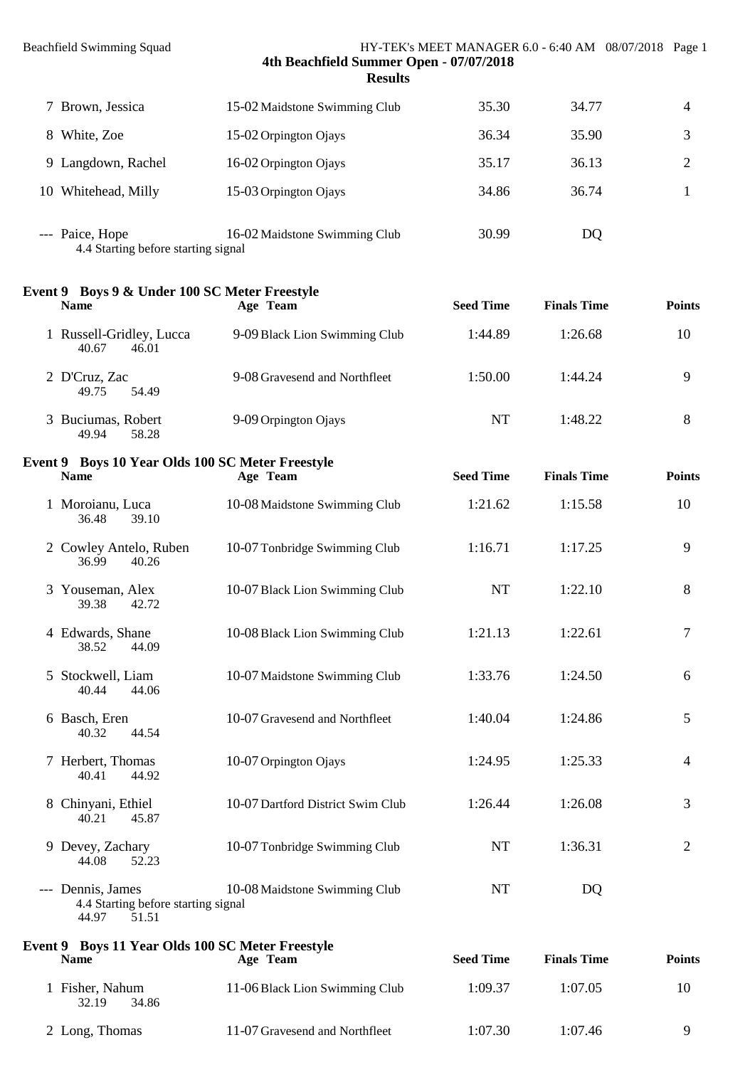| | | | | | |
|---|---|---|---|---|---|
| 7 | Brown, Jessica | 15-02 Maidstone Swimming Club | 35.30 | 34.77 | 4 |
| 8 | White, Zoe | 15-02 Orpington Ojays | 36.34 | 35.90 | 3 |
| 9 | Langdown, Rachel | 16-02 Orpington Ojays | 35.17 | 36.13 | 2 |
| 10 | Whitehead, Milly | 15-03 Orpington Ojays | 34.86 | 36.74 | 1 |
| --- | Paice, Hope | 16-02 Maidstone Swimming Club | 30.99 | DQ | |
| | 4.4 Starting before starting signal | | | | |

## Event 9 Boys 9 & Under 100 SC Meter Freestyle

| | Name | Age Team | Seed Time | Finals Time | Points |
|---|---|---|---|---|---|
| 1 | Russell-Gridley, Lucca | 9-09 Black Lion Swimming Club | 1:44.89 | 1:26.68 | 10 |
| | 40.67 46.01 | | | | |
| 2 | D'Cruz, Zac | 9-08 Gravesend and Northfleet | 1:50.00 | 1:44.24 | 9 |
| | 49.75 54.49 | | | | |
| 3 | Buciumas, Robert | 9-09 Orpington Ojays | NT | 1:48.22 | 8 |
| | 49.94 58.28 | | | | |

## Event 9 Boys 10 Year Olds 100 SC Meter Freestyle

| | Name | Age Team | Seed Time | Finals Time | Points |
|---|---|---|---|---|---|
| 1 | Moroianu, Luca | 10-08 Maidstone Swimming Club | 1:21.62 | 1:15.58 | 10 |
| | 36.48 39.10 | | | | |
| 2 | Cowley Antelo, Ruben | 10-07 Tonbridge Swimming Club | 1:16.71 | 1:17.25 | 9 |
| | 36.99 40.26 | | | | |
| 3 | Youseman, Alex | 10-07 Black Lion Swimming Club | NT | 1:22.10 | 8 |
| | 39.38 42.72 | | | | |
| 4 | Edwards, Shane | 10-08 Black Lion Swimming Club | 1:21.13 | 1:22.61 | 7 |
| | 38.52 44.09 | | | | |
| 5 | Stockwell, Liam | 10-07 Maidstone Swimming Club | 1:33.76 | 1:24.50 | 6 |
| | 40.44 44.06 | | | | |
| 6 | Basch, Eren | 10-07 Gravesend and Northfleet | 1:40.04 | 1:24.86 | 5 |
| | 40.32 44.54 | | | | |
| 7 | Herbert, Thomas | 10-07 Orpington Ojays | 1:24.95 | 1:25.33 | 4 |
| | 40.41 44.92 | | | | |
| 8 | Chinyani, Ethiel | 10-07 Dartford District Swim Club | 1:26.44 | 1:26.08 | 3 |
| | 40.21 45.87 | | | | |
| 9 | Devey, Zachary | 10-07 Tonbridge Swimming Club | NT | 1:36.31 | 2 |
| | 44.08 52.23 | | | | |
| --- | Dennis, James | 10-08 Maidstone Swimming Club | NT | DQ | |
| | 4.4 Starting before starting signal | | | | |
| | 44.97 51.51 | | | | |

## Event 9 Boys 11 Year Olds 100 SC Meter Freestyle

| | Name | Age Team | Seed Time | Finals Time | Points |
|---|---|---|---|---|---|
| 1 | Fisher, Nahum | 11-06 Black Lion Swimming Club | 1:09.37 | 1:07.05 | 10 |
| | 32.19 34.86 | | | | |
| 2 | Long, Thomas | 11-07 Gravesend and Northfleet | 1:07.30 | 1:07.46 | 9 |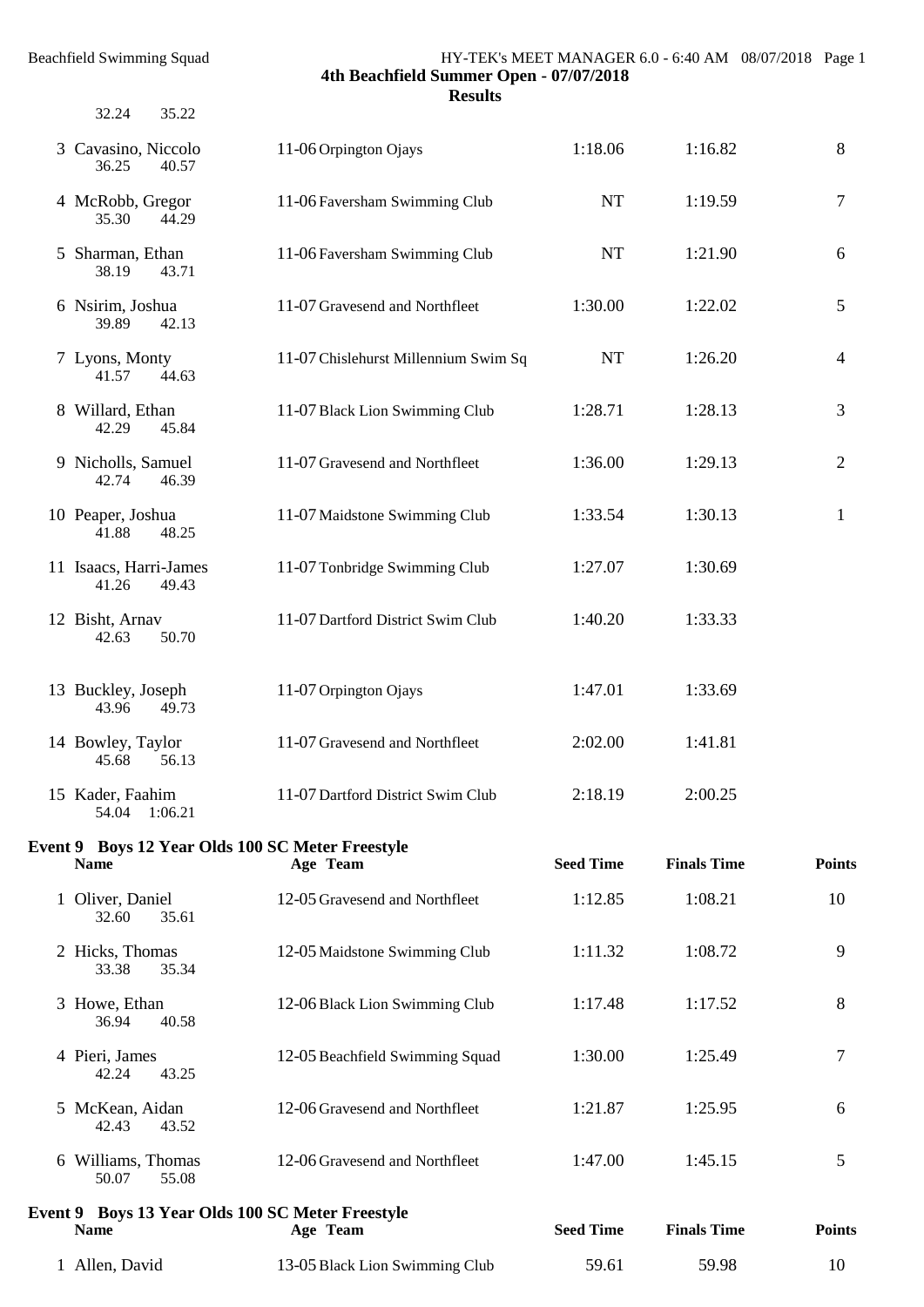| | | | | | |
|---|---|---|---|---|---|
| 32.24 35.22 | | | | | |
| 3 Cavasino, Niccolo | 11-06 | Orpington Ojays | 1:18.06 | 1:16.82 | 8 |
| 36.25 40.57 | | | | | |
| 4 McRobb, Gregor | 11-06 | Faversham Swimming Club | NT | 1:19.59 | 7 |
| 35.30 44.29 | | | | | |
| 5 Sharman, Ethan | 11-06 | Faversham Swimming Club | NT | 1:21.90 | 6 |
| 38.19 43.71 | | | | | |
| 6 Nsirim, Joshua | 11-07 | Gravesend and Northfleet | 1:30.00 | 1:22.02 | 5 |
| 39.89 42.13 | | | | | |
| 7 Lyons, Monty | 11-07 | Chislehurst Millennium Swim Sq | NT | 1:26.20 | 4 |
| 41.57 44.63 | | | | | |
| 8 Willard, Ethan | 11-07 | Black Lion Swimming Club | 1:28.71 | 1:28.13 | 3 |
| 42.29 45.84 | | | | | |
| 9 Nicholls, Samuel | 11-07 | Gravesend and Northfleet | 1:36.00 | 1:29.13 | 2 |
| 42.74 46.39 | | | | | |
| 10 Peaper, Joshua | 11-07 | Maidstone Swimming Club | 1:33.54 | 1:30.13 | 1 |
| 41.88 48.25 | | | | | |
| 11 Isaacs, Harri-James | 11-07 | Tonbridge Swimming Club | 1:27.07 | 1:30.69 | |
| 41.26 49.43 | | | | | |
| 12 Bisht, Arnav | 11-07 | Dartford District Swim Club | 1:40.20 | 1:33.33 | |
| 42.63 50.70 | | | | | |
| 13 Buckley, Joseph | 11-07 | Orpington Ojays | 1:47.01 | 1:33.69 | |
| 43.96 49.73 | | | | | |
| 14 Bowley, Taylor | 11-07 | Gravesend and Northfleet | 2:02.00 | 1:41.81 | |
| 45.68 56.13 | | | | | |
| 15 Kader, Faahim | 11-07 | Dartford District Swim Club | 2:18.19 | 2:00.25 | |
| 54.04 1:06.21 | | | | | |

### Event 9 Boys 12 Year Olds 100 SC Meter Freestyle

| Name | Age | Team | Seed Time | Finals Time | Points |
|---|---|---|---|---|---|
| 1 Oliver, Daniel | 12-05 | Gravesend and Northfleet | 1:12.85 | 1:08.21 | 10 |
| 32.60 35.61 | | | | | |
| 2 Hicks, Thomas | 12-05 | Maidstone Swimming Club | 1:11.32 | 1:08.72 | 9 |
| 33.38 35.34 | | | | | |
| 3 Howe, Ethan | 12-06 | Black Lion Swimming Club | 1:17.48 | 1:17.52 | 8 |
| 36.94 40.58 | | | | | |
| 4 Pieri, James | 12-05 | Beachfield Swimming Squad | 1:30.00 | 1:25.49 | 7 |
| 42.24 43.25 | | | | | |
| 5 McKean, Aidan | 12-06 | Gravesend and Northfleet | 1:21.87 | 1:25.95 | 6 |
| 42.43 43.52 | | | | | |
| 6 Williams, Thomas | 12-06 | Gravesend and Northfleet | 1:47.00 | 1:45.15 | 5 |
| 50.07 55.08 | | | | | |

### Event 9 Boys 13 Year Olds 100 SC Meter Freestyle

| Name | Age | Team | Seed Time | Finals Time | Points |
|---|---|---|---|---|---|
| 1 Allen, David | 13-05 | Black Lion Swimming Club | 59.61 | 59.98 | 10 |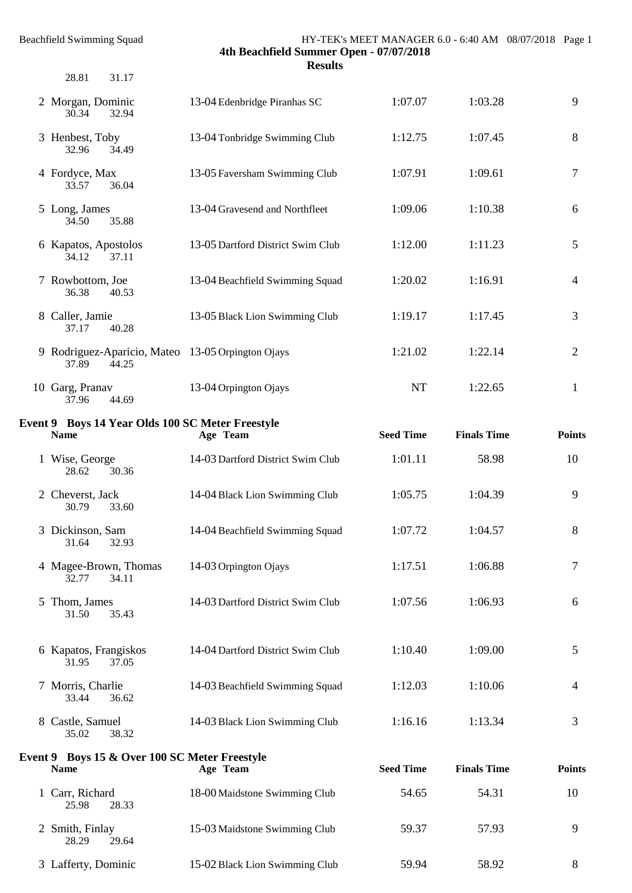| | | | | | |
|---|---|---|---|---|---|
| | 28.81 31.17 | | | | |
| 2 | Morgan, Dominic<br>30.34 32.94 | 13-04 Edenbridge Piranhas SC | 1:07.07 | 1:03.28 | 9 |
| 3 | Henbest, Toby<br>32.96 34.49 | 13-04 Tonbridge Swimming Club | 1:12.75 | 1:07.45 | 8 |
| 4 | Fordyce, Max<br>33.57 36.04 | 13-05 Faversham Swimming Club | 1:07.91 | 1:09.61 | 7 |
| 5 | Long, James<br>34.50 35.88 | 13-04 Gravesend and Northfleet | 1:09.06 | 1:10.38 | 6 |
| 6 | Kapatos, Apostolos<br>34.12 37.11 | 13-05 Dartford District Swim Club | 1:12.00 | 1:11.23 | 5 |
| 7 | Rowbottom, Joe<br>36.38 40.53 | 13-04 Beachfield Swimming Squad | 1:20.02 | 1:16.91 | 4 |
| 8 | Caller, Jamie<br>37.17 40.28 | 13-05 Black Lion Swimming Club | 1:19.17 | 1:17.45 | 3 |
| 9 | Rodriguez-Aparicio, Mateo<br>37.89 44.25 | 13-05 Orpington Ojays | 1:21.02 | 1:22.14 | 2 |
| 10 | Garg, Pranav<br>37.96 44.69 | 13-04 Orpington Ojays | NT | 1:22.65 | 1 |

**Event 9 Boys 14 Year Olds 100 SC Meter Freestyle**

| | Name | Age Team | Seed Time | Finals Time | Points |
|---|---|---|---|---|---|
| 1 | Wise, George<br>28.62 30.36 | 14-03 Dartford District Swim Club | 1:01.11 | 58.98 | 10 |
| 2 | Cheverst, Jack<br>30.79 33.60 | 14-04 Black Lion Swimming Club | 1:05.75 | 1:04.39 | 9 |
| 3 | Dickinson, Sam<br>31.64 32.93 | 14-04 Beachfield Swimming Squad | 1:07.72 | 1:04.57 | 8 |
| 4 | Magee-Brown, Thomas<br>32.77 34.11 | 14-03 Orpington Ojays | 1:17.51 | 1:06.88 | 7 |
| 5 | Thom, James<br>31.50 35.43 | 14-03 Dartford District Swim Club | 1:07.56 | 1:06.93 | 6 |
| 6 | Kapatos, Frangiskos<br>31.95 37.05 | 14-04 Dartford District Swim Club | 1:10.40 | 1:09.00 | 5 |
| 7 | Morris, Charlie<br>33.44 36.62 | 14-03 Beachfield Swimming Squad | 1:12.03 | 1:10.06 | 4 |
| 8 | Castle, Samuel<br>35.02 38.32 | 14-03 Black Lion Swimming Club | 1:16.16 | 1:13.34 | 3 |

**Event 9 Boys 15 & Over 100 SC Meter Freestyle**

| | Name | Age Team | Seed Time | Finals Time | Points |
|---|---|---|---|---|---|
| 1 | Carr, Richard<br>25.98 28.33 | 18-00 Maidstone Swimming Club | 54.65 | 54.31 | 10 |
| 2 | Smith, Finlay<br>28.29 29.64 | 15-03 Maidstone Swimming Club | 59.37 | 57.93 | 9 |
| 3 | Lafferty, Dominic | 15-02 Black Lion Swimming Club | 59.94 | 58.92 | 8 |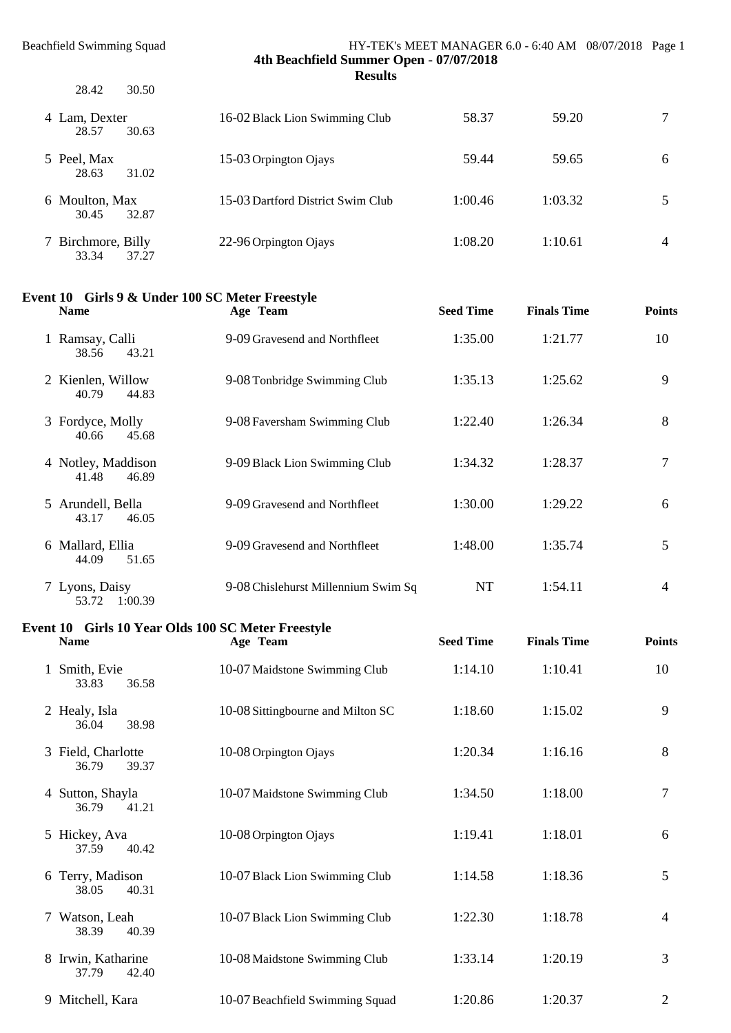28.42 30.50

| | | | | |
|---|---|---|---|---|
| 4 Lam, Dexter<br>28.57 30.63 | 16-02 Black Lion Swimming Club | 58.37 | 59.20 | 7 |
| 5 Peel, Max<br>28.63 31.02 | 15-03 Orpington Ojays | 59.44 | 59.65 | 6 |
| 6 Moulton, Max<br>30.45 32.87 | 15-03 Dartford District Swim Club | 1:00.46 | 1:03.32 | 5 |
| 7 Birchmore, Billy<br>33.34 37.27 | 22-96 Orpington Ojays | 1:08.20 | 1:10.61 | 4 |

## Event 10 Girls 9 & Under 100 SC Meter Freestyle

| Name | Age Team | Seed Time | Finals Time | Points |
|---|---|---|---|---|
| 1 Ramsay, Calli<br>38.56 43.21 | 9-09 Gravesend and Northfleet | 1:35.00 | 1:21.77 | 10 |
| 2 Kienlen, Willow<br>40.79 44.83 | 9-08 Tonbridge Swimming Club | 1:35.13 | 1:25.62 | 9 |
| 3 Fordyce, Molly<br>40.66 45.68 | 9-08 Faversham Swimming Club | 1:22.40 | 1:26.34 | 8 |
| 4 Notley, Maddison<br>41.48 46.89 | 9-09 Black Lion Swimming Club | 1:34.32 | 1:28.37 | 7 |
| 5 Arundell, Bella<br>43.17 46.05 | 9-09 Gravesend and Northfleet | 1:30.00 | 1:29.22 | 6 |
| 6 Mallard, Ellia<br>44.09 51.65 | 9-09 Gravesend and Northfleet | 1:48.00 | 1:35.74 | 5 |
| 7 Lyons, Daisy<br>53.72 1:00.39 | 9-08 Chislehurst Millennium Swim Sq | NT | 1:54.11 | 4 |

## Event 10 Girls 10 Year Olds 100 SC Meter Freestyle

| Name | Age Team | Seed Time | Finals Time | Points |
|---|---|---|---|---|
| 1 Smith, Evie<br>33.83 36.58 | 10-07 Maidstone Swimming Club | 1:14.10 | 1:10.41 | 10 |
| 2 Healy, Isla<br>36.04 38.98 | 10-08 Sittingbourne and Milton SC | 1:18.60 | 1:15.02 | 9 |
| 3 Field, Charlotte<br>36.79 39.37 | 10-08 Orpington Ojays | 1:20.34 | 1:16.16 | 8 |
| 4 Sutton, Shayla<br>36.79 41.21 | 10-07 Maidstone Swimming Club | 1:34.50 | 1:18.00 | 7 |
| 5 Hickey, Ava<br>37.59 40.42 | 10-08 Orpington Ojays | 1:19.41 | 1:18.01 | 6 |
| 6 Terry, Madison<br>38.05 40.31 | 10-07 Black Lion Swimming Club | 1:14.58 | 1:18.36 | 5 |
| 7 Watson, Leah<br>38.39 40.39 | 10-07 Black Lion Swimming Club | 1:22.30 | 1:18.78 | 4 |
| 8 Irwin, Katharine<br>37.79 42.40 | 10-08 Maidstone Swimming Club | 1:33.14 | 1:20.19 | 3 |
| 9 Mitchell, Kara | 10-07 Beachfield Swimming Squad | 1:20.86 | 1:20.37 | 2 |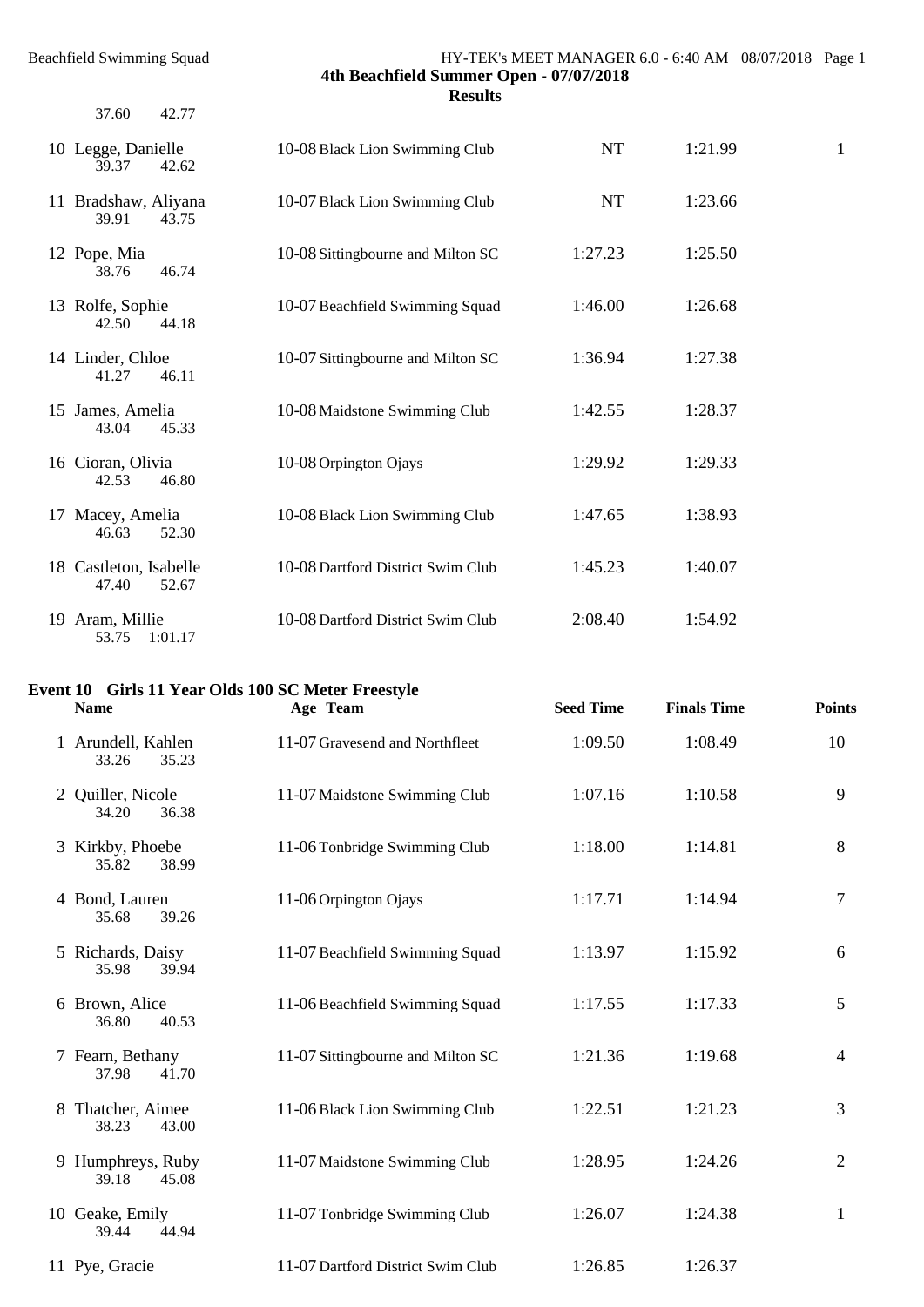37.60 42.77

| | | | | | |
|---|---|---|---|---|---|
| 10 Legge, Danielle<br>39.37 42.62 | 10-08 Black Lion Swimming Club | NT | 1:21.99 | 1 |
| 11 Bradshaw, Aliyana<br>39.91 43.75 | 10-07 Black Lion Swimming Club | NT | 1:23.66 | |
| 12 Pope, Mia<br>38.76 46.74 | 10-08 Sittingbourne and Milton SC | 1:27.23 | 1:25.50 | |
| 13 Rolfe, Sophie<br>42.50 44.18 | 10-07 Beachfield Swimming Squad | 1:46.00 | 1:26.68 | |
| 14 Linder, Chloe<br>41.27 46.11 | 10-07 Sittingbourne and Milton SC | 1:36.94 | 1:27.38 | |
| 15 James, Amelia<br>43.04 45.33 | 10-08 Maidstone Swimming Club | 1:42.55 | 1:28.37 | |
| 16 Cioran, Olivia<br>42.53 46.80 | 10-08 Orpington Ojays | 1:29.92 | 1:29.33 | |
| 17 Macey, Amelia<br>46.63 52.30 | 10-08 Black Lion Swimming Club | 1:47.65 | 1:38.93 | |
| 18 Castleton, Isabelle<br>47.40 52.67 | 10-08 Dartford District Swim Club | 1:45.23 | 1:40.07 | |
| 19 Aram, Millie<br>53.75 1:01.17 | 10-08 Dartford District Swim Club | 2:08.40 | 1:54.92 | |

### Event 10 Girls 11 Year Olds 100 SC Meter Freestyle

| Name | Age Team | Seed Time | Finals Time | Points |
|---|---|---|---|---|
| 1 Arundell, Kahlen<br>33.26 35.23 | 11-07 Gravesend and Northfleet | 1:09.50 | 1:08.49 | 10 |
| 2 Quiller, Nicole<br>34.20 36.38 | 11-07 Maidstone Swimming Club | 1:07.16 | 1:10.58 | 9 |
| 3 Kirkby, Phoebe<br>35.82 38.99 | 11-06 Tonbridge Swimming Club | 1:18.00 | 1:14.81 | 8 |
| 4 Bond, Lauren<br>35.68 39.26 | 11-06 Orpington Ojays | 1:17.71 | 1:14.94 | 7 |
| 5 Richards, Daisy<br>35.98 39.94 | 11-07 Beachfield Swimming Squad | 1:13.97 | 1:15.92 | 6 |
| 6 Brown, Alice<br>36.80 40.53 | 11-06 Beachfield Swimming Squad | 1:17.55 | 1:17.33 | 5 |
| 7 Fearn, Bethany<br>37.98 41.70 | 11-07 Sittingbourne and Milton SC | 1:21.36 | 1:19.68 | 4 |
| 8 Thatcher, Aimee<br>38.23 43.00 | 11-06 Black Lion Swimming Club | 1:22.51 | 1:21.23 | 3 |
| 9 Humphreys, Ruby<br>39.18 45.08 | 11-07 Maidstone Swimming Club | 1:28.95 | 1:24.26 | 2 |
| 10 Geake, Emily<br>39.44 44.94 | 11-07 Tonbridge Swimming Club | 1:26.07 | 1:24.38 | 1 |
| 11 Pye, Gracie | 11-07 Dartford District Swim Club | 1:26.85 | 1:26.37 | |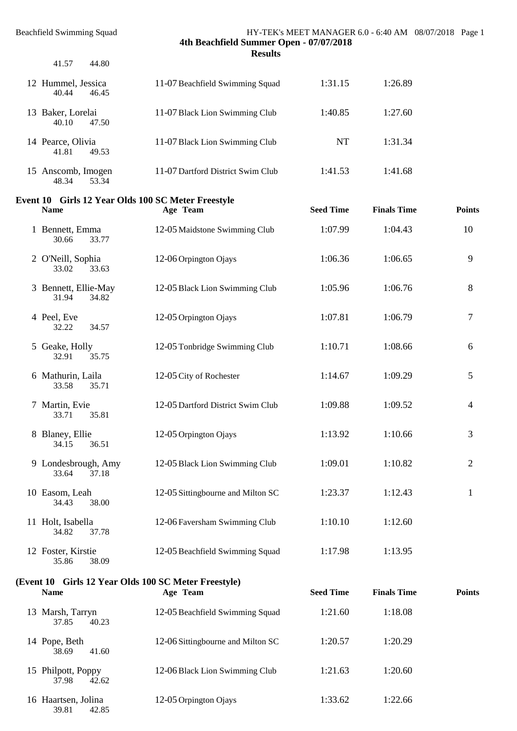41.57 44.80

| | | | | |
|---|---|---|---|---|
| 12 Hummel, Jessica<br>40.44 46.45 | 11-07 Beachfield Swimming Squad | 1:31.15 | 1:26.89 | |
| 13 Baker, Lorelai<br>40.10 47.50 | 11-07 Black Lion Swimming Club | 1:40.85 | 1:27.60 | |
| 14 Pearce, Olivia<br>41.81 49.53 | 11-07 Black Lion Swimming Club | NT | 1:31.34 | |
| 15 Anscomb, Imogen<br>48.34 53.34 | 11-07 Dartford District Swim Club | 1:41.53 | 1:41.68 | |

**Event 10 Girls 12 Year Olds 100 SC Meter Freestyle**

| Name | Age Team | Seed Time | Finals Time | Points |
|---|---|---|---|---|
| 1 Bennett, Emma<br>30.66 33.77 | 12-05 Maidstone Swimming Club | 1:07.99 | 1:04.43 | 10 |
| 2 O'Neill, Sophia<br>33.02 33.63 | 12-06 Orpington Ojays | 1:06.36 | 1:06.65 | 9 |
| 3 Bennett, Ellie-May<br>31.94 34.82 | 12-05 Black Lion Swimming Club | 1:05.96 | 1:06.76 | 8 |
| 4 Peel, Eve<br>32.22 34.57 | 12-05 Orpington Ojays | 1:07.81 | 1:06.79 | 7 |
| 5 Geake, Holly<br>32.91 35.75 | 12-05 Tonbridge Swimming Club | 1:10.71 | 1:08.66 | 6 |
| 6 Mathurin, Laila<br>33.58 35.71 | 12-05 City of Rochester | 1:14.67 | 1:09.29 | 5 |
| 7 Martin, Evie<br>33.71 35.81 | 12-05 Dartford District Swim Club | 1:09.88 | 1:09.52 | 4 |
| 8 Blaney, Ellie<br>34.15 36.51 | 12-05 Orpington Ojays | 1:13.92 | 1:10.66 | 3 |
| 9 Londesbrough, Amy<br>33.64 37.18 | 12-05 Black Lion Swimming Club | 1:09.01 | 1:10.82 | 2 |
| 10 Easom, Leah<br>34.43 38.00 | 12-05 Sittingbourne and Milton SC | 1:23.37 | 1:12.43 | 1 |
| 11 Holt, Isabella<br>34.82 37.78 | 12-06 Faversham Swimming Club | 1:10.10 | 1:12.60 | |
| 12 Foster, Kirstie<br>35.86 38.09 | 12-05 Beachfield Swimming Squad | 1:17.98 | 1:13.95 | |

**(Event 10 Girls 12 Year Olds 100 SC Meter Freestyle)**

| Name | Age Team | Seed Time | Finals Time | Points |
|---|---|---|---|---|
| 13 Marsh, Tarryn<br>37.85 40.23 | 12-05 Beachfield Swimming Squad | 1:21.60 | 1:18.08 | |
| 14 Pope, Beth<br>38.69 41.60 | 12-06 Sittingbourne and Milton SC | 1:20.57 | 1:20.29 | |
| 15 Philpott, Poppy<br>37.98 42.62 | 12-06 Black Lion Swimming Club | 1:21.63 | 1:20.60 | |
| 16 Haartsen, Jolina<br>39.81 42.85 | 12-05 Orpington Ojays | 1:33.62 | 1:22.66 | |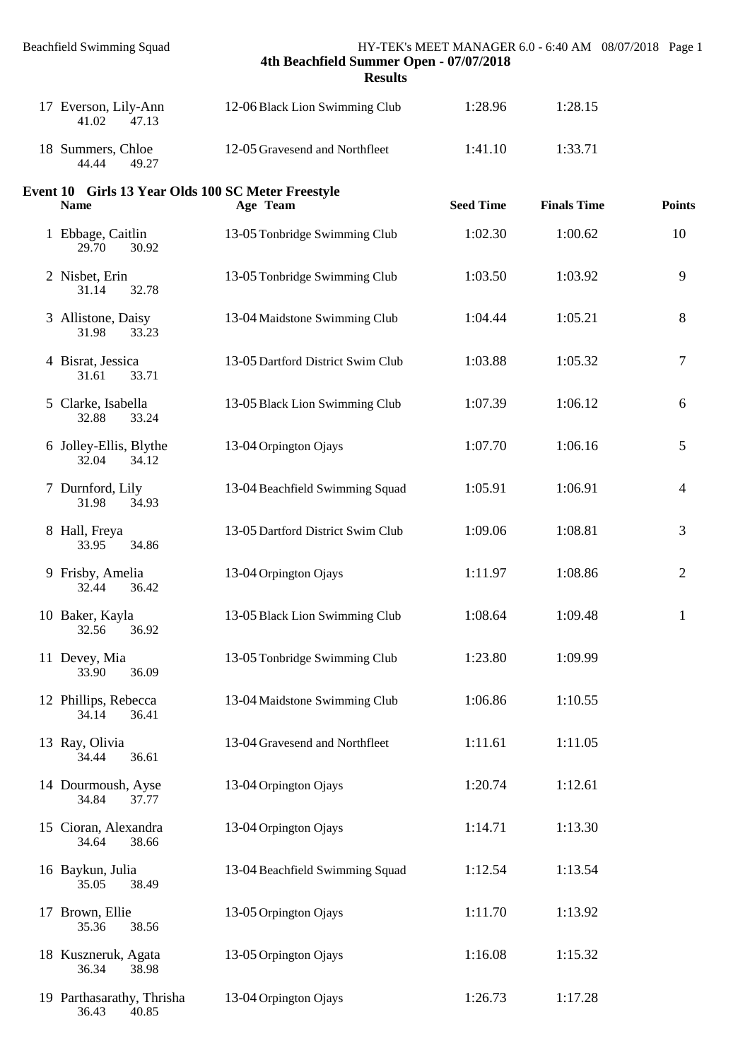| | | | | | |
|---|---|---|---|---|---|
| 17 | Everson, Lily-Ann | 12-06 Black Lion Swimming Club | 1:28.96 | 1:28.15 | |
| | 41.02 47.13 | | | | |
| 18 | Summers, Chloe | 12-05 Gravesend and Northfleet | 1:41.10 | 1:33.71 | |
| | 44.44 49.27 | | | | |

### Event 10 Girls 13 Year Olds 100 SC Meter Freestyle

| | Name | Age Team | Seed Time | Finals Time | Points |
|---|---|---|---|---|---|
| 1 | Ebbage, Caitlin | 13-05 Tonbridge Swimming Club | 1:02.30 | 1:00.62 | 10 |
| | 29.70 30.92 | | | | |
| 2 | Nisbet, Erin | 13-05 Tonbridge Swimming Club | 1:03.50 | 1:03.92 | 9 |
| | 31.14 32.78 | | | | |
| 3 | Allistone, Daisy | 13-04 Maidstone Swimming Club | 1:04.44 | 1:05.21 | 8 |
| | 31.98 33.23 | | | | |
| 4 | Bisrat, Jessica | 13-05 Dartford District Swim Club | 1:03.88 | 1:05.32 | 7 |
| | 31.61 33.71 | | | | |
| 5 | Clarke, Isabella | 13-05 Black Lion Swimming Club | 1:07.39 | 1:06.12 | 6 |
| | 32.88 33.24 | | | | |
| 6 | Jolley-Ellis, Blythe | 13-04 Orpington Ojays | 1:07.70 | 1:06.16 | 5 |
| | 32.04 34.12 | | | | |
| 7 | Durnford, Lily | 13-04 Beachfield Swimming Squad | 1:05.91 | 1:06.91 | 4 |
| | 31.98 34.93 | | | | |
| 8 | Hall, Freya | 13-05 Dartford District Swim Club | 1:09.06 | 1:08.81 | 3 |
| | 33.95 34.86 | | | | |
| 9 | Frisby, Amelia | 13-04 Orpington Ojays | 1:11.97 | 1:08.86 | 2 |
| | 32.44 36.42 | | | | |
| 10 | Baker, Kayla | 13-05 Black Lion Swimming Club | 1:08.64 | 1:09.48 | 1 |
| | 32.56 36.92 | | | | |
| 11 | Devey, Mia | 13-05 Tonbridge Swimming Club | 1:23.80 | 1:09.99 | |
| | 33.90 36.09 | | | | |
| 12 | Phillips, Rebecca | 13-04 Maidstone Swimming Club | 1:06.86 | 1:10.55 | |
| | 34.14 36.41 | | | | |
| 13 | Ray, Olivia | 13-04 Gravesend and Northfleet | 1:11.61 | 1:11.05 | |
| | 34.44 36.61 | | | | |
| 14 | Dourmoush, Ayse | 13-04 Orpington Ojays | 1:20.74 | 1:12.61 | |
| | 34.84 37.77 | | | | |
| 15 | Cioran, Alexandra | 13-04 Orpington Ojays | 1:14.71 | 1:13.30 | |
| | 34.64 38.66 | | | | |
| 16 | Baykun, Julia | 13-04 Beachfield Swimming Squad | 1:12.54 | 1:13.54 | |
| | 35.05 38.49 | | | | |
| 17 | Brown, Ellie | 13-05 Orpington Ojays | 1:11.70 | 1:13.92 | |
| | 35.36 38.56 | | | | |
| 18 | Kuszneruk, Agata | 13-05 Orpington Ojays | 1:16.08 | 1:15.32 | |
| | 36.34 38.98 | | | | |
| 19 | Parthasarathy, Thrisha | 13-04 Orpington Ojays | 1:26.73 | 1:17.28 | |
| | 36.43 40.85 | | | | |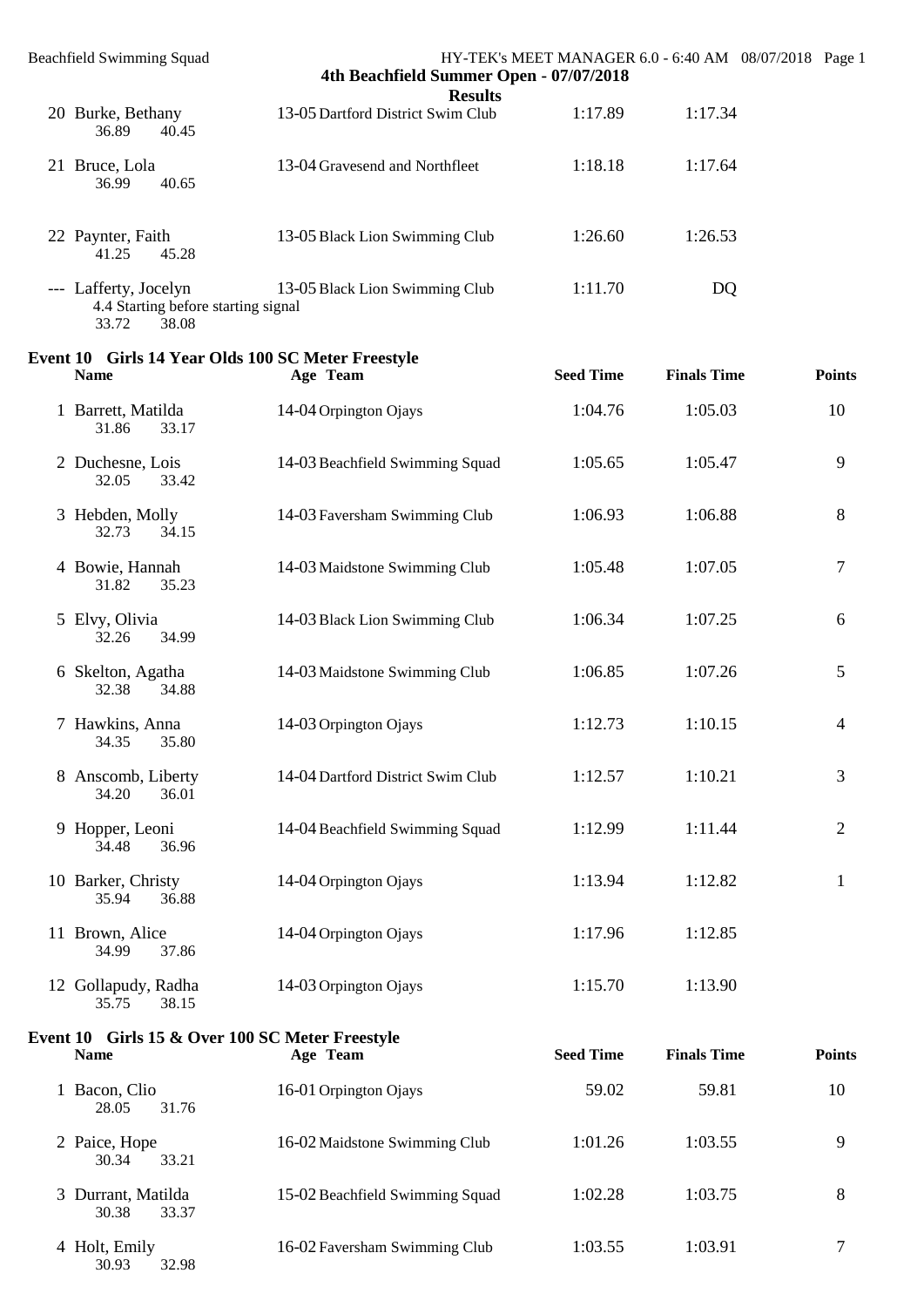| | Name | Age | Team | Seed Time | Finals Time | Points |
|---|---|---|---|---|---|---|
| 20 | Burke, Bethany | 13-05 | Dartford District Swim Club | 1:17.89 | 1:17.34 | |
| | 36.89 40.45 | | | | | |
| 21 | Bruce, Lola | 13-04 | Gravesend and Northfleet | 1:18.18 | 1:17.64 | |
| | 36.99 40.65 | | | | | |
| 22 | Paynter, Faith | 13-05 | Black Lion Swimming Club | 1:26.60 | 1:26.53 | |
| | 41.25 45.28 | | | | | |
| --- | Lafferty, Jocelyn | 13-05 | Black Lion Swimming Club | 1:11.70 | DQ | |
| | 4.4 Starting before starting signal | | | | | |
| | 33.72 38.08 | | | | | |

## Event 10 Girls 14 Year Olds 100 SC Meter Freestyle

| | Name | Age | Team | Seed Time | Finals Time | Points |
|---|---|---|---|---|---|---|
| 1 | Barrett, Matilda | 14-04 | Orpington Ojays | 1:04.76 | 1:05.03 | 10 |
| | 31.86 33.17 | | | | | |
| 2 | Duchesne, Lois | 14-03 | Beachfield Swimming Squad | 1:05.65 | 1:05.47 | 9 |
| | 32.05 33.42 | | | | | |
| 3 | Hebden, Molly | 14-03 | Faversham Swimming Club | 1:06.93 | 1:06.88 | 8 |
| | 32.73 34.15 | | | | | |
| 4 | Bowie, Hannah | 14-03 | Maidstone Swimming Club | 1:05.48 | 1:07.05 | 7 |
| | 31.82 35.23 | | | | | |
| 5 | Elvy, Olivia | 14-03 | Black Lion Swimming Club | 1:06.34 | 1:07.25 | 6 |
| | 32.26 34.99 | | | | | |
| 6 | Skelton, Agatha | 14-03 | Maidstone Swimming Club | 1:06.85 | 1:07.26 | 5 |
| | 32.38 34.88 | | | | | |
| 7 | Hawkins, Anna | 14-03 | Orpington Ojays | 1:12.73 | 1:10.15 | 4 |
| | 34.35 35.80 | | | | | |
| 8 | Anscomb, Liberty | 14-04 | Dartford District Swim Club | 1:12.57 | 1:10.21 | 3 |
| | 34.20 36.01 | | | | | |
| 9 | Hopper, Leoni | 14-04 | Beachfield Swimming Squad | 1:12.99 | 1:11.44 | 2 |
| | 34.48 36.96 | | | | | |
| 10 | Barker, Christy | 14-04 | Orpington Ojays | 1:13.94 | 1:12.82 | 1 |
| | 35.94 36.88 | | | | | |
| 11 | Brown, Alice | 14-04 | Orpington Ojays | 1:17.96 | 1:12.85 | |
| | 34.99 37.86 | | | | | |
| 12 | Gollapudy, Radha | 14-03 | Orpington Ojays | 1:15.70 | 1:13.90 | |
| | 35.75 38.15 | | | | | |

## Event 10 Girls 15 & Over 100 SC Meter Freestyle

| | Name | Age | Team | Seed Time | Finals Time | Points |
|---|---|---|---|---|---|---|
| 1 | Bacon, Clio | 16-01 | Orpington Ojays | 59.02 | 59.81 | 10 |
| | 28.05 31.76 | | | | | |
| 2 | Paice, Hope | 16-02 | Maidstone Swimming Club | 1:01.26 | 1:03.55 | 9 |
| | 30.34 33.21 | | | | | |
| 3 | Durrant, Matilda | 15-02 | Beachfield Swimming Squad | 1:02.28 | 1:03.75 | 8 |
| | 30.38 33.37 | | | | | |
| 4 | Holt, Emily | 16-02 | Faversham Swimming Club | 1:03.55 | 1:03.91 | 7 |
| | 30.93 32.98 | | | | | |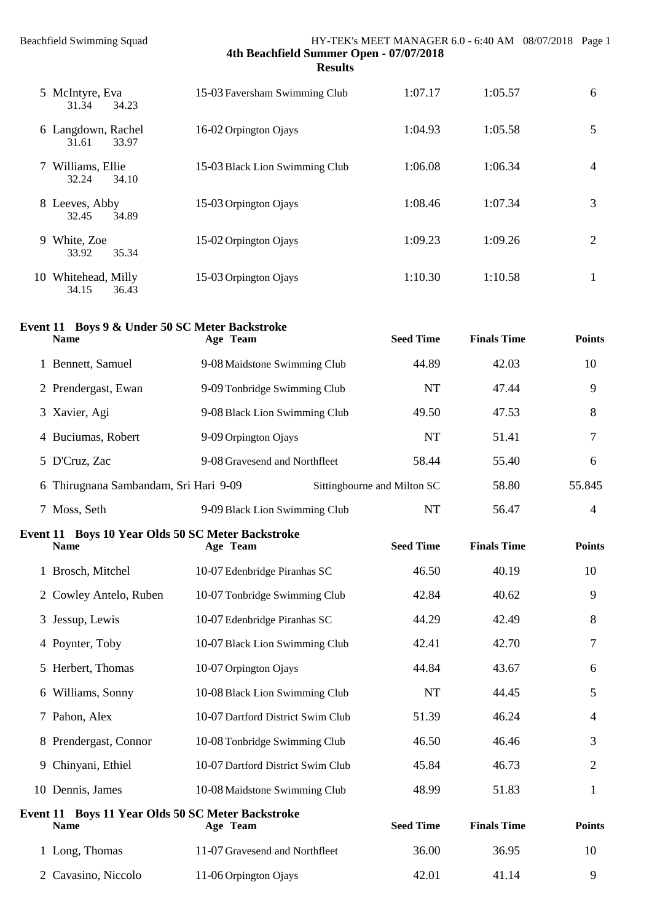| | | | | | |
|---|---|---|---|---|---|
| 5 | McIntyre, Eva<br>31.34 34.23 | 15-03 Faversham Swimming Club | 1:07.17 | 1:05.57 | 6 |
| 6 | Langdown, Rachel<br>31.61 33.97 | 16-02 Orpington Ojays | 1:04.93 | 1:05.58 | 5 |
| 7 | Williams, Ellie<br>32.24 34.10 | 15-03 Black Lion Swimming Club | 1:06.08 | 1:06.34 | 4 |
| 8 | Leeves, Abby<br>32.45 34.89 | 15-03 Orpington Ojays | 1:08.46 | 1:07.34 | 3 |
| 9 | White, Zoe<br>33.92 35.34 | 15-02 Orpington Ojays | 1:09.23 | 1:09.26 | 2 |
| 10 | Whitehead, Milly<br>34.15 36.43 | 15-03 Orpington Ojays | 1:10.30 | 1:10.58 | 1 |

## Event 11 Boys 9 & Under 50 SC Meter Backstroke

| | Name | Age Team | Seed Time | Finals Time | Points |
|---|---|---|---|---|---|
| 1 | Bennett, Samuel | 9-08 Maidstone Swimming Club | 44.89 | 42.03 | 10 |
| 2 | Prendergast, Ewan | 9-09 Tonbridge Swimming Club | NT | 47.44 | 9 |
| 3 | Xavier, Agi | 9-08 Black Lion Swimming Club | 49.50 | 47.53 | 8 |
| 4 | Buciumas, Robert | 9-09 Orpington Ojays | NT | 51.41 | 7 |
| 5 | D'Cruz, Zac | 9-08 Gravesend and Northfleet | 58.44 | 55.40 | 6 |
| 6 | Thirugnana Sambandam, Sri Hari 9-09 | | Sittingbourne and Milton SC | 58.80 | 55.845 |
| 7 | Moss, Seth | 9-09 Black Lion Swimming Club | NT | 56.47 | 4 |

## Event 11 Boys 10 Year Olds 50 SC Meter Backstroke

| | Name | Age Team | Seed Time | Finals Time | Points |
|---|---|---|---|---|---|
| 1 | Brosch, Mitchel | 10-07 Edenbridge Piranhas SC | 46.50 | 40.19 | 10 |
| 2 | Cowley Antelo, Ruben | 10-07 Tonbridge Swimming Club | 42.84 | 40.62 | 9 |
| 3 | Jessup, Lewis | 10-07 Edenbridge Piranhas SC | 44.29 | 42.49 | 8 |
| 4 | Poynter, Toby | 10-07 Black Lion Swimming Club | 42.41 | 42.70 | 7 |
| 5 | Herbert, Thomas | 10-07 Orpington Ojays | 44.84 | 43.67 | 6 |
| 6 | Williams, Sonny | 10-08 Black Lion Swimming Club | NT | 44.45 | 5 |
| 7 | Pahon, Alex | 10-07 Dartford District Swim Club | 51.39 | 46.24 | 4 |
| 8 | Prendergast, Connor | 10-08 Tonbridge Swimming Club | 46.50 | 46.46 | 3 |
| 9 | Chinyani, Ethiel | 10-07 Dartford District Swim Club | 45.84 | 46.73 | 2 |
| 10 | Dennis, James | 10-08 Maidstone Swimming Club | 48.99 | 51.83 | 1 |

## Event 11 Boys 11 Year Olds 50 SC Meter Backstroke

| | Name | Age Team | Seed Time | Finals Time | Points |
|---|---|---|---|---|---|
| 1 | Long, Thomas | 11-07 Gravesend and Northfleet | 36.00 | 36.95 | 10 |
| 2 | Cavasino, Niccolo | 11-06 Orpington Ojays | 42.01 | 41.14 | 9 |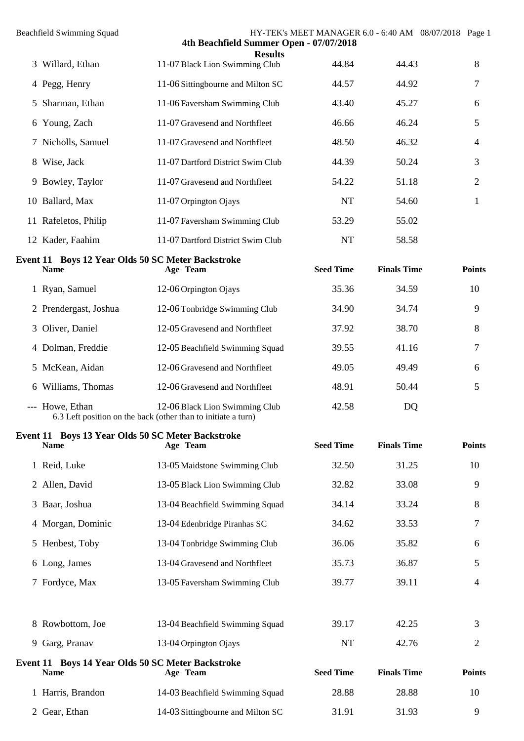## 4th Beachfield Summer Open - 07/07/2018

### Results

| | | | | | |
|---|---|---|---|---|---|
| 3 | Willard, Ethan | 11-07 Black Lion Swimming Club | 44.84 | 44.43 | 8 |
| 4 | Pegg, Henry | 11-06 Sittingbourne and Milton SC | 44.57 | 44.92 | 7 |
| 5 | Sharman, Ethan | 11-06 Faversham Swimming Club | 43.40 | 45.27 | 6 |
| 6 | Young, Zach | 11-07 Gravesend and Northfleet | 46.66 | 46.24 | 5 |
| 7 | Nicholls, Samuel | 11-07 Gravesend and Northfleet | 48.50 | 46.32 | 4 |
| 8 | Wise, Jack | 11-07 Dartford District Swim Club | 44.39 | 50.24 | 3 |
| 9 | Bowley, Taylor | 11-07 Gravesend and Northfleet | 54.22 | 51.18 | 2 |
| 10 | Ballard, Max | 11-07 Orpington Ojays | NT | 54.60 | 1 |
| 11 | Rafeletos, Philip | 11-07 Faversham Swimming Club | 53.29 | 55.02 | |
| 12 | Kader, Faahim | 11-07 Dartford District Swim Club | NT | 58.58 | |

### Event 11 Boys 12 Year Olds 50 SC Meter Backstroke

| | Name | Age Team | Seed Time | Finals Time | Points |
|---|---|---|---|---|---|
| 1 | Ryan, Samuel | 12-06 Orpington Ojays | 35.36 | 34.59 | 10 |
| 2 | Prendergast, Joshua | 12-06 Tonbridge Swimming Club | 34.90 | 34.74 | 9 |
| 3 | Oliver, Daniel | 12-05 Gravesend and Northfleet | 37.92 | 38.70 | 8 |
| 4 | Dolman, Freddie | 12-05 Beachfield Swimming Squad | 39.55 | 41.16 | 7 |
| 5 | McKean, Aidan | 12-06 Gravesend and Northfleet | 49.05 | 49.49 | 6 |
| 6 | Williams, Thomas | 12-06 Gravesend and Northfleet | 48.91 | 50.44 | 5 |
| --- | Howe, Ethan | 12-06 Black Lion Swimming Club | 42.58 | DQ | |

6.3 Left position on the back (other than to initiate a turn)

### Event 11 Boys 13 Year Olds 50 SC Meter Backstroke

| | Name | Age Team | Seed Time | Finals Time | Points |
|---|---|---|---|---|---|
| 1 | Reid, Luke | 13-05 Maidstone Swimming Club | 32.50 | 31.25 | 10 |
| 2 | Allen, David | 13-05 Black Lion Swimming Club | 32.82 | 33.08 | 9 |
| 3 | Baar, Joshua | 13-04 Beachfield Swimming Squad | 34.14 | 33.24 | 8 |
| 4 | Morgan, Dominic | 13-04 Edenbridge Piranhas SC | 34.62 | 33.53 | 7 |
| 5 | Henbest, Toby | 13-04 Tonbridge Swimming Club | 36.06 | 35.82 | 6 |
| 6 | Long, James | 13-04 Gravesend and Northfleet | 35.73 | 36.87 | 5 |
| 7 | Fordyce, Max | 13-05 Faversham Swimming Club | 39.77 | 39.11 | 4 |
| 8 | Rowbottom, Joe | 13-04 Beachfield Swimming Squad | 39.17 | 42.25 | 3 |
| 9 | Garg, Pranav | 13-04 Orpington Ojays | NT | 42.76 | 2 |

### Event 11 Boys 14 Year Olds 50 SC Meter Backstroke

| | Name | Age Team | Seed Time | Finals Time | Points |
|---|---|---|---|---|---|
| 1 | Harris, Brandon | 14-03 Beachfield Swimming Squad | 28.88 | 28.88 | 10 |
| 2 | Gear, Ethan | 14-03 Sittingbourne and Milton SC | 31.91 | 31.93 | 9 |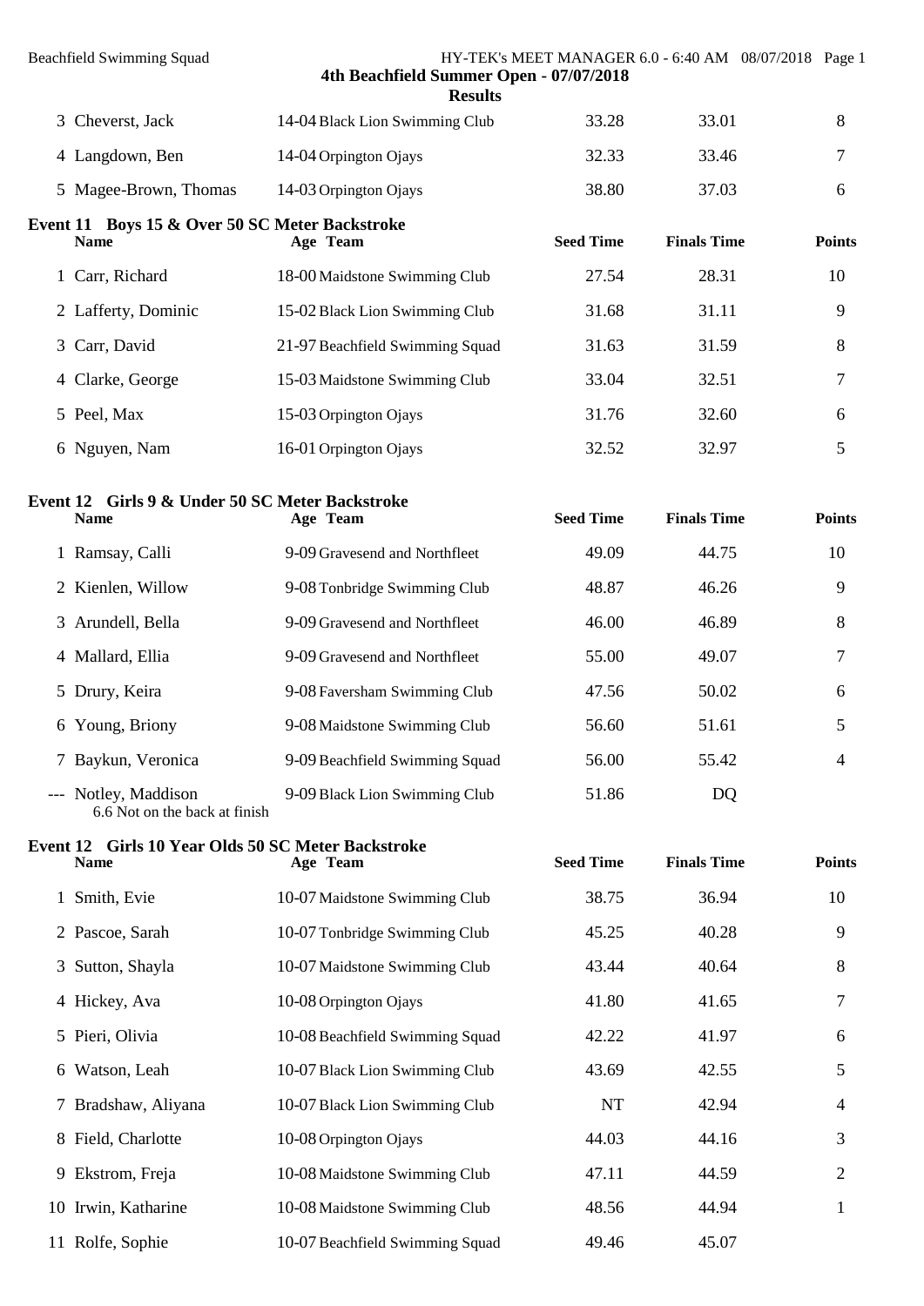4th Beachfield Summer Open - 07/07/2018

Results

| | | | | | |
|---|---|---|---|---|---|
| 3 | Cheverst, Jack | 14-04 Black Lion Swimming Club | 33.28 | 33.01 | 8 |
| 4 | Langdown, Ben | 14-04 Orpington Ojays | 32.33 | 33.46 | 7 |
| 5 | Magee-Brown, Thomas | 14-03 Orpington Ojays | 38.80 | 37.03 | 6 |

**Event 11 Boys 15 & Over 50 SC Meter Backstroke**

| | Name | Age Team | Seed Time | Finals Time | Points |
|---|---|---|---|---|---|
| 1 | Carr, Richard | 18-00 Maidstone Swimming Club | 27.54 | 28.31 | 10 |
| 2 | Lafferty, Dominic | 15-02 Black Lion Swimming Club | 31.68 | 31.11 | 9 |
| 3 | Carr, David | 21-97 Beachfield Swimming Squad | 31.63 | 31.59 | 8 |
| 4 | Clarke, George | 15-03 Maidstone Swimming Club | 33.04 | 32.51 | 7 |
| 5 | Peel, Max | 15-03 Orpington Ojays | 31.76 | 32.60 | 6 |
| 6 | Nguyen, Nam | 16-01 Orpington Ojays | 32.52 | 32.97 | 5 |

**Event 12 Girls 9 & Under 50 SC Meter Backstroke**

| | Name | Age Team | Seed Time | Finals Time | Points |
|---|---|---|---|---|---|
| 1 | Ramsay, Calli | 9-09 Gravesend and Northfleet | 49.09 | 44.75 | 10 |
| 2 | Kienlen, Willow | 9-08 Tonbridge Swimming Club | 48.87 | 46.26 | 9 |
| 3 | Arundell, Bella | 9-09 Gravesend and Northfleet | 46.00 | 46.89 | 8 |
| 4 | Mallard, Ellia | 9-09 Gravesend and Northfleet | 55.00 | 49.07 | 7 |
| 5 | Drury, Keira | 9-08 Faversham Swimming Club | 47.56 | 50.02 | 6 |
| 6 | Young, Briony | 9-08 Maidstone Swimming Club | 56.60 | 51.61 | 5 |
| 7 | Baykun, Veronica | 9-09 Beachfield Swimming Squad | 56.00 | 55.42 | 4 |
| --- | Notley, Maddison<br>6.6 Not on the back at finish | 9-09 Black Lion Swimming Club | 51.86 | DQ | |

**Event 12 Girls 10 Year Olds 50 SC Meter Backstroke**

| | Name | Age Team | Seed Time | Finals Time | Points |
|---|---|---|---|---|---|
| 1 | Smith, Evie | 10-07 Maidstone Swimming Club | 38.75 | 36.94 | 10 |
| 2 | Pascoe, Sarah | 10-07 Tonbridge Swimming Club | 45.25 | 40.28 | 9 |
| 3 | Sutton, Shayla | 10-07 Maidstone Swimming Club | 43.44 | 40.64 | 8 |
| 4 | Hickey, Ava | 10-08 Orpington Ojays | 41.80 | 41.65 | 7 |
| 5 | Pieri, Olivia | 10-08 Beachfield Swimming Squad | 42.22 | 41.97 | 6 |
| 6 | Watson, Leah | 10-07 Black Lion Swimming Club | 43.69 | 42.55 | 5 |
| 7 | Bradshaw, Aliyana | 10-07 Black Lion Swimming Club | NT | 42.94 | 4 |
| 8 | Field, Charlotte | 10-08 Orpington Ojays | 44.03 | 44.16 | 3 |
| 9 | Ekstrom, Freja | 10-08 Maidstone Swimming Club | 47.11 | 44.59 | 2 |
| 10 | Irwin, Katharine | 10-08 Maidstone Swimming Club | 48.56 | 44.94 | 1 |
| 11 | Rolfe, Sophie | 10-07 Beachfield Swimming Squad | 49.46 | 45.07 | |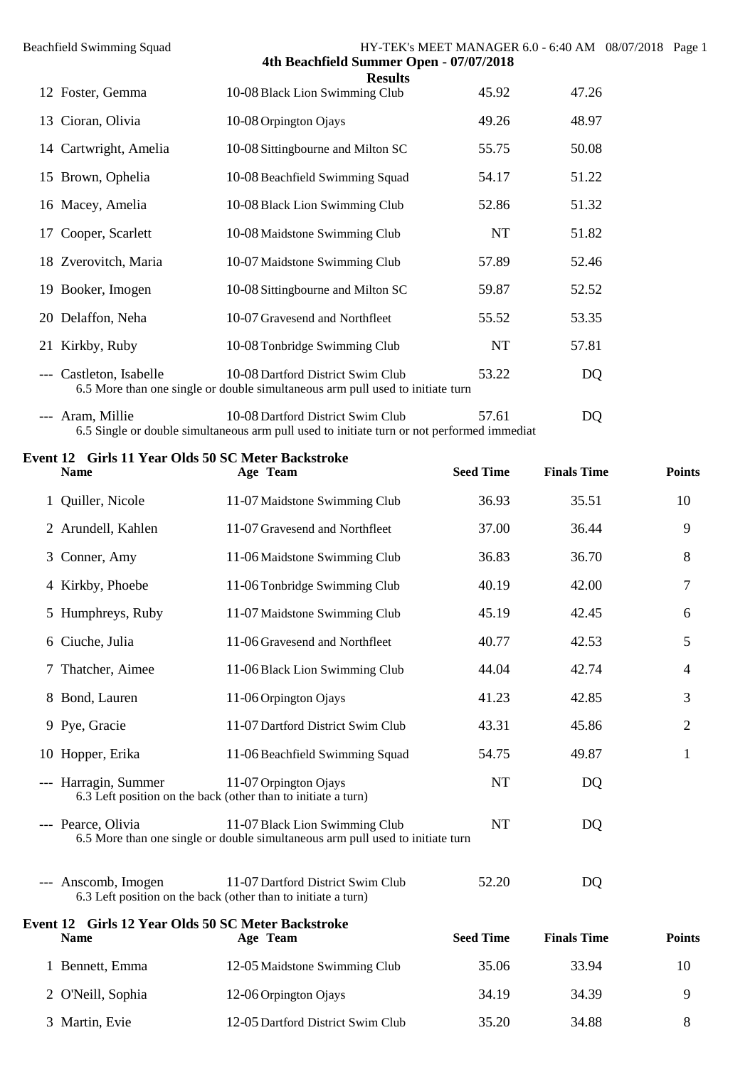## 4th Beachfield Summer Open - 07/07/2018

### Results

| | | | | | |
|---|---|---|---|---|---|
| 12 | Foster, Gemma | 10-08 Black Lion Swimming Club | 45.92 | 47.26 | |
| 13 | Cioran, Olivia | 10-08 Orpington Ojays | 49.26 | 48.97 | |
| 14 | Cartwright, Amelia | 10-08 Sittingbourne and Milton SC | 55.75 | 50.08 | |
| 15 | Brown, Ophelia | 10-08 Beachfield Swimming Squad | 54.17 | 51.22 | |
| 16 | Macey, Amelia | 10-08 Black Lion Swimming Club | 52.86 | 51.32 | |
| 17 | Cooper, Scarlett | 10-08 Maidstone Swimming Club | NT | 51.82 | |
| 18 | Zverovitch, Maria | 10-07 Maidstone Swimming Club | 57.89 | 52.46 | |
| 19 | Booker, Imogen | 10-08 Sittingbourne and Milton SC | 59.87 | 52.52 | |
| 20 | Delaffon, Neha | 10-07 Gravesend and Northfleet | 55.52 | 53.35 | |
| 21 | Kirkby, Ruby | 10-08 Tonbridge Swimming Club | NT | 57.81 | |
| --- | Castleton, Isabelle | 10-08 Dartford District Swim Club | 53.22 | DQ | |
| | 6.5 More than one single or double simultaneous arm pull used to initiate turn | | | | |
| --- | Aram, Millie | 10-08 Dartford District Swim Club | 57.61 | DQ | |
| | 6.5 Single or double simultaneous arm pull used to initiate turn or not performed immediat | | | | |

### Event 12 Girls 11 Year Olds 50 SC Meter Backstroke

| | Name | Age Team | Seed Time | Finals Time | Points |
|---|---|---|---|---|---|
| 1 | Quiller, Nicole | 11-07 Maidstone Swimming Club | 36.93 | 35.51 | 10 |
| 2 | Arundell, Kahlen | 11-07 Gravesend and Northfleet | 37.00 | 36.44 | 9 |
| 3 | Conner, Amy | 11-06 Maidstone Swimming Club | 36.83 | 36.70 | 8 |
| 4 | Kirkby, Phoebe | 11-06 Tonbridge Swimming Club | 40.19 | 42.00 | 7 |
| 5 | Humphreys, Ruby | 11-07 Maidstone Swimming Club | 45.19 | 42.45 | 6 |
| 6 | Ciuche, Julia | 11-06 Gravesend and Northfleet | 40.77 | 42.53 | 5 |
| 7 | Thatcher, Aimee | 11-06 Black Lion Swimming Club | 44.04 | 42.74 | 4 |
| 8 | Bond, Lauren | 11-06 Orpington Ojays | 41.23 | 42.85 | 3 |
| 9 | Pye, Gracie | 11-07 Dartford District Swim Club | 43.31 | 45.86 | 2 |
| 10 | Hopper, Erika | 11-06 Beachfield Swimming Squad | 54.75 | 49.87 | 1 |
| --- | Harragin, Summer | 11-07 Orpington Ojays | NT | DQ | |
| | 6.3 Left position on the back (other than to initiate a turn) | | | | |
| --- | Pearce, Olivia | 11-07 Black Lion Swimming Club | NT | DQ | |
| | 6.5 More than one single or double simultaneous arm pull used to initiate turn | | | | |
| --- | Anscomb, Imogen | 11-07 Dartford District Swim Club | 52.20 | DQ | |
| | 6.3 Left position on the back (other than to initiate a turn) | | | | |

### Event 12 Girls 12 Year Olds 50 SC Meter Backstroke

| | Name | Age Team | Seed Time | Finals Time | Points |
|---|---|---|---|---|---|
| 1 | Bennett, Emma | 12-05 Maidstone Swimming Club | 35.06 | 33.94 | 10 |
| 2 | O'Neill, Sophia | 12-06 Orpington Ojays | 34.19 | 34.39 | 9 |
| 3 | Martin, Evie | 12-05 Dartford District Swim Club | 35.20 | 34.88 | 8 |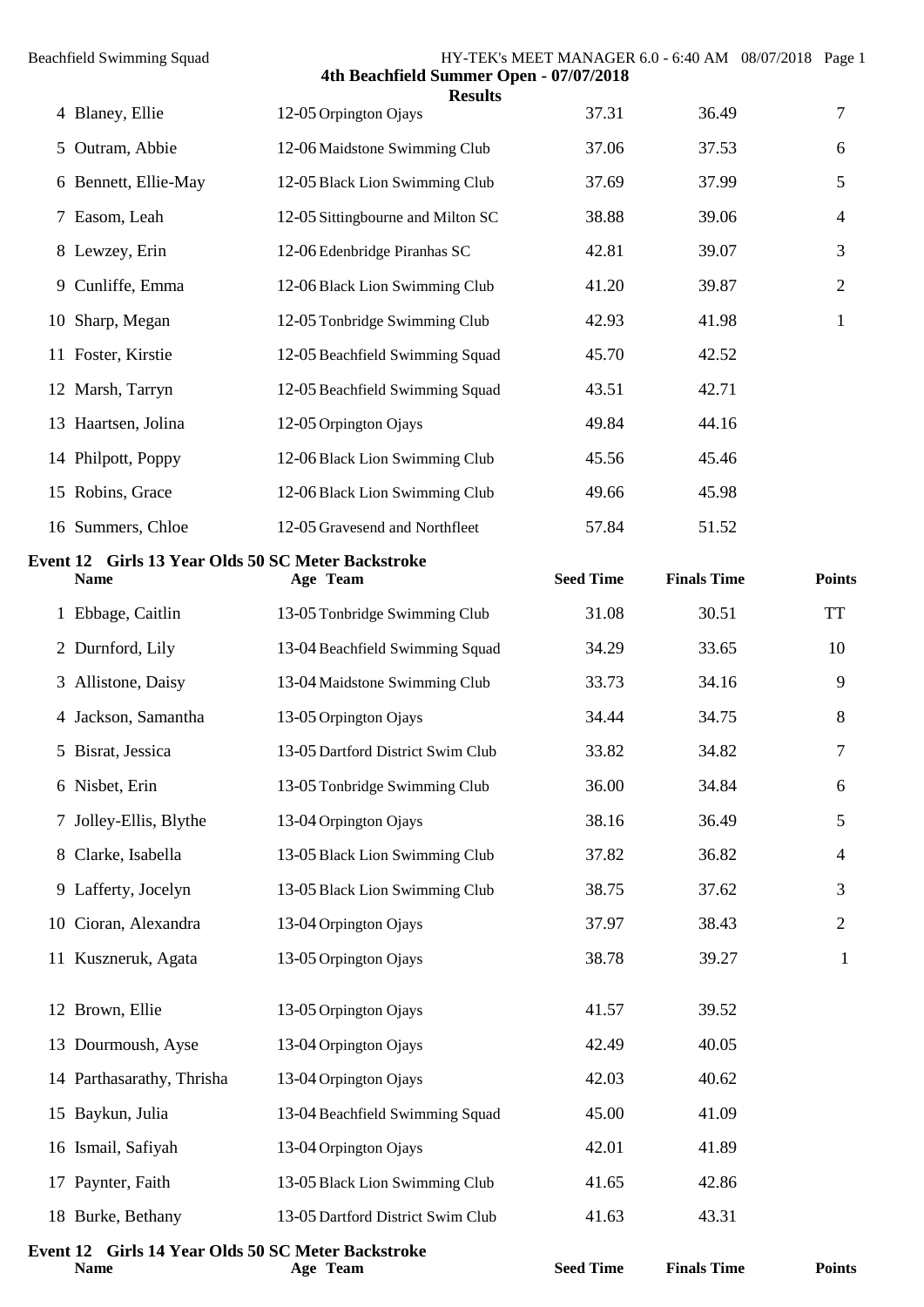| | | | | |
|---|---|---|---|---|
| 4 Blaney, Ellie | 12-05 Orpington Ojays | 37.31 | 36.49 | 7 |
| 5 Outram, Abbie | 12-06 Maidstone Swimming Club | 37.06 | 37.53 | 6 |
| 6 Bennett, Ellie-May | 12-05 Black Lion Swimming Club | 37.69 | 37.99 | 5 |
| 7 Easom, Leah | 12-05 Sittingbourne and Milton SC | 38.88 | 39.06 | 4 |
| 8 Lewzey, Erin | 12-06 Edenbridge Piranhas SC | 42.81 | 39.07 | 3 |
| 9 Cunliffe, Emma | 12-06 Black Lion Swimming Club | 41.20 | 39.87 | 2 |
| 10 Sharp, Megan | 12-05 Tonbridge Swimming Club | 42.93 | 41.98 | 1 |
| 11 Foster, Kirstie | 12-05 Beachfield Swimming Squad | 45.70 | 42.52 | |
| 12 Marsh, Tarryn | 12-05 Beachfield Swimming Squad | 43.51 | 42.71 | |
| 13 Haartsen, Jolina | 12-05 Orpington Ojays | 49.84 | 44.16 | |
| 14 Philpott, Poppy | 12-06 Black Lion Swimming Club | 45.56 | 45.46 | |
| 15 Robins, Grace | 12-06 Black Lion Swimming Club | 49.66 | 45.98 | |
| 16 Summers, Chloe | 12-05 Gravesend and Northfleet | 57.84 | 51.52 | |

**Event 12 Girls 13 Year Olds 50 SC Meter Backstroke**

| Name | Age Team | Seed Time | Finals Time | Points |
|---|---|---|---|---|
| 1 Ebbage, Caitlin | 13-05 Tonbridge Swimming Club | 31.08 | 30.51 | TT |
| 2 Durnford, Lily | 13-04 Beachfield Swimming Squad | 34.29 | 33.65 | 10 |
| 3 Allistone, Daisy | 13-04 Maidstone Swimming Club | 33.73 | 34.16 | 9 |
| 4 Jackson, Samantha | 13-05 Orpington Ojays | 34.44 | 34.75 | 8 |
| 5 Bisrat, Jessica | 13-05 Dartford District Swim Club | 33.82 | 34.82 | 7 |
| 6 Nisbet, Erin | 13-05 Tonbridge Swimming Club | 36.00 | 34.84 | 6 |
| 7 Jolley-Ellis, Blythe | 13-04 Orpington Ojays | 38.16 | 36.49 | 5 |
| 8 Clarke, Isabella | 13-05 Black Lion Swimming Club | 37.82 | 36.82 | 4 |
| 9 Lafferty, Jocelyn | 13-05 Black Lion Swimming Club | 38.75 | 37.62 | 3 |
| 10 Cioran, Alexandra | 13-04 Orpington Ojays | 37.97 | 38.43 | 2 |
| 11 Kuszneruk, Agata | 13-05 Orpington Ojays | 38.78 | 39.27 | 1 |
| 12 Brown, Ellie | 13-05 Orpington Ojays | 41.57 | 39.52 | |
| 13 Dourmoush, Ayse | 13-04 Orpington Ojays | 42.49 | 40.05 | |
| 14 Parthasarathy, Thrisha | 13-04 Orpington Ojays | 42.03 | 40.62 | |
| 15 Baykun, Julia | 13-04 Beachfield Swimming Squad | 45.00 | 41.09 | |
| 16 Ismail, Safiyah | 13-04 Orpington Ojays | 42.01 | 41.89 | |
| 17 Paynter, Faith | 13-05 Black Lion Swimming Club | 41.65 | 42.86 | |
| 18 Burke, Bethany | 13-05 Dartford District Swim Club | 41.63 | 43.31 | |

**Event 12 Girls 14 Year Olds 50 SC Meter Backstroke**

| Name | Age Team | Seed Time | Finals Time | Points |
|---|---|---|---|---|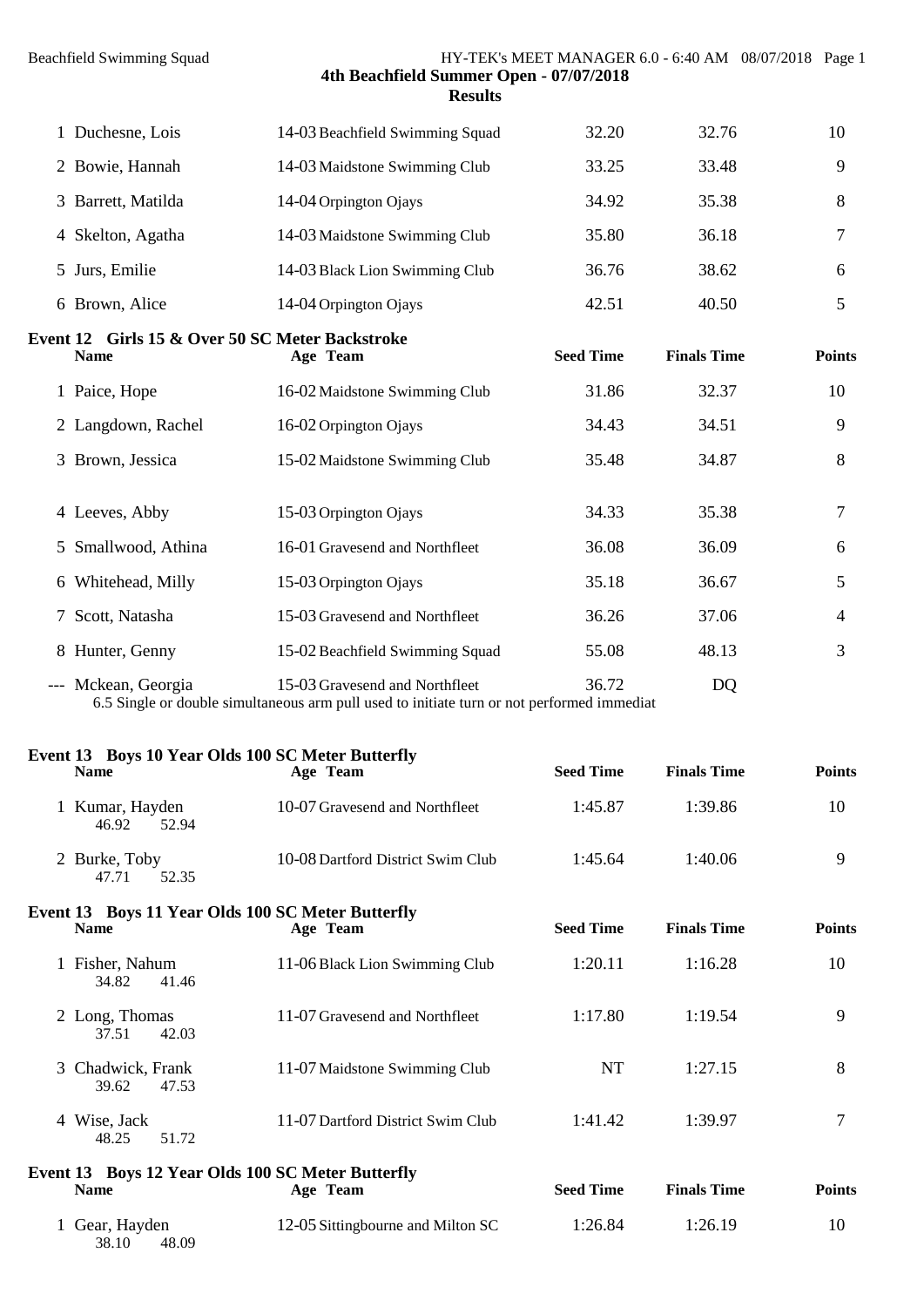| | | | | | |
|---|---|---|---|---|---|
| 1 | Duchesne, Lois | 14-03 Beachfield Swimming Squad | 32.20 | 32.76 | 10 |
| 2 | Bowie, Hannah | 14-03 Maidstone Swimming Club | 33.25 | 33.48 | 9 |
| 3 | Barrett, Matilda | 14-04 Orpington Ojays | 34.92 | 35.38 | 8 |
| 4 | Skelton, Agatha | 14-03 Maidstone Swimming Club | 35.80 | 36.18 | 7 |
| 5 | Jurs, Emilie | 14-03 Black Lion Swimming Club | 36.76 | 38.62 | 6 |
| 6 | Brown, Alice | 14-04 Orpington Ojays | 42.51 | 40.50 | 5 |

### Event 12 Girls 15 & Over 50 SC Meter Backstroke

| | Name | Age Team | Seed Time | Finals Time | Points |
|---|---|---|---|---|---|
| 1 | Paice, Hope | 16-02 Maidstone Swimming Club | 31.86 | 32.37 | 10 |
| 2 | Langdown, Rachel | 16-02 Orpington Ojays | 34.43 | 34.51 | 9 |
| 3 | Brown, Jessica | 15-02 Maidstone Swimming Club | 35.48 | 34.87 | 8 |
| 4 | Leeves, Abby | 15-03 Orpington Ojays | 34.33 | 35.38 | 7 |
| 5 | Smallwood, Athina | 16-01 Gravesend and Northfleet | 36.08 | 36.09 | 6 |
| 6 | Whitehead, Milly | 15-03 Orpington Ojays | 35.18 | 36.67 | 5 |
| 7 | Scott, Natasha | 15-03 Gravesend and Northfleet | 36.26 | 37.06 | 4 |
| 8 | Hunter, Genny | 15-02 Beachfield Swimming Squad | 55.08 | 48.13 | 3 |
| --- | Mckean, Georgia | 15-03 Gravesend and Northfleet | 36.72 | DQ | |

6.5 Single or double simultaneous arm pull used to initiate turn or not performed immediat

### Event 13 Boys 10 Year Olds 100 SC Meter Butterfly

| | Name | Age Team | Seed Time | Finals Time | Points |
|---|---|---|---|---|---|
| 1 | Kumar, Hayden<br>46.92 52.94 | 10-07 Gravesend and Northfleet | 1:45.87 | 1:39.86 | 10 |
| 2 | Burke, Toby<br>47.71 52.35 | 10-08 Dartford District Swim Club | 1:45.64 | 1:40.06 | 9 |

### Event 13 Boys 11 Year Olds 100 SC Meter Butterfly

| | Name | Age Team | Seed Time | Finals Time | Points |
|---|---|---|---|---|---|
| 1 | Fisher, Nahum<br>34.82 41.46 | 11-06 Black Lion Swimming Club | 1:20.11 | 1:16.28 | 10 |
| 2 | Long, Thomas<br>37.51 42.03 | 11-07 Gravesend and Northfleet | 1:17.80 | 1:19.54 | 9 |
| 3 | Chadwick, Frank<br>39.62 47.53 | 11-07 Maidstone Swimming Club | NT | 1:27.15 | 8 |
| 4 | Wise, Jack<br>48.25 51.72 | 11-07 Dartford District Swim Club | 1:41.42 | 1:39.97 | 7 |

### Event 13 Boys 12 Year Olds 100 SC Meter Butterfly

| | Name | Age Team | Seed Time | Finals Time | Points |
|---|---|---|---|---|---|
| 1 | Gear, Hayden<br>38.10 48.09 | 12-05 Sittingbourne and Milton SC | 1:26.84 | 1:26.19 | 10 |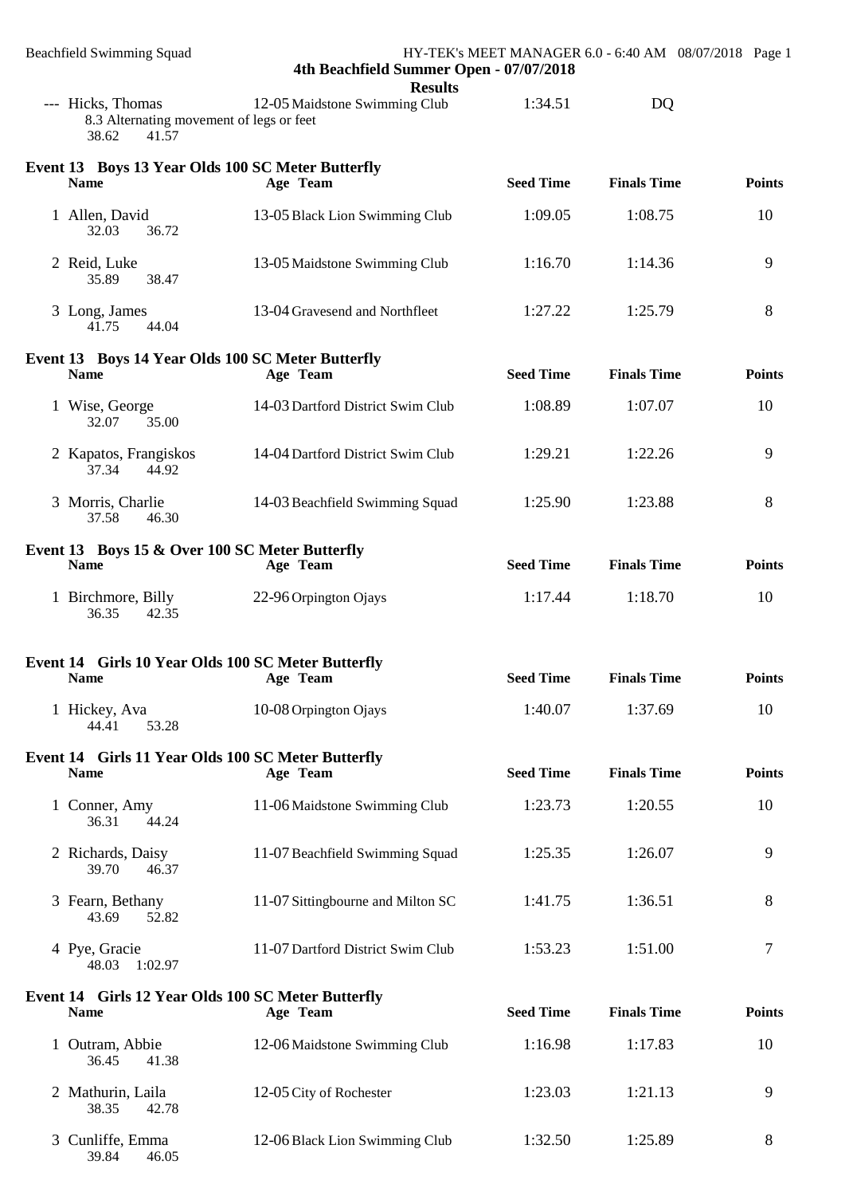**4th Beachfield Summer Open - 07/07/2018**

**Results**

| | | | |
|---|---|---|---|
| --- Hicks, Thomas | 12-05 Maidstone Swimming Club | 1:34.51 | DQ |
| 8.3 Alternating movement of legs or feet | | | |
| 38.62 41.57 | | | |

### Event 13 Boys 13 Year Olds 100 SC Meter Butterfly

| Name | Age Team | Seed Time | Finals Time | Points |
|---|---|---|---|---|
| 1 Allen, David | 13-05 Black Lion Swimming Club | 1:09.05 | 1:08.75 | 10 |
| 32.03 36.72 | | | | |
| 2 Reid, Luke | 13-05 Maidstone Swimming Club | 1:16.70 | 1:14.36 | 9 |
| 35.89 38.47 | | | | |
| 3 Long, James | 13-04 Gravesend and Northfleet | 1:27.22 | 1:25.79 | 8 |
| 41.75 44.04 | | | | |

### Event 13 Boys 14 Year Olds 100 SC Meter Butterfly

| Name | Age Team | Seed Time | Finals Time | Points |
|---|---|---|---|---|
| 1 Wise, George | 14-03 Dartford District Swim Club | 1:08.89 | 1:07.07 | 10 |
| 32.07 35.00 | | | | |
| 2 Kapatos, Frangiskos | 14-04 Dartford District Swim Club | 1:29.21 | 1:22.26 | 9 |
| 37.34 44.92 | | | | |
| 3 Morris, Charlie | 14-03 Beachfield Swimming Squad | 1:25.90 | 1:23.88 | 8 |
| 37.58 46.30 | | | | |

### Event 13 Boys 15 & Over 100 SC Meter Butterfly

| Name | Age Team | Seed Time | Finals Time | Points |
|---|---|---|---|---|
| 1 Birchmore, Billy | 22-96 Orpington Ojays | 1:17.44 | 1:18.70 | 10 |
| 36.35 42.35 | | | | |

### Event 14 Girls 10 Year Olds 100 SC Meter Butterfly

| Name | Age Team | Seed Time | Finals Time | Points |
|---|---|---|---|---|
| 1 Hickey, Ava | 10-08 Orpington Ojays | 1:40.07 | 1:37.69 | 10 |
| 44.41 53.28 | | | | |

### Event 14 Girls 11 Year Olds 100 SC Meter Butterfly

| Name | Age Team | Seed Time | Finals Time | Points |
|---|---|---|---|---|
| 1 Conner, Amy | 11-06 Maidstone Swimming Club | 1:23.73 | 1:20.55 | 10 |
| 36.31 44.24 | | | | |
| 2 Richards, Daisy | 11-07 Beachfield Swimming Squad | 1:25.35 | 1:26.07 | 9 |
| 39.70 46.37 | | | | |
| 3 Fearn, Bethany | 11-07 Sittingbourne and Milton SC | 1:41.75 | 1:36.51 | 8 |
| 43.69 52.82 | | | | |
| 4 Pye, Gracie | 11-07 Dartford District Swim Club | 1:53.23 | 1:51.00 | 7 |
| 48.03 1:02.97 | | | | |

### Event 14 Girls 12 Year Olds 100 SC Meter Butterfly

| Name | Age Team | Seed Time | Finals Time | Points |
|---|---|---|---|---|
| 1 Outram, Abbie | 12-06 Maidstone Swimming Club | 1:16.98 | 1:17.83 | 10 |
| 36.45 41.38 | | | | |
| 2 Mathurin, Laila | 12-05 City of Rochester | 1:23.03 | 1:21.13 | 9 |
| 38.35 42.78 | | | | |
| 3 Cunliffe, Emma | 12-06 Black Lion Swimming Club | 1:32.50 | 1:25.89 | 8 |
| 39.84 46.05 | | | | |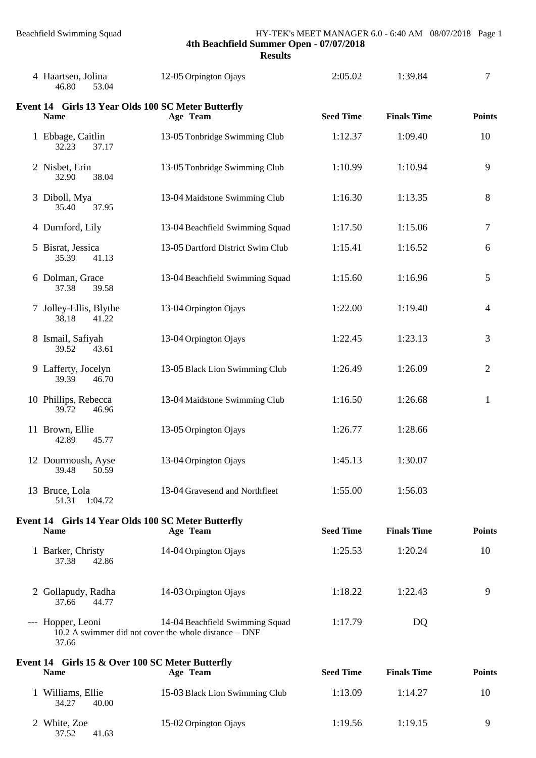| | | | | | |
|---|---|---|---|---|---|
| 4 | Haartsen, Jolina<br>46.80 53.04 | 12-05 Orpington Ojays | 2:05.02 | 1:39.84 | 7 |

## Event 14 Girls 13 Year Olds 100 SC Meter Butterfly

| | Name | Age Team | Seed Time | Finals Time | Points |
|---|---|---|---|---|---|
| 1 | Ebbage, Caitlin<br>32.23 37.17 | 13-05 Tonbridge Swimming Club | 1:12.37 | 1:09.40 | 10 |
| 2 | Nisbet, Erin<br>32.90 38.04 | 13-05 Tonbridge Swimming Club | 1:10.99 | 1:10.94 | 9 |
| 3 | Diboll, Mya<br>35.40 37.95 | 13-04 Maidstone Swimming Club | 1:16.30 | 1:13.35 | 8 |
| 4 | Durnford, Lily | 13-04 Beachfield Swimming Squad | 1:17.50 | 1:15.06 | 7 |
| 5 | Bisrat, Jessica<br>35.39 41.13 | 13-05 Dartford District Swim Club | 1:15.41 | 1:16.52 | 6 |
| 6 | Dolman, Grace<br>37.38 39.58 | 13-04 Beachfield Swimming Squad | 1:15.60 | 1:16.96 | 5 |
| 7 | Jolley-Ellis, Blythe<br>38.18 41.22 | 13-04 Orpington Ojays | 1:22.00 | 1:19.40 | 4 |
| 8 | Ismail, Safiyah<br>39.52 43.61 | 13-04 Orpington Ojays | 1:22.45 | 1:23.13 | 3 |
| 9 | Lafferty, Jocelyn<br>39.39 46.70 | 13-05 Black Lion Swimming Club | 1:26.49 | 1:26.09 | 2 |
| 10 | Phillips, Rebecca<br>39.72 46.96 | 13-04 Maidstone Swimming Club | 1:16.50 | 1:26.68 | 1 |
| 11 | Brown, Ellie<br>42.89 45.77 | 13-05 Orpington Ojays | 1:26.77 | 1:28.66 | |
| 12 | Dourmoush, Ayse<br>39.48 50.59 | 13-04 Orpington Ojays | 1:45.13 | 1:30.07 | |
| 13 | Bruce, Lola<br>51.31 1:04.72 | 13-04 Gravesend and Northfleet | 1:55.00 | 1:56.03 | |

## Event 14 Girls 14 Year Olds 100 SC Meter Butterfly

| | Name | Age Team | Seed Time | Finals Time | Points |
|---|---|---|---|---|---|
| 1 | Barker, Christy<br>37.38 42.86 | 14-04 Orpington Ojays | 1:25.53 | 1:20.24 | 10 |
| 2 | Gollapudy, Radha<br>37.66 44.77 | 14-03 Orpington Ojays | 1:18.22 | 1:22.43 | 9 |
| --- | Hopper, Leoni<br>10.2 A swimmer did not cover the whole distance – DNF<br>37.66 | 14-04 Beachfield Swimming Squad | 1:17.79 | DQ | |

## Event 14 Girls 15 & Over 100 SC Meter Butterfly

| | Name | Age Team | Seed Time | Finals Time | Points |
|---|---|---|---|---|---|
| 1 | Williams, Ellie<br>34.27 40.00 | 15-03 Black Lion Swimming Club | 1:13.09 | 1:14.27 | 10 |
| 2 | White, Zoe<br>37.52 41.63 | 15-02 Orpington Ojays | 1:19.56 | 1:19.15 | 9 |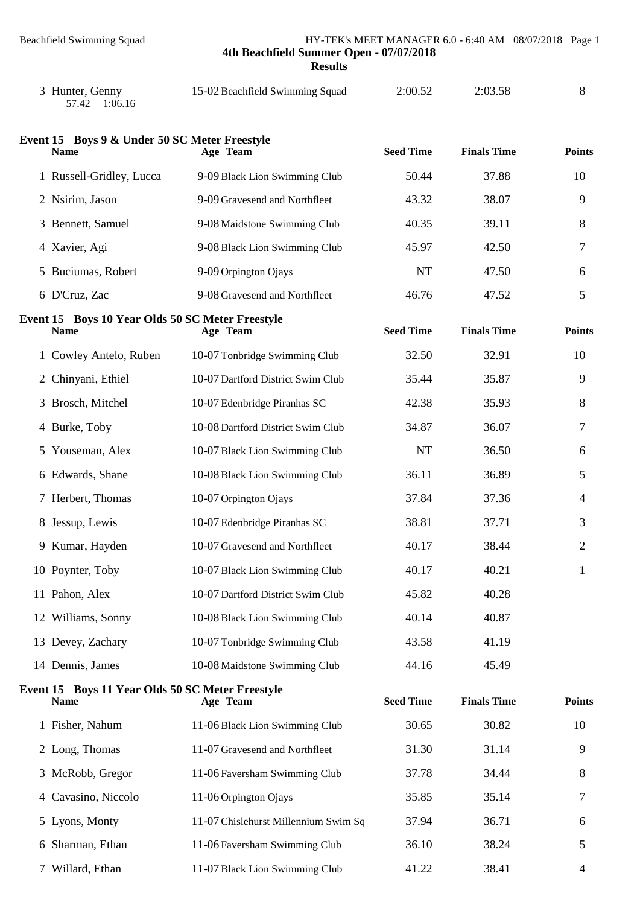| | | | | | |
|---|---|---|---|---|---|
| 3 Hunter, Genny<br>57.42 1:06.16 | 15-02 | Beachfield Swimming Squad | 2:00.52 | 2:03.58 | 8 |

## Event 15 Boys 9 & Under 50 SC Meter Freestyle

| Name | Age | Team | Seed Time | Finals Time | Points |
|---|---|---|---|---|---|
| 1 Russell-Gridley, Lucca | 9-09 | Black Lion Swimming Club | 50.44 | 37.88 | 10 |
| 2 Nsirim, Jason | 9-09 | Gravesend and Northfleet | 43.32 | 38.07 | 9 |
| 3 Bennett, Samuel | 9-08 | Maidstone Swimming Club | 40.35 | 39.11 | 8 |
| 4 Xavier, Agi | 9-08 | Black Lion Swimming Club | 45.97 | 42.50 | 7 |
| 5 Buciumas, Robert | 9-09 | Orpington Ojays | NT | 47.50 | 6 |
| 6 D'Cruz, Zac | 9-08 | Gravesend and Northfleet | 46.76 | 47.52 | 5 |

## Event 15 Boys 10 Year Olds 50 SC Meter Freestyle

| Name | Age | Team | Seed Time | Finals Time | Points |
|---|---|---|---|---|---|
| 1 Cowley Antelo, Ruben | 10-07 | Tonbridge Swimming Club | 32.50 | 32.91 | 10 |
| 2 Chinyani, Ethiel | 10-07 | Dartford District Swim Club | 35.44 | 35.87 | 9 |
| 3 Brosch, Mitchel | 10-07 | Edenbridge Piranhas SC | 42.38 | 35.93 | 8 |
| 4 Burke, Toby | 10-08 | Dartford District Swim Club | 34.87 | 36.07 | 7 |
| 5 Youseman, Alex | 10-07 | Black Lion Swimming Club | NT | 36.50 | 6 |
| 6 Edwards, Shane | 10-08 | Black Lion Swimming Club | 36.11 | 36.89 | 5 |
| 7 Herbert, Thomas | 10-07 | Orpington Ojays | 37.84 | 37.36 | 4 |
| 8 Jessup, Lewis | 10-07 | Edenbridge Piranhas SC | 38.81 | 37.71 | 3 |
| 9 Kumar, Hayden | 10-07 | Gravesend and Northfleet | 40.17 | 38.44 | 2 |
| 10 Poynter, Toby | 10-07 | Black Lion Swimming Club | 40.17 | 40.21 | 1 |
| 11 Pahon, Alex | 10-07 | Dartford District Swim Club | 45.82 | 40.28 | |
| 12 Williams, Sonny | 10-08 | Black Lion Swimming Club | 40.14 | 40.87 | |
| 13 Devey, Zachary | 10-07 | Tonbridge Swimming Club | 43.58 | 41.19 | |
| 14 Dennis, James | 10-08 | Maidstone Swimming Club | 44.16 | 45.49 | |

## Event 15 Boys 11 Year Olds 50 SC Meter Freestyle

| Name | Age | Team | Seed Time | Finals Time | Points |
|---|---|---|---|---|---|
| 1 Fisher, Nahum | 11-06 | Black Lion Swimming Club | 30.65 | 30.82 | 10 |
| 2 Long, Thomas | 11-07 | Gravesend and Northfleet | 31.30 | 31.14 | 9 |
| 3 McRobb, Gregor | 11-06 | Faversham Swimming Club | 37.78 | 34.44 | 8 |
| 4 Cavasino, Niccolo | 11-06 | Orpington Ojays | 35.85 | 35.14 | 7 |
| 5 Lyons, Monty | 11-07 | Chislehurst Millennium Swim Sq | 37.94 | 36.71 | 6 |
| 6 Sharman, Ethan | 11-06 | Faversham Swimming Club | 36.10 | 38.24 | 5 |
| 7 Willard, Ethan | 11-07 | Black Lion Swimming Club | 41.22 | 38.41 | 4 |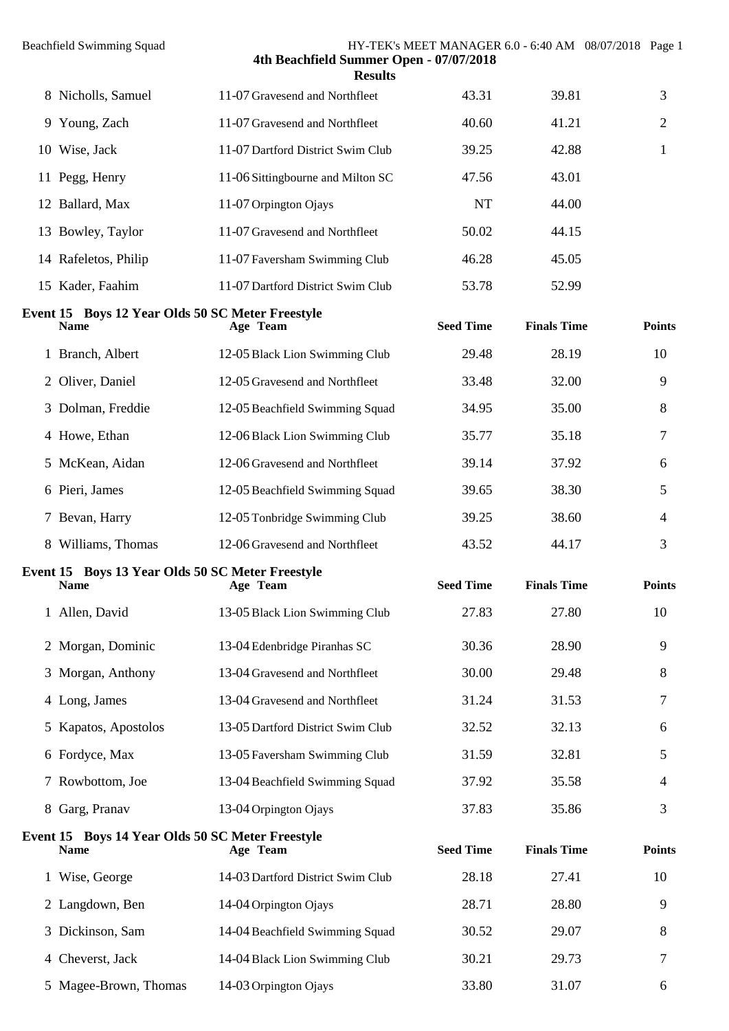| | | | | | |
|---|---|---|---|---|---|
| 8 | Nicholls, Samuel | 11-07 Gravesend and Northfleet | 43.31 | 39.81 | 3 |
| 9 | Young, Zach | 11-07 Gravesend and Northfleet | 40.60 | 41.21 | 2 |
| 10 | Wise, Jack | 11-07 Dartford District Swim Club | 39.25 | 42.88 | 1 |
| 11 | Pegg, Henry | 11-06 Sittingbourne and Milton SC | 47.56 | 43.01 | |
| 12 | Ballard, Max | 11-07 Orpington Ojays | NT | 44.00 | |
| 13 | Bowley, Taylor | 11-07 Gravesend and Northfleet | 50.02 | 44.15 | |
| 14 | Rafeletos, Philip | 11-07 Faversham Swimming Club | 46.28 | 45.05 | |
| 15 | Kader, Faahim | 11-07 Dartford District Swim Club | 53.78 | 52.99 | |

**Event 15 Boys 12 Year Olds 50 SC Meter Freestyle**

| | Name | Age Team | Seed Time | Finals Time | Points |
|---|---|---|---|---|---|
| 1 | Branch, Albert | 12-05 Black Lion Swimming Club | 29.48 | 28.19 | 10 |
| 2 | Oliver, Daniel | 12-05 Gravesend and Northfleet | 33.48 | 32.00 | 9 |
| 3 | Dolman, Freddie | 12-05 Beachfield Swimming Squad | 34.95 | 35.00 | 8 |
| 4 | Howe, Ethan | 12-06 Black Lion Swimming Club | 35.77 | 35.18 | 7 |
| 5 | McKean, Aidan | 12-06 Gravesend and Northfleet | 39.14 | 37.92 | 6 |
| 6 | Pieri, James | 12-05 Beachfield Swimming Squad | 39.65 | 38.30 | 5 |
| 7 | Bevan, Harry | 12-05 Tonbridge Swimming Club | 39.25 | 38.60 | 4 |
| 8 | Williams, Thomas | 12-06 Gravesend and Northfleet | 43.52 | 44.17 | 3 |

**Event 15 Boys 13 Year Olds 50 SC Meter Freestyle**

| | Name | Age Team | Seed Time | Finals Time | Points |
|---|---|---|---|---|---|
| 1 | Allen, David | 13-05 Black Lion Swimming Club | 27.83 | 27.80 | 10 |
| 2 | Morgan, Dominic | 13-04 Edenbridge Piranhas SC | 30.36 | 28.90 | 9 |
| 3 | Morgan, Anthony | 13-04 Gravesend and Northfleet | 30.00 | 29.48 | 8 |
| 4 | Long, James | 13-04 Gravesend and Northfleet | 31.24 | 31.53 | 7 |
| 5 | Kapatos, Apostolos | 13-05 Dartford District Swim Club | 32.52 | 32.13 | 6 |
| 6 | Fordyce, Max | 13-05 Faversham Swimming Club | 31.59 | 32.81 | 5 |
| 7 | Rowbottom, Joe | 13-04 Beachfield Swimming Squad | 37.92 | 35.58 | 4 |
| 8 | Garg, Pranav | 13-04 Orpington Ojays | 37.83 | 35.86 | 3 |

**Event 15 Boys 14 Year Olds 50 SC Meter Freestyle**

| | Name | Age Team | Seed Time | Finals Time | Points |
|---|---|---|---|---|---|
| 1 | Wise, George | 14-03 Dartford District Swim Club | 28.18 | 27.41 | 10 |
| 2 | Langdown, Ben | 14-04 Orpington Ojays | 28.71 | 28.80 | 9 |
| 3 | Dickinson, Sam | 14-04 Beachfield Swimming Squad | 30.52 | 29.07 | 8 |
| 4 | Cheverst, Jack | 14-04 Black Lion Swimming Club | 30.21 | 29.73 | 7 |
| 5 | Magee-Brown, Thomas | 14-03 Orpington Ojays | 33.80 | 31.07 | 6 |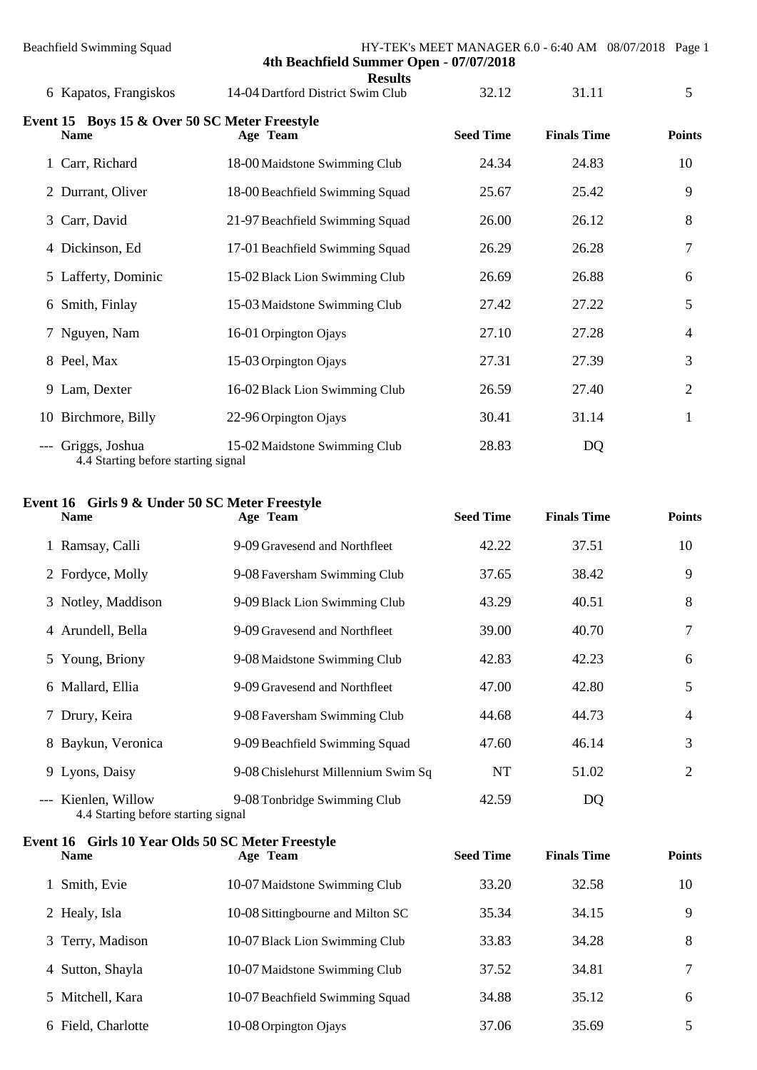## 4th Beachfield Summer Open - 07/07/2018

**Results**

| | | | | |
|---|---|---|---|---|
| 6 Kapatos, Frangiskos | 14-04 Dartford District Swim Club | 32.12 | 31.11 | 5 |

### Event 15 Boys 15 & Over 50 SC Meter Freestyle

| Name | Age Team | Seed Time | Finals Time | Points |
|---|---|---|---|---|
| 1 Carr, Richard | 18-00 Maidstone Swimming Club | 24.34 | 24.83 | 10 |
| 2 Durrant, Oliver | 18-00 Beachfield Swimming Squad | 25.67 | 25.42 | 9 |
| 3 Carr, David | 21-97 Beachfield Swimming Squad | 26.00 | 26.12 | 8 |
| 4 Dickinson, Ed | 17-01 Beachfield Swimming Squad | 26.29 | 26.28 | 7 |
| 5 Lafferty, Dominic | 15-02 Black Lion Swimming Club | 26.69 | 26.88 | 6 |
| 6 Smith, Finlay | 15-03 Maidstone Swimming Club | 27.42 | 27.22 | 5 |
| 7 Nguyen, Nam | 16-01 Orpington Ojays | 27.10 | 27.28 | 4 |
| 8 Peel, Max | 15-03 Orpington Ojays | 27.31 | 27.39 | 3 |
| 9 Lam, Dexter | 16-02 Black Lion Swimming Club | 26.59 | 27.40 | 2 |
| 10 Birchmore, Billy | 22-96 Orpington Ojays | 30.41 | 31.14 | 1 |
| --- Griggs, Joshua<br>4.4 Starting before starting signal | 15-02 Maidstone Swimming Club | 28.83 | DQ | |

### Event 16 Girls 9 & Under 50 SC Meter Freestyle

| Name | Age Team | Seed Time | Finals Time | Points |
|---|---|---|---|---|
| 1 Ramsay, Calli | 9-09 Gravesend and Northfleet | 42.22 | 37.51 | 10 |
| 2 Fordyce, Molly | 9-08 Faversham Swimming Club | 37.65 | 38.42 | 9 |
| 3 Notley, Maddison | 9-09 Black Lion Swimming Club | 43.29 | 40.51 | 8 |
| 4 Arundell, Bella | 9-09 Gravesend and Northfleet | 39.00 | 40.70 | 7 |
| 5 Young, Briony | 9-08 Maidstone Swimming Club | 42.83 | 42.23 | 6 |
| 6 Mallard, Ellia | 9-09 Gravesend and Northfleet | 47.00 | 42.80 | 5 |
| 7 Drury, Keira | 9-08 Faversham Swimming Club | 44.68 | 44.73 | 4 |
| 8 Baykun, Veronica | 9-09 Beachfield Swimming Squad | 47.60 | 46.14 | 3 |
| 9 Lyons, Daisy | 9-08 Chislehurst Millennium Swim Sq | NT | 51.02 | 2 |
| --- Kienlen, Willow<br>4.4 Starting before starting signal | 9-08 Tonbridge Swimming Club | 42.59 | DQ | |

### Event 16 Girls 10 Year Olds 50 SC Meter Freestyle

| Name | Age Team | Seed Time | Finals Time | Points |
|---|---|---|---|---|
| 1 Smith, Evie | 10-07 Maidstone Swimming Club | 33.20 | 32.58 | 10 |
| 2 Healy, Isla | 10-08 Sittingbourne and Milton SC | 35.34 | 34.15 | 9 |
| 3 Terry, Madison | 10-07 Black Lion Swimming Club | 33.83 | 34.28 | 8 |
| 4 Sutton, Shayla | 10-07 Maidstone Swimming Club | 37.52 | 34.81 | 7 |
| 5 Mitchell, Kara | 10-07 Beachfield Swimming Squad | 34.88 | 35.12 | 6 |
| 6 Field, Charlotte | 10-08 Orpington Ojays | 37.06 | 35.69 | 5 |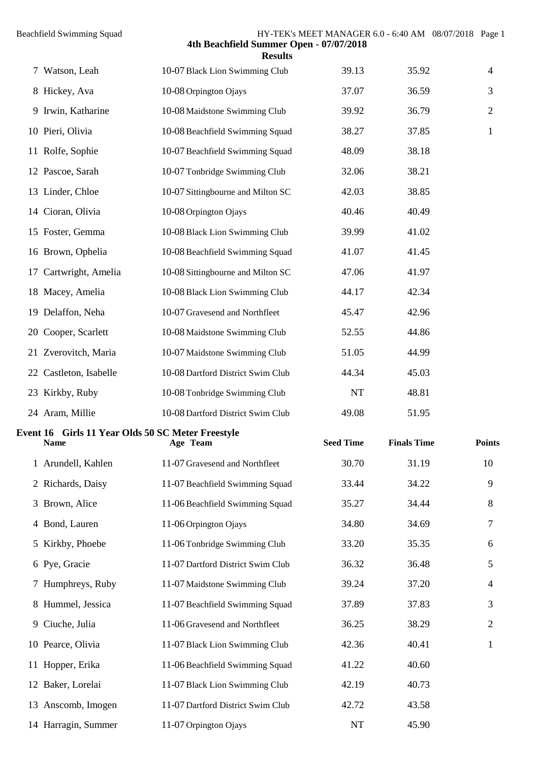## 4th Beachfield Summer Open - 07/07/2018

### Results

| | | | | | |
|---|---|---|---|---|---|
| 7 | Watson, Leah | 10-07 Black Lion Swimming Club | 39.13 | 35.92 | 4 |
| 8 | Hickey, Ava | 10-08 Orpington Ojays | 37.07 | 36.59 | 3 |
| 9 | Irwin, Katharine | 10-08 Maidstone Swimming Club | 39.92 | 36.79 | 2 |
| 10 | Pieri, Olivia | 10-08 Beachfield Swimming Squad | 38.27 | 37.85 | 1 |
| 11 | Rolfe, Sophie | 10-07 Beachfield Swimming Squad | 48.09 | 38.18 | |
| 12 | Pascoe, Sarah | 10-07 Tonbridge Swimming Club | 32.06 | 38.21 | |
| 13 | Linder, Chloe | 10-07 Sittingbourne and Milton SC | 42.03 | 38.85 | |
| 14 | Cioran, Olivia | 10-08 Orpington Ojays | 40.46 | 40.49 | |
| 15 | Foster, Gemma | 10-08 Black Lion Swimming Club | 39.99 | 41.02 | |
| 16 | Brown, Ophelia | 10-08 Beachfield Swimming Squad | 41.07 | 41.45 | |
| 17 | Cartwright, Amelia | 10-08 Sittingbourne and Milton SC | 47.06 | 41.97 | |
| 18 | Macey, Amelia | 10-08 Black Lion Swimming Club | 44.17 | 42.34 | |
| 19 | Delaffon, Neha | 10-07 Gravesend and Northfleet | 45.47 | 42.96 | |
| 20 | Cooper, Scarlett | 10-08 Maidstone Swimming Club | 52.55 | 44.86 | |
| 21 | Zverovitch, Maria | 10-07 Maidstone Swimming Club | 51.05 | 44.99 | |
| 22 | Castleton, Isabelle | 10-08 Dartford District Swim Club | 44.34 | 45.03 | |
| 23 | Kirkby, Ruby | 10-08 Tonbridge Swimming Club | NT | 48.81 | |
| 24 | Aram, Millie | 10-08 Dartford District Swim Club | 49.08 | 51.95 | |

### Event 16 Girls 11 Year Olds 50 SC Meter Freestyle

| | Name | Age Team | Seed Time | Finals Time | Points |
|---|---|---|---|---|---|
| 1 | Arundell, Kahlen | 11-07 Gravesend and Northfleet | 30.70 | 31.19 | 10 |
| 2 | Richards, Daisy | 11-07 Beachfield Swimming Squad | 33.44 | 34.22 | 9 |
| 3 | Brown, Alice | 11-06 Beachfield Swimming Squad | 35.27 | 34.44 | 8 |
| 4 | Bond, Lauren | 11-06 Orpington Ojays | 34.80 | 34.69 | 7 |
| 5 | Kirkby, Phoebe | 11-06 Tonbridge Swimming Club | 33.20 | 35.35 | 6 |
| 6 | Pye, Gracie | 11-07 Dartford District Swim Club | 36.32 | 36.48 | 5 |
| 7 | Humphreys, Ruby | 11-07 Maidstone Swimming Club | 39.24 | 37.20 | 4 |
| 8 | Hummel, Jessica | 11-07 Beachfield Swimming Squad | 37.89 | 37.83 | 3 |
| 9 | Ciuche, Julia | 11-06 Gravesend and Northfleet | 36.25 | 38.29 | 2 |
| 10 | Pearce, Olivia | 11-07 Black Lion Swimming Club | 42.36 | 40.41 | 1 |
| 11 | Hopper, Erika | 11-06 Beachfield Swimming Squad | 41.22 | 40.60 | |
| 12 | Baker, Lorelai | 11-07 Black Lion Swimming Club | 42.19 | 40.73 | |
| 13 | Anscomb, Imogen | 11-07 Dartford District Swim Club | 42.72 | 43.58 | |
| 14 | Harragin, Summer | 11-07 Orpington Ojays | NT | 45.90 | |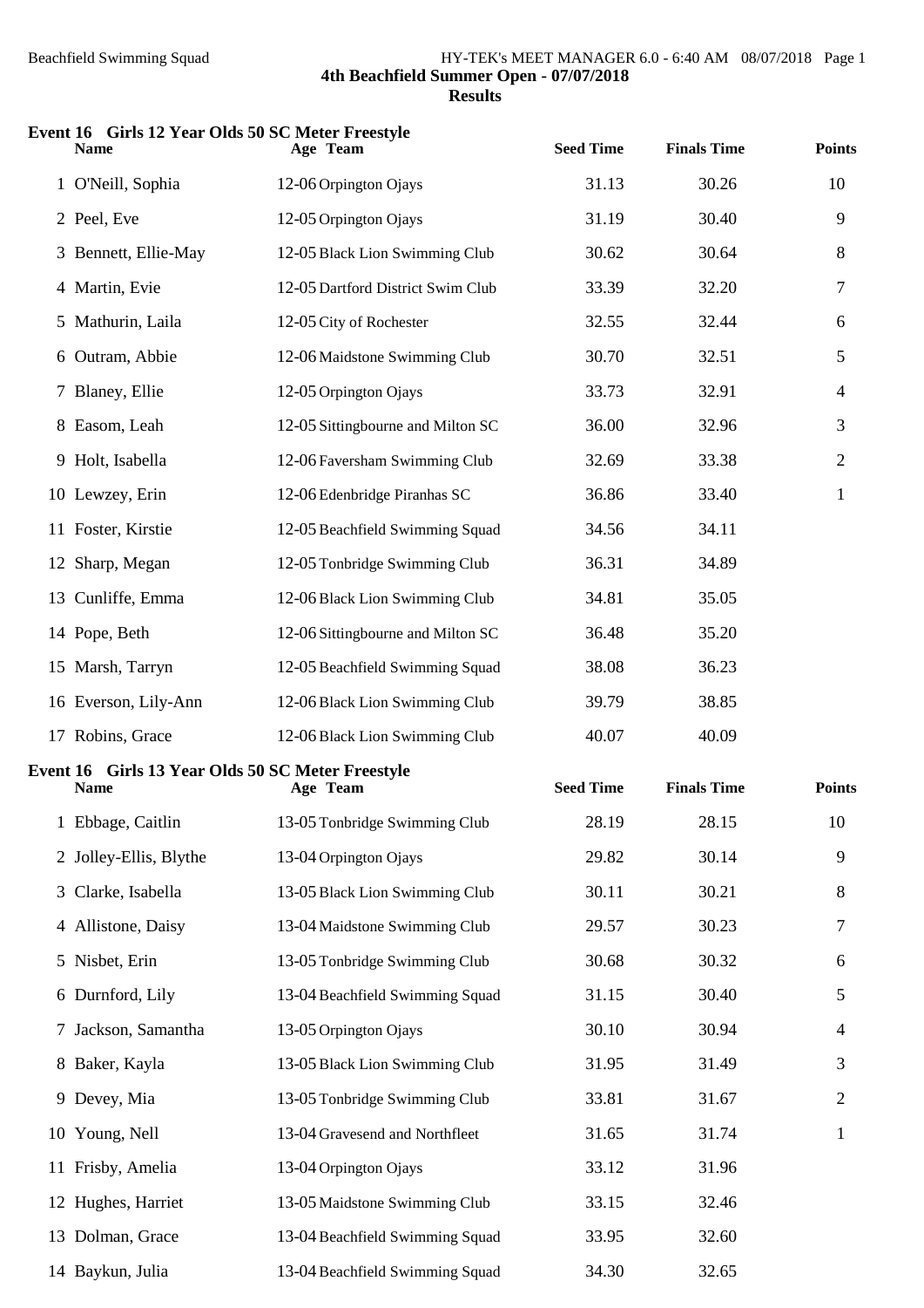## 4th Beachfield Summer Open - 07/07/2018

### Results

**Event 16 Girls 12 Year Olds 50 SC Meter Freestyle**

| | Name | Age | Team | Seed Time | Finals Time | Points |
|---|---|---|---|---|---|---|
| 1 | O'Neill, Sophia | 12-06 | Orpington Ojays | 31.13 | 30.26 | 10 |
| 2 | Peel, Eve | 12-05 | Orpington Ojays | 31.19 | 30.40 | 9 |
| 3 | Bennett, Ellie-May | 12-05 | Black Lion Swimming Club | 30.62 | 30.64 | 8 |
| 4 | Martin, Evie | 12-05 | Dartford District Swim Club | 33.39 | 32.20 | 7 |
| 5 | Mathurin, Laila | 12-05 | City of Rochester | 32.55 | 32.44 | 6 |
| 6 | Outram, Abbie | 12-06 | Maidstone Swimming Club | 30.70 | 32.51 | 5 |
| 7 | Blaney, Ellie | 12-05 | Orpington Ojays | 33.73 | 32.91 | 4 |
| 8 | Easom, Leah | 12-05 | Sittingbourne and Milton SC | 36.00 | 32.96 | 3 |
| 9 | Holt, Isabella | 12-06 | Faversham Swimming Club | 32.69 | 33.38 | 2 |
| 10 | Lewzey, Erin | 12-06 | Edenbridge Piranhas SC | 36.86 | 33.40 | 1 |
| 11 | Foster, Kirstie | 12-05 | Beachfield Swimming Squad | 34.56 | 34.11 | |
| 12 | Sharp, Megan | 12-05 | Tonbridge Swimming Club | 36.31 | 34.89 | |
| 13 | Cunliffe, Emma | 12-06 | Black Lion Swimming Club | 34.81 | 35.05 | |
| 14 | Pope, Beth | 12-06 | Sittingbourne and Milton SC | 36.48 | 35.20 | |
| 15 | Marsh, Tarryn | 12-05 | Beachfield Swimming Squad | 38.08 | 36.23 | |
| 16 | Everson, Lily-Ann | 12-06 | Black Lion Swimming Club | 39.79 | 38.85 | |
| 17 | Robins, Grace | 12-06 | Black Lion Swimming Club | 40.07 | 40.09 | |

**Event 16 Girls 13 Year Olds 50 SC Meter Freestyle**

| | Name | Age | Team | Seed Time | Finals Time | Points |
|---|---|---|---|---|---|---|
| 1 | Ebbage, Caitlin | 13-05 | Tonbridge Swimming Club | 28.19 | 28.15 | 10 |
| 2 | Jolley-Ellis, Blythe | 13-04 | Orpington Ojays | 29.82 | 30.14 | 9 |
| 3 | Clarke, Isabella | 13-05 | Black Lion Swimming Club | 30.11 | 30.21 | 8 |
| 4 | Allistone, Daisy | 13-04 | Maidstone Swimming Club | 29.57 | 30.23 | 7 |
| 5 | Nisbet, Erin | 13-05 | Tonbridge Swimming Club | 30.68 | 30.32 | 6 |
| 6 | Durnford, Lily | 13-04 | Beachfield Swimming Squad | 31.15 | 30.40 | 5 |
| 7 | Jackson, Samantha | 13-05 | Orpington Ojays | 30.10 | 30.94 | 4 |
| 8 | Baker, Kayla | 13-05 | Black Lion Swimming Club | 31.95 | 31.49 | 3 |
| 9 | Devey, Mia | 13-05 | Tonbridge Swimming Club | 33.81 | 31.67 | 2 |
| 10 | Young, Nell | 13-04 | Gravesend and Northfleet | 31.65 | 31.74 | 1 |
| 11 | Frisby, Amelia | 13-04 | Orpington Ojays | 33.12 | 31.96 | |
| 12 | Hughes, Harriet | 13-05 | Maidstone Swimming Club | 33.15 | 32.46 | |
| 13 | Dolman, Grace | 13-04 | Beachfield Swimming Squad | 33.95 | 32.60 | |
| 14 | Baykun, Julia | 13-04 | Beachfield Swimming Squad | 34.30 | 32.65 | |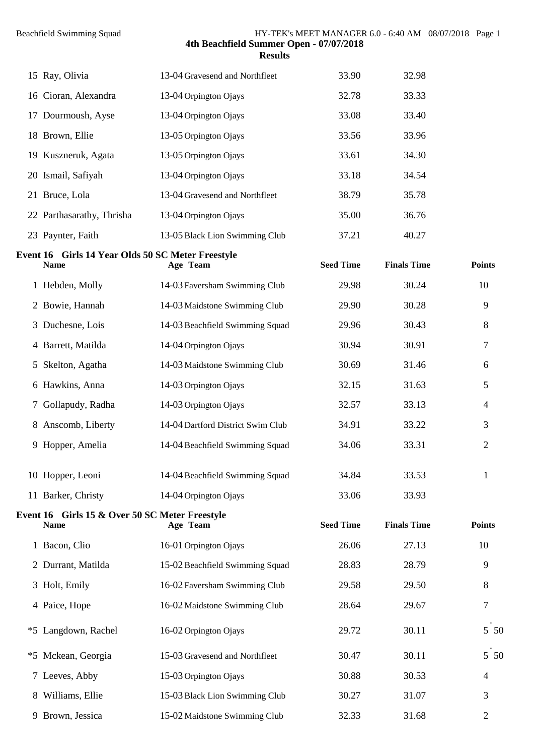| | | | | |
|---|---|---|---|---|
| 15 Ray, Olivia | 13-04 Gravesend and Northfleet | 33.90 | 32.98 | |
| 16 Cioran, Alexandra | 13-04 Orpington Ojays | 32.78 | 33.33 | |
| 17 Dourmoush, Ayse | 13-04 Orpington Ojays | 33.08 | 33.40 | |
| 18 Brown, Ellie | 13-05 Orpington Ojays | 33.56 | 33.96 | |
| 19 Kuszneruk, Agata | 13-05 Orpington Ojays | 33.61 | 34.30 | |
| 20 Ismail, Safiyah | 13-04 Orpington Ojays | 33.18 | 34.54 | |
| 21 Bruce, Lola | 13-04 Gravesend and Northfleet | 38.79 | 35.78 | |
| 22 Parthasarathy, Thrisha | 13-04 Orpington Ojays | 35.00 | 36.76 | |
| 23 Paynter, Faith | 13-05 Black Lion Swimming Club | 37.21 | 40.27 | |

**Event 16 Girls 14 Year Olds 50 SC Meter Freestyle**

| Name | Age Team | Seed Time | Finals Time | Points |
|---|---|---|---|---|
| 1 Hebden, Molly | 14-03 Faversham Swimming Club | 29.98 | 30.24 | 10 |
| 2 Bowie, Hannah | 14-03 Maidstone Swimming Club | 29.90 | 30.28 | 9 |
| 3 Duchesne, Lois | 14-03 Beachfield Swimming Squad | 29.96 | 30.43 | 8 |
| 4 Barrett, Matilda | 14-04 Orpington Ojays | 30.94 | 30.91 | 7 |
| 5 Skelton, Agatha | 14-03 Maidstone Swimming Club | 30.69 | 31.46 | 6 |
| 6 Hawkins, Anna | 14-03 Orpington Ojays | 32.15 | 31.63 | 5 |
| 7 Gollapudy, Radha | 14-03 Orpington Ojays | 32.57 | 33.13 | 4 |
| 8 Anscomb, Liberty | 14-04 Dartford District Swim Club | 34.91 | 33.22 | 3 |
| 9 Hopper, Amelia | 14-04 Beachfield Swimming Squad | 34.06 | 33.31 | 2 |
| 10 Hopper, Leoni | 14-04 Beachfield Swimming Squad | 34.84 | 33.53 | 1 |
| 11 Barker, Christy | 14-04 Orpington Ojays | 33.06 | 33.93 | |

**Event 16 Girls 15 & Over 50 SC Meter Freestyle**

| Name | Age Team | Seed Time | Finals Time | Points |
|---|---|---|---|---|
| 1 Bacon, Clio | 16-01 Orpington Ojays | 26.06 | 27.13 | 10 |
| 2 Durrant, Matilda | 15-02 Beachfield Swimming Squad | 28.83 | 28.79 | 9 |
| 3 Holt, Emily | 16-02 Faversham Swimming Club | 29.58 | 29.50 | 8 |
| 4 Paice, Hope | 16-02 Maidstone Swimming Club | 28.64 | 29.67 | 7 |
| *5 Langdown, Rachel | 16-02 Orpington Ojays | 29.72 | 30.11 | 5.50 |
| *5 Mckean, Georgia | 15-03 Gravesend and Northfleet | 30.47 | 30.11 | 5.50 |
| 7 Leeves, Abby | 15-03 Orpington Ojays | 30.88 | 30.53 | 4 |
| 8 Williams, Ellie | 15-03 Black Lion Swimming Club | 30.27 | 31.07 | 3 |
| 9 Brown, Jessica | 15-02 Maidstone Swimming Club | 32.33 | 31.68 | 2 |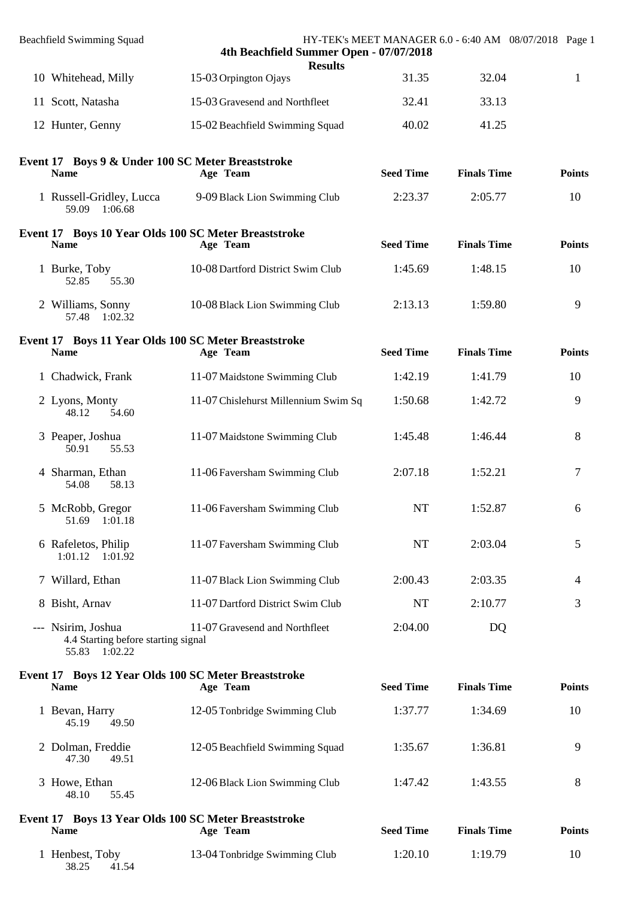**4th Beachfield Summer Open - 07/07/2018**

**Results**

| | | | | |
|---|---|---|---|---|
| 10 Whitehead, Milly | 15-03 Orpington Ojays | 31.35 | 32.04 | 1 |
| 11 Scott, Natasha | 15-03 Gravesend and Northfleet | 32.41 | 33.13 | |
| 12 Hunter, Genny | 15-02 Beachfield Swimming Squad | 40.02 | 41.25 | |

### Event 17 Boys 9 & Under 100 SC Meter Breaststroke

| Name | Age Team | Seed Time | Finals Time | Points |
|---|---|---|---|---|
| 1 Russell-Gridley, Lucca<br>59.09 1:06.68 | 9-09 Black Lion Swimming Club | 2:23.37 | 2:05.77 | 10 |

### Event 17 Boys 10 Year Olds 100 SC Meter Breaststroke

| Name | Age Team | Seed Time | Finals Time | Points |
|---|---|---|---|---|
| 1 Burke, Toby<br>52.85 55.30 | 10-08 Dartford District Swim Club | 1:45.69 | 1:48.15 | 10 |
| 2 Williams, Sonny<br>57.48 1:02.32 | 10-08 Black Lion Swimming Club | 2:13.13 | 1:59.80 | 9 |

### Event 17 Boys 11 Year Olds 100 SC Meter Breaststroke

| Name | Age Team | Seed Time | Finals Time | Points |
|---|---|---|---|---|
| 1 Chadwick, Frank | 11-07 Maidstone Swimming Club | 1:42.19 | 1:41.79 | 10 |
| 2 Lyons, Monty<br>48.12 54.60 | 11-07 Chislehurst Millennium Swim Sq | 1:50.68 | 1:42.72 | 9 |
| 3 Peaper, Joshua<br>50.91 55.53 | 11-07 Maidstone Swimming Club | 1:45.48 | 1:46.44 | 8 |
| 4 Sharman, Ethan<br>54.08 58.13 | 11-06 Faversham Swimming Club | 2:07.18 | 1:52.21 | 7 |
| 5 McRobb, Gregor<br>51.69 1:01.18 | 11-06 Faversham Swimming Club | NT | 1:52.87 | 6 |
| 6 Rafeletos, Philip<br>1:01.12 1:01.92 | 11-07 Faversham Swimming Club | NT | 2:03.04 | 5 |
| 7 Willard, Ethan | 11-07 Black Lion Swimming Club | 2:00.43 | 2:03.35 | 4 |
| 8 Bisht, Arnav | 11-07 Dartford District Swim Club | NT | 2:10.77 | 3 |
| --- Nsirim, Joshua<br>4.4 Starting before starting signal<br>55.83 1:02.22 | 11-07 Gravesend and Northfleet | 2:04.00 | DQ | |

### Event 17 Boys 12 Year Olds 100 SC Meter Breaststroke

| Name | Age Team | Seed Time | Finals Time | Points |
|---|---|---|---|---|
| 1 Bevan, Harry<br>45.19 49.50 | 12-05 Tonbridge Swimming Club | 1:37.77 | 1:34.69 | 10 |
| 2 Dolman, Freddie<br>47.30 49.51 | 12-05 Beachfield Swimming Squad | 1:35.67 | 1:36.81 | 9 |
| 3 Howe, Ethan<br>48.10 55.45 | 12-06 Black Lion Swimming Club | 1:47.42 | 1:43.55 | 8 |

### Event 17 Boys 13 Year Olds 100 SC Meter Breaststroke

| Name | Age Team | Seed Time | Finals Time | Points |
|---|---|---|---|---|
| 1 Henbest, Toby<br>38.25 41.54 | 13-04 Tonbridge Swimming Club | 1:20.10 | 1:19.79 | 10 |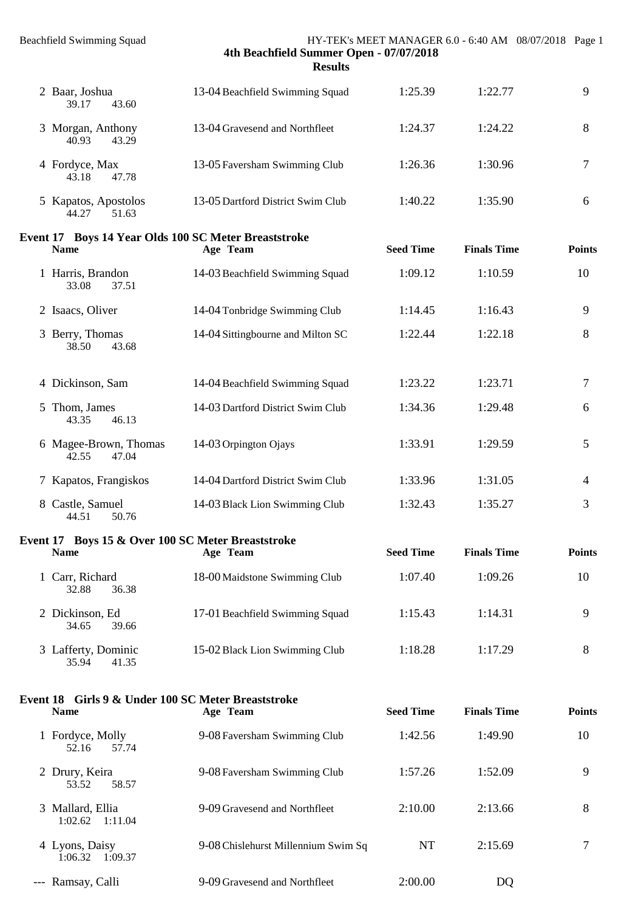| Name | Age Team | Seed Time | Finals Time | Points |
|---|---|---|---|---|
| 2 Baar, Joshua<br>39.17 43.60 | 13-04 Beachfield Swimming Squad | 1:25.39 | 1:22.77 | 9 |
| 3 Morgan, Anthony<br>40.93 43.29 | 13-04 Gravesend and Northfleet | 1:24.37 | 1:24.22 | 8 |
| 4 Fordyce, Max<br>43.18 47.78 | 13-05 Faversham Swimming Club | 1:26.36 | 1:30.96 | 7 |
| 5 Kapatos, Apostolos<br>44.27 51.63 | 13-05 Dartford District Swim Club | 1:40.22 | 1:35.90 | 6 |

## Event 17 Boys 14 Year Olds 100 SC Meter Breaststroke

| Name | Age Team | Seed Time | Finals Time | Points |
|---|---|---|---|---|
| 1 Harris, Brandon<br>33.08 37.51 | 14-03 Beachfield Swimming Squad | 1:09.12 | 1:10.59 | 10 |
| 2 Isaacs, Oliver | 14-04 Tonbridge Swimming Club | 1:14.45 | 1:16.43 | 9 |
| 3 Berry, Thomas<br>38.50 43.68 | 14-04 Sittingbourne and Milton SC | 1:22.44 | 1:22.18 | 8 |
| 4 Dickinson, Sam | 14-04 Beachfield Swimming Squad | 1:23.22 | 1:23.71 | 7 |
| 5 Thom, James<br>43.35 46.13 | 14-03 Dartford District Swim Club | 1:34.36 | 1:29.48 | 6 |
| 6 Magee-Brown, Thomas<br>42.55 47.04 | 14-03 Orpington Ojays | 1:33.91 | 1:29.59 | 5 |
| 7 Kapatos, Frangiskos | 14-04 Dartford District Swim Club | 1:33.96 | 1:31.05 | 4 |
| 8 Castle, Samuel<br>44.51 50.76 | 14-03 Black Lion Swimming Club | 1:32.43 | 1:35.27 | 3 |

## Event 17 Boys 15 & Over 100 SC Meter Breaststroke

| Name | Age Team | Seed Time | Finals Time | Points |
|---|---|---|---|---|
| 1 Carr, Richard<br>32.88 36.38 | 18-00 Maidstone Swimming Club | 1:07.40 | 1:09.26 | 10 |
| 2 Dickinson, Ed<br>34.65 39.66 | 17-01 Beachfield Swimming Squad | 1:15.43 | 1:14.31 | 9 |
| 3 Lafferty, Dominic<br>35.94 41.35 | 15-02 Black Lion Swimming Club | 1:18.28 | 1:17.29 | 8 |

## Event 18 Girls 9 & Under 100 SC Meter Breaststroke

| Name | Age Team | Seed Time | Finals Time | Points |
|---|---|---|---|---|
| 1 Fordyce, Molly<br>52.16 57.74 | 9-08 Faversham Swimming Club | 1:42.56 | 1:49.90 | 10 |
| 2 Drury, Keira<br>53.52 58.57 | 9-08 Faversham Swimming Club | 1:57.26 | 1:52.09 | 9 |
| 3 Mallard, Ellia<br>1:02.62 1:11.04 | 9-09 Gravesend and Northfleet | 2:10.00 | 2:13.66 | 8 |
| 4 Lyons, Daisy<br>1:06.32 1:09.37 | 9-08 Chislehurst Millennium Swim Sq | NT | 2:15.69 | 7 |
| --- Ramsay, Calli | 9-09 Gravesend and Northfleet | 2:00.00 | DQ | |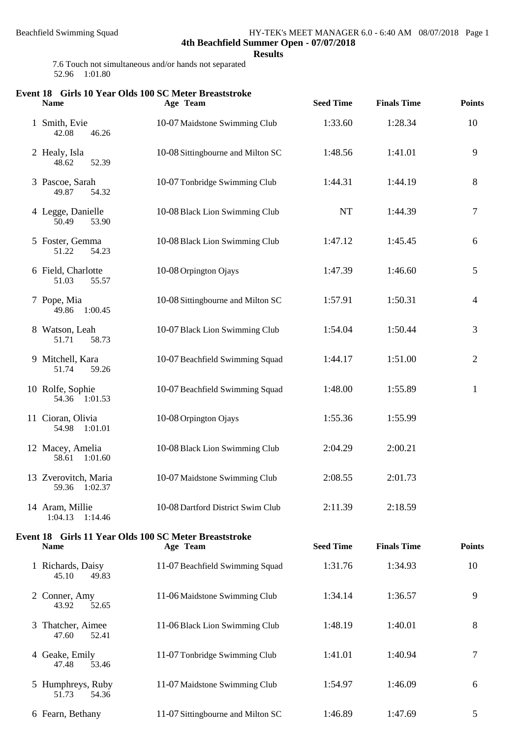**4th Beachfield Summer Open - 07/07/2018**

**Results**

7.6 Touch not simultaneous and/or hands not separated
52.96 1:01.80

### Event 18 Girls 10 Year Olds 100 SC Meter Breaststroke

| Name | Age Team | Seed Time | Finals Time | Points |
|---|---|---|---|---|
| 1 Smith, Evie<br>42.08 46.26 | 10-07 Maidstone Swimming Club | 1:33.60 | 1:28.34 | 10 |
| 2 Healy, Isla<br>48.62 52.39 | 10-08 Sittingbourne and Milton SC | 1:48.56 | 1:41.01 | 9 |
| 3 Pascoe, Sarah<br>49.87 54.32 | 10-07 Tonbridge Swimming Club | 1:44.31 | 1:44.19 | 8 |
| 4 Legge, Danielle<br>50.49 53.90 | 10-08 Black Lion Swimming Club | NT | 1:44.39 | 7 |
| 5 Foster, Gemma<br>51.22 54.23 | 10-08 Black Lion Swimming Club | 1:47.12 | 1:45.45 | 6 |
| 6 Field, Charlotte<br>51.03 55.57 | 10-08 Orpington Ojays | 1:47.39 | 1:46.60 | 5 |
| 7 Pope, Mia<br>49.86 1:00.45 | 10-08 Sittingbourne and Milton SC | 1:57.91 | 1:50.31 | 4 |
| 8 Watson, Leah<br>51.71 58.73 | 10-07 Black Lion Swimming Club | 1:54.04 | 1:50.44 | 3 |
| 9 Mitchell, Kara<br>51.74 59.26 | 10-07 Beachfield Swimming Squad | 1:44.17 | 1:51.00 | 2 |
| 10 Rolfe, Sophie<br>54.36 1:01.53 | 10-07 Beachfield Swimming Squad | 1:48.00 | 1:55.89 | 1 |
| 11 Cioran, Olivia<br>54.98 1:01.01 | 10-08 Orpington Ojays | 1:55.36 | 1:55.99 | |
| 12 Macey, Amelia<br>58.61 1:01.60 | 10-08 Black Lion Swimming Club | 2:04.29 | 2:00.21 | |
| 13 Zverovitch, Maria<br>59.36 1:02.37 | 10-07 Maidstone Swimming Club | 2:08.55 | 2:01.73 | |
| 14 Aram, Millie<br>1:04.13 1:14.46 | 10-08 Dartford District Swim Club | 2:11.39 | 2:18.59 | |

### Event 18 Girls 11 Year Olds 100 SC Meter Breaststroke

| Name | Age Team | Seed Time | Finals Time | Points |
|---|---|---|---|---|
| 1 Richards, Daisy<br>45.10 49.83 | 11-07 Beachfield Swimming Squad | 1:31.76 | 1:34.93 | 10 |
| 2 Conner, Amy<br>43.92 52.65 | 11-06 Maidstone Swimming Club | 1:34.14 | 1:36.57 | 9 |
| 3 Thatcher, Aimee<br>47.60 52.41 | 11-06 Black Lion Swimming Club | 1:48.19 | 1:40.01 | 8 |
| 4 Geake, Emily<br>47.48 53.46 | 11-07 Tonbridge Swimming Club | 1:41.01 | 1:40.94 | 7 |
| 5 Humphreys, Ruby<br>51.73 54.36 | 11-07 Maidstone Swimming Club | 1:54.97 | 1:46.09 | 6 |
| 6 Fearn, Bethany | 11-07 Sittingbourne and Milton SC | 1:46.89 | 1:47.69 | 5 |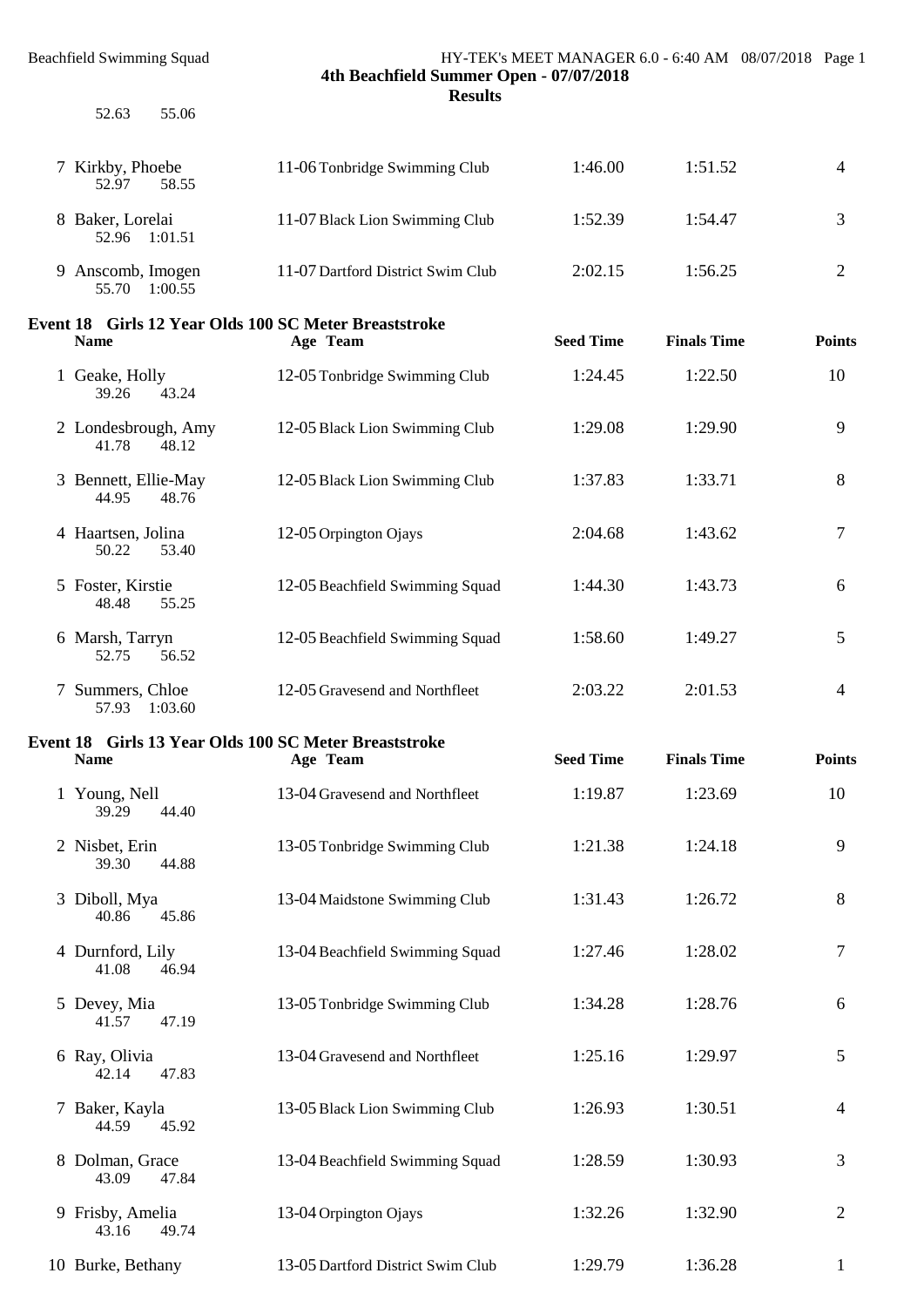52.63 55.06

| | Name | Age | Team | Seed Time | Finals Time | Points |
|---|---|---|---|---|---|---|
| 7 | Kirkby, Phoebe | 11-06 | Tonbridge Swimming Club | 1:46.00 | 1:51.52 | 4 |
| | 52.97 58.55 | | | | | |
| 8 | Baker, Lorelai | 11-07 | Black Lion Swimming Club | 1:52.39 | 1:54.47 | 3 |
| | 52.96 1:01.51 | | | | | |
| 9 | Anscomb, Imogen | 11-07 | Dartford District Swim Club | 2:02.15 | 1:56.25 | 2 |
| | 55.70 1:00.55 | | | | | |

## Event 18 Girls 12 Year Olds 100 SC Meter Breaststroke

| | Name | Age | Team | Seed Time | Finals Time | Points |
|---|---|---|---|---|---|---|
| 1 | Geake, Holly | 12-05 | Tonbridge Swimming Club | 1:24.45 | 1:22.50 | 10 |
| | 39.26 43.24 | | | | | |
| 2 | Londesbrough, Amy | 12-05 | Black Lion Swimming Club | 1:29.08 | 1:29.90 | 9 |
| | 41.78 48.12 | | | | | |
| 3 | Bennett, Ellie-May | 12-05 | Black Lion Swimming Club | 1:37.83 | 1:33.71 | 8 |
| | 44.95 48.76 | | | | | |
| 4 | Haartsen, Jolina | 12-05 | Orpington Ojays | 2:04.68 | 1:43.62 | 7 |
| | 50.22 53.40 | | | | | |
| 5 | Foster, Kirstie | 12-05 | Beachfield Swimming Squad | 1:44.30 | 1:43.73 | 6 |
| | 48.48 55.25 | | | | | |
| 6 | Marsh, Tarryn | 12-05 | Beachfield Swimming Squad | 1:58.60 | 1:49.27 | 5 |
| | 52.75 56.52 | | | | | |
| 7 | Summers, Chloe | 12-05 | Gravesend and Northfleet | 2:03.22 | 2:01.53 | 4 |
| | 57.93 1:03.60 | | | | | |

## Event 18 Girls 13 Year Olds 100 SC Meter Breaststroke

| | Name | Age | Team | Seed Time | Finals Time | Points |
|---|---|---|---|---|---|---|
| 1 | Young, Nell | 13-04 | Gravesend and Northfleet | 1:19.87 | 1:23.69 | 10 |
| | 39.29 44.40 | | | | | |
| 2 | Nisbet, Erin | 13-05 | Tonbridge Swimming Club | 1:21.38 | 1:24.18 | 9 |
| | 39.30 44.88 | | | | | |
| 3 | Diboll, Mya | 13-04 | Maidstone Swimming Club | 1:31.43 | 1:26.72 | 8 |
| | 40.86 45.86 | | | | | |
| 4 | Durnford, Lily | 13-04 | Beachfield Swimming Squad | 1:27.46 | 1:28.02 | 7 |
| | 41.08 46.94 | | | | | |
| 5 | Devey, Mia | 13-05 | Tonbridge Swimming Club | 1:34.28 | 1:28.76 | 6 |
| | 41.57 47.19 | | | | | |
| 6 | Ray, Olivia | 13-04 | Gravesend and Northfleet | 1:25.16 | 1:29.97 | 5 |
| | 42.14 47.83 | | | | | |
| 7 | Baker, Kayla | 13-05 | Black Lion Swimming Club | 1:26.93 | 1:30.51 | 4 |
| | 44.59 45.92 | | | | | |
| 8 | Dolman, Grace | 13-04 | Beachfield Swimming Squad | 1:28.59 | 1:30.93 | 3 |
| | 43.09 47.84 | | | | | |
| 9 | Frisby, Amelia | 13-04 | Orpington Ojays | 1:32.26 | 1:32.90 | 2 |
| | 43.16 49.74 | | | | | |
| 10 | Burke, Bethany | 13-05 | Dartford District Swim Club | 1:29.79 | 1:36.28 | 1 |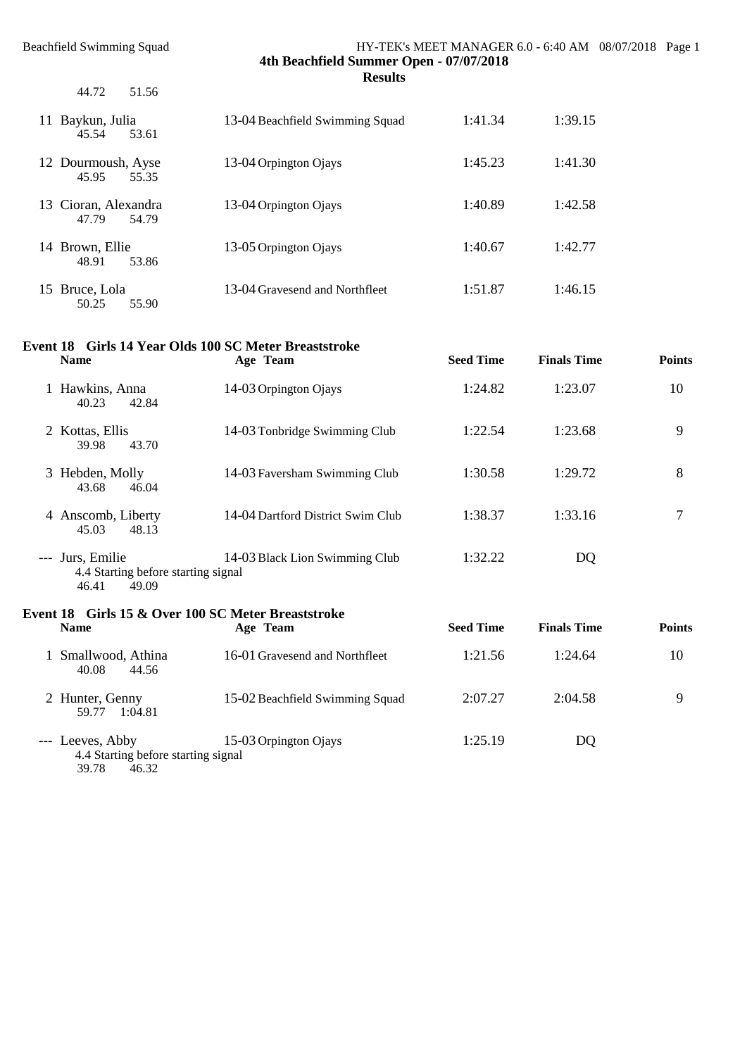44.72 51.56

| | | | | | |
|---|---|---|---|---|---|
| 11 | Baykun, Julia | 13-04 Beachfield Swimming Squad | 1:41.34 | 1:39.15 | |
| | 45.54 53.61 | | | | |
| 12 | Dourmoush, Ayse | 13-04 Orpington Ojays | 1:45.23 | 1:41.30 | |
| | 45.95 55.35 | | | | |
| 13 | Cioran, Alexandra | 13-04 Orpington Ojays | 1:40.89 | 1:42.58 | |
| | 47.79 54.79 | | | | |
| 14 | Brown, Ellie | 13-05 Orpington Ojays | 1:40.67 | 1:42.77 | |
| | 48.91 53.86 | | | | |
| 15 | Bruce, Lola | 13-04 Gravesend and Northfleet | 1:51.87 | 1:46.15 | |
| | 50.25 55.90 | | | | |

## Event 18 Girls 14 Year Olds 100 SC Meter Breaststroke

| | Name | Age Team | Seed Time | Finals Time | Points |
|---|---|---|---|---|---|
| 1 | Hawkins, Anna | 14-03 Orpington Ojays | 1:24.82 | 1:23.07 | 10 |
| | 40.23 42.84 | | | | |
| 2 | Kottas, Ellis | 14-03 Tonbridge Swimming Club | 1:22.54 | 1:23.68 | 9 |
| | 39.98 43.70 | | | | |
| 3 | Hebden, Molly | 14-03 Faversham Swimming Club | 1:30.58 | 1:29.72 | 8 |
| | 43.68 46.04 | | | | |
| 4 | Anscomb, Liberty | 14-04 Dartford District Swim Club | 1:38.37 | 1:33.16 | 7 |
| | 45.03 48.13 | | | | |
| --- | Jurs, Emilie | 14-03 Black Lion Swimming Club | 1:32.22 | DQ | |
| | 4.4 Starting before starting signal | | | | |
| | 46.41 49.09 | | | | |

## Event 18 Girls 15 & Over 100 SC Meter Breaststroke

| | Name | Age Team | Seed Time | Finals Time | Points |
|---|---|---|---|---|---|
| 1 | Smallwood, Athina | 16-01 Gravesend and Northfleet | 1:21.56 | 1:24.64 | 10 |
| | 40.08 44.56 | | | | |
| 2 | Hunter, Genny | 15-02 Beachfield Swimming Squad | 2:07.27 | 2:04.58 | 9 |
| | 59.77 1:04.81 | | | | |
| --- | Leeves, Abby | 15-03 Orpington Ojays | 1:25.19 | DQ | |
| | 4.4 Starting before starting signal | | | | |
| | 39.78 46.32 | | | | |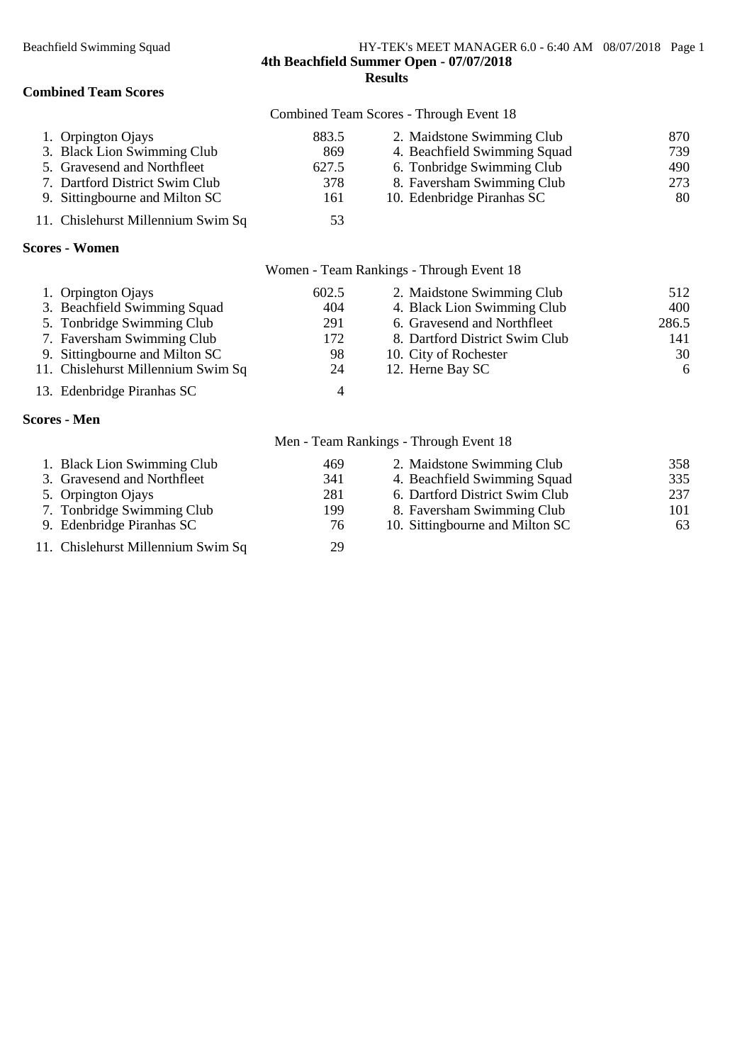## 4th Beachfield Summer Open - 07/07/2018

### Results

### Combined Team Scores

Combined Team Scores - Through Event 18

| | | | |
|---|---|---|---|
| 1. Orpington Ojays | 883.5 | 2. Maidstone Swimming Club | 870 |
| 3. Black Lion Swimming Club | 869 | 4. Beachfield Swimming Squad | 739 |
| 5. Gravesend and Northfleet | 627.5 | 6. Tonbridge Swimming Club | 490 |
| 7. Dartford District Swim Club | 378 | 8. Faversham Swimming Club | 273 |
| 9. Sittingbourne and Milton SC | 161 | 10. Edenbridge Piranhas SC | 80 |
| 11. Chislehurst Millennium Swim Sq | 53 | | |

### Scores - Women

Women - Team Rankings - Through Event 18

| | | | |
|---|---|---|---|
| 1. Orpington Ojays | 602.5 | 2. Maidstone Swimming Club | 512 |
| 3. Beachfield Swimming Squad | 404 | 4. Black Lion Swimming Club | 400 |
| 5. Tonbridge Swimming Club | 291 | 6. Gravesend and Northfleet | 286.5 |
| 7. Faversham Swimming Club | 172 | 8. Dartford District Swim Club | 141 |
| 9. Sittingbourne and Milton SC | 98 | 10. City of Rochester | 30 |
| 11. Chislehurst Millennium Swim Sq | 24 | 12. Herne Bay SC | 6 |
| 13. Edenbridge Piranhas SC | 4 | | |

### Scores - Men

Men - Team Rankings - Through Event 18

| | | | |
|---|---|---|---|
| 1. Black Lion Swimming Club | 469 | 2. Maidstone Swimming Club | 358 |
| 3. Gravesend and Northfleet | 341 | 4. Beachfield Swimming Squad | 335 |
| 5. Orpington Ojays | 281 | 6. Dartford District Swim Club | 237 |
| 7. Tonbridge Swimming Club | 199 | 8. Faversham Swimming Club | 101 |
| 9. Edenbridge Piranhas SC | 76 | 10. Sittingbourne and Milton SC | 63 |
| 11. Chislehurst Millennium Swim Sq | 29 | | |